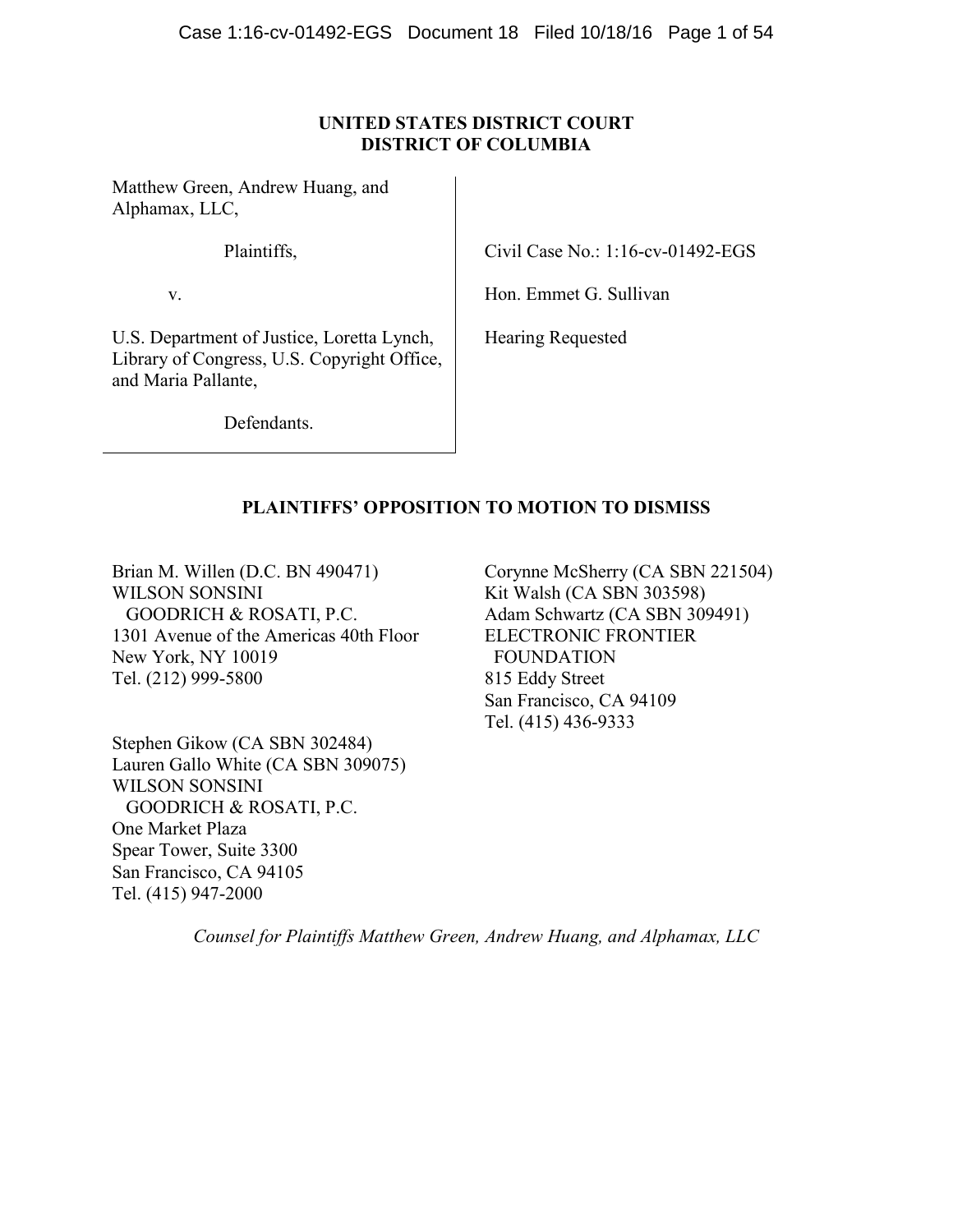**UNITED STATES DISTRICT COURT**
**DISTRICT OF COLUMBIA**

Matthew Green, Andrew Huang, and Alphamax, LLC,

Plaintiffs,

v.

U.S. Department of Justice, Loretta Lynch, Library of Congress, U.S. Copyright Office, and Maria Pallante,

Defendants.

Civil Case No.: 1:16-cv-01492-EGS

Hon. Emmet G. Sullivan

Hearing Requested

## PLAINTIFFS' OPPOSITION TO MOTION TO DISMISS

Brian M. Willen (D.C. BN 490471)
WILSON SONSINI
GOODRICH & ROSATI, P.C.
1301 Avenue of the Americas 40th Floor
New York, NY 10019
Tel. (212) 999-5800

Stephen Gikow (CA SBN 302484)
Lauren Gallo White (CA SBN 309075)
WILSON SONSINI
GOODRICH & ROSATI, P.C.
One Market Plaza
Spear Tower, Suite 3300
San Francisco, CA 94105
Tel. (415) 947-2000

Corynne McSherry (CA SBN 221504)
Kit Walsh (CA SBN 303598)
Adam Schwartz (CA SBN 309491)
ELECTRONIC FRONTIER
FOUNDATION
815 Eddy Street
San Francisco, CA 94109
Tel. (415) 436-9333

*Counsel for Plaintiffs Matthew Green, Andrew Huang, and Alphamax, LLC*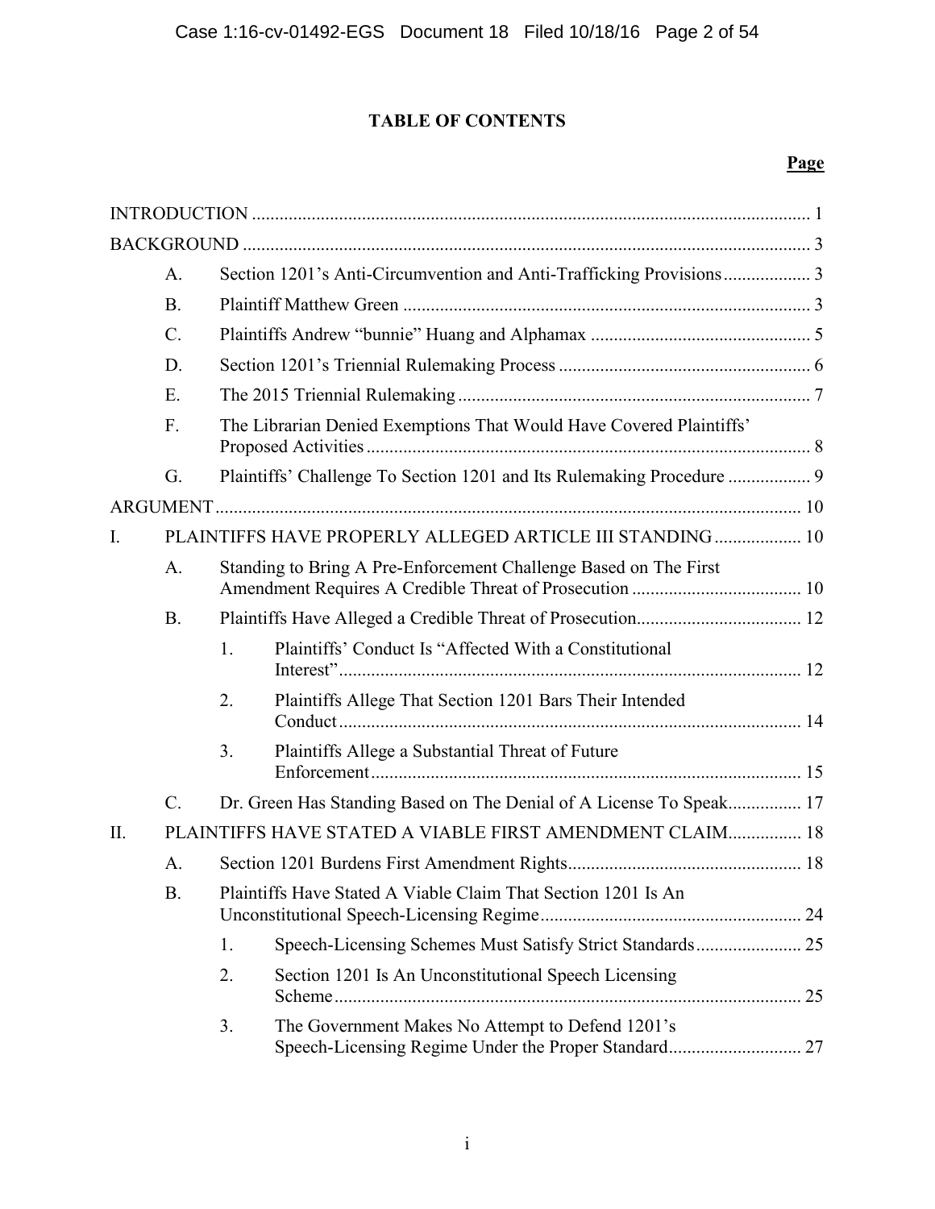# TABLE OF CONTENTS

**Page**

INTRODUCTION ........................................................................................................................ 1

BACKGROUND ........................................................................................................................ 3

- A. Section 1201's Anti-Circumvention and Anti-Trafficking Provisions .................. 3
- B. Plaintiff Matthew Green ........................................................................................ 3
- C. Plaintiffs Andrew "bunnie" Huang and Alphamax ............................................... 5
- D. Section 1201's Triennial Rulemaking Process ...................................................... 6
- E. The 2015 Triennial Rulemaking ............................................................................ 7
- F. The Librarian Denied Exemptions That Would Have Covered Plaintiffs' Proposed Activities ................................................................................................ 8
- G. Plaintiffs' Challenge To Section 1201 and Its Rulemaking Procedure .................. 9

ARGUMENT .............................................................................................................................. 10

I. PLAINTIFFS HAVE PROPERLY ALLEGED ARTICLE III STANDING ................... 10

- A. Standing to Bring A Pre-Enforcement Challenge Based on The First Amendment Requires A Credible Threat of Prosecution ..................................... 10
- B. Plaintiffs Have Alleged a Credible Threat of Prosecution.................................... 12
  1. Plaintiffs' Conduct Is "Affected With a Constitutional Interest" .................................................................................................... 12
  2. Plaintiffs Allege That Section 1201 Bars Their Intended Conduct ..................................................................................................... 14
  3. Plaintiffs Allege a Substantial Threat of Future Enforcement .............................................................................................. 15
- C. Dr. Green Has Standing Based on The Denial of A License To Speak................ 17

II. PLAINTIFFS HAVE STATED A VIABLE FIRST AMENDMENT CLAIM................ 18

- A. Section 1201 Burdens First Amendment Rights................................................... 18
- B. Plaintiffs Have Stated A Viable Claim That Section 1201 Is An Unconstitutional Speech-Licensing Regime......................................................... 24
  1. Speech-Licensing Schemes Must Satisfy Strict Standards....................... 25
  2. Section 1201 Is An Unconstitutional Speech Licensing Scheme ...................................................................................................... 25
  3. The Government Makes No Attempt to Defend 1201's Speech-Licensing Regime Under the Proper Standard............................. 27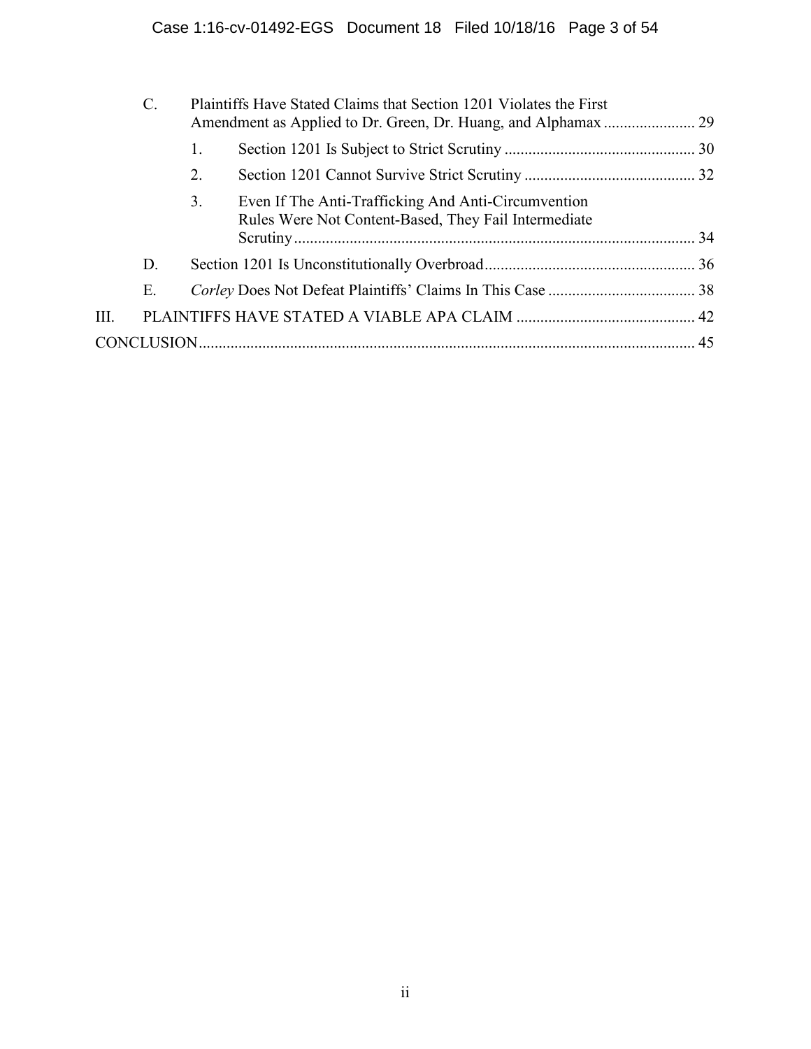C. Plaintiffs Have Stated Claims that Section 1201 Violates the First Amendment as Applied to Dr. Green, Dr. Huang, and Alphamax ....................... 29

1. Section 1201 Is Subject to Strict Scrutiny ................................................ 30

2. Section 1201 Cannot Survive Strict Scrutiny ........................................... 32

3. Even If The Anti-Trafficking And Anti-Circumvention Rules Were Not Content-Based, They Fail Intermediate Scrutiny ..................................................................................................... 34

D. Section 1201 Is Unconstitutionally Overbroad..................................................... 36

E. *Corley* Does Not Defeat Plaintiffs' Claims In This Case ..................................... 38

III. PLAINTIFFS HAVE STATED A VIABLE APA CLAIM ............................................. 42

CONCLUSION............................................................................................................................ 45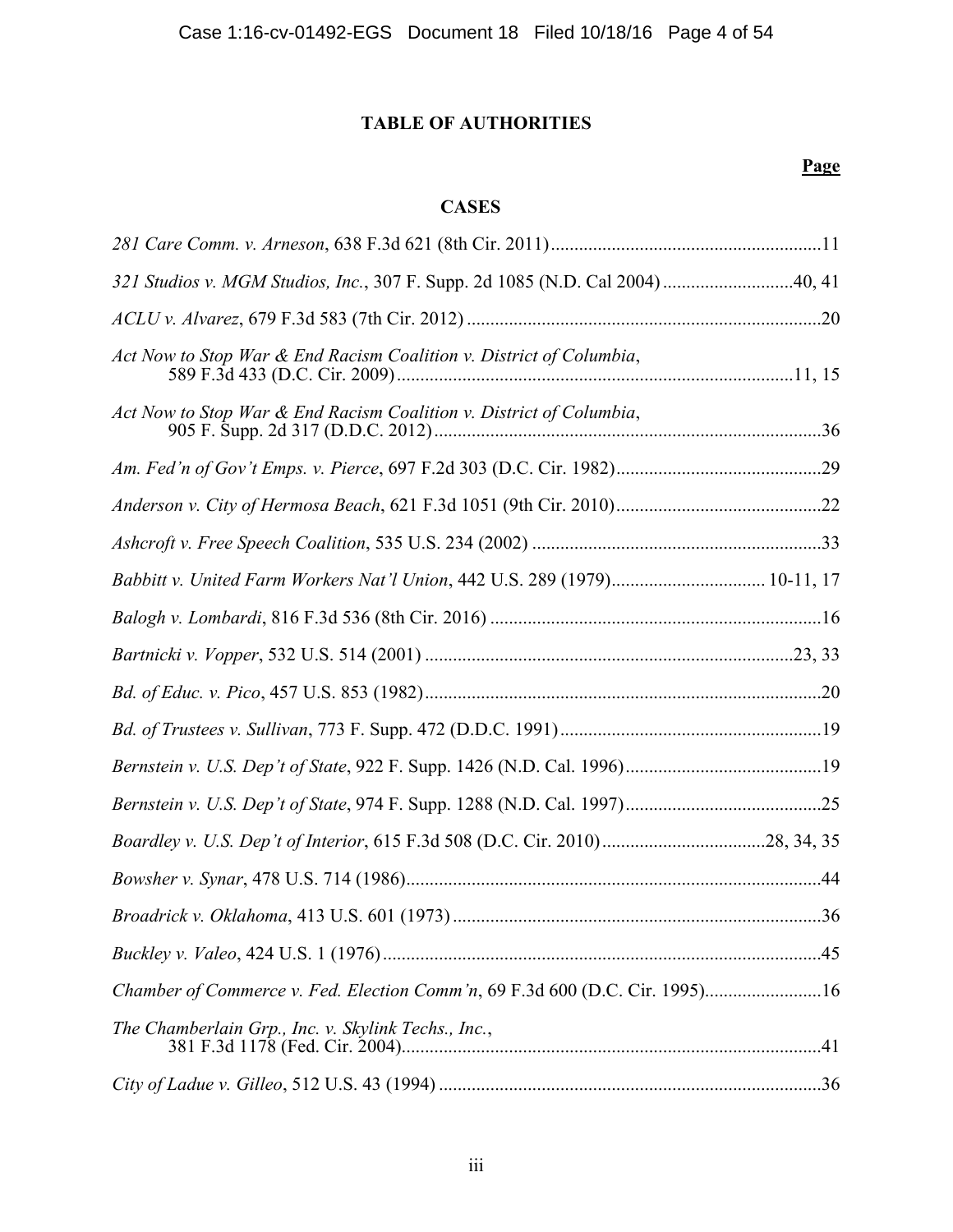# TABLE OF AUTHORITIES

**Page**

## CASES

*281 Care Comm. v. Arneson*, 638 F.3d 621 (8th Cir. 2011) ..........11

*321 Studios v. MGM Studios, Inc.*, 307 F. Supp. 2d 1085 (N.D. Cal 2004) ..........40, 41

*ACLU v. Alvarez*, 679 F.3d 583 (7th Cir. 2012) ..........20

*Act Now to Stop War & End Racism Coalition v. District of Columbia*, 589 F.3d 433 (D.C. Cir. 2009) ..........11, 15

*Act Now to Stop War & End Racism Coalition v. District of Columbia*, 905 F. Supp. 2d 317 (D.D.C. 2012) ..........36

*Am. Fed'n of Gov't Emps. v. Pierce*, 697 F.2d 303 (D.C. Cir. 1982) ..........29

*Anderson v. City of Hermosa Beach*, 621 F.3d 1051 (9th Cir. 2010) ..........22

*Ashcroft v. Free Speech Coalition*, 535 U.S. 234 (2002) ..........33

*Babbitt v. United Farm Workers Nat'l Union*, 442 U.S. 289 (1979) .......... 10-11, 17

*Balogh v. Lombardi*, 816 F.3d 536 (8th Cir. 2016) ..........16

*Bartnicki v. Vopper*, 532 U.S. 514 (2001) ..........23, 33

*Bd. of Educ. v. Pico*, 457 U.S. 853 (1982) ..........20

*Bd. of Trustees v. Sullivan*, 773 F. Supp. 472 (D.D.C. 1991) ..........19

*Bernstein v. U.S. Dep't of State*, 922 F. Supp. 1426 (N.D. Cal. 1996) ..........19

*Bernstein v. U.S. Dep't of State*, 974 F. Supp. 1288 (N.D. Cal. 1997) ..........25

*Boardley v. U.S. Dep't of Interior*, 615 F.3d 508 (D.C. Cir. 2010) ..........28, 34, 35

*Bowsher v. Synar*, 478 U.S. 714 (1986) ..........44

*Broadrick v. Oklahoma*, 413 U.S. 601 (1973) ..........36

*Buckley v. Valeo*, 424 U.S. 1 (1976) ..........45

*Chamber of Commerce v. Fed. Election Comm'n*, 69 F.3d 600 (D.C. Cir. 1995) ..........16

*The Chamberlain Grp., Inc. v. Skylink Techs., Inc.*, 381 F.3d 1178 (Fed. Cir. 2004) ..........41

*City of Ladue v. Gilleo*, 512 U.S. 43 (1994) ..........36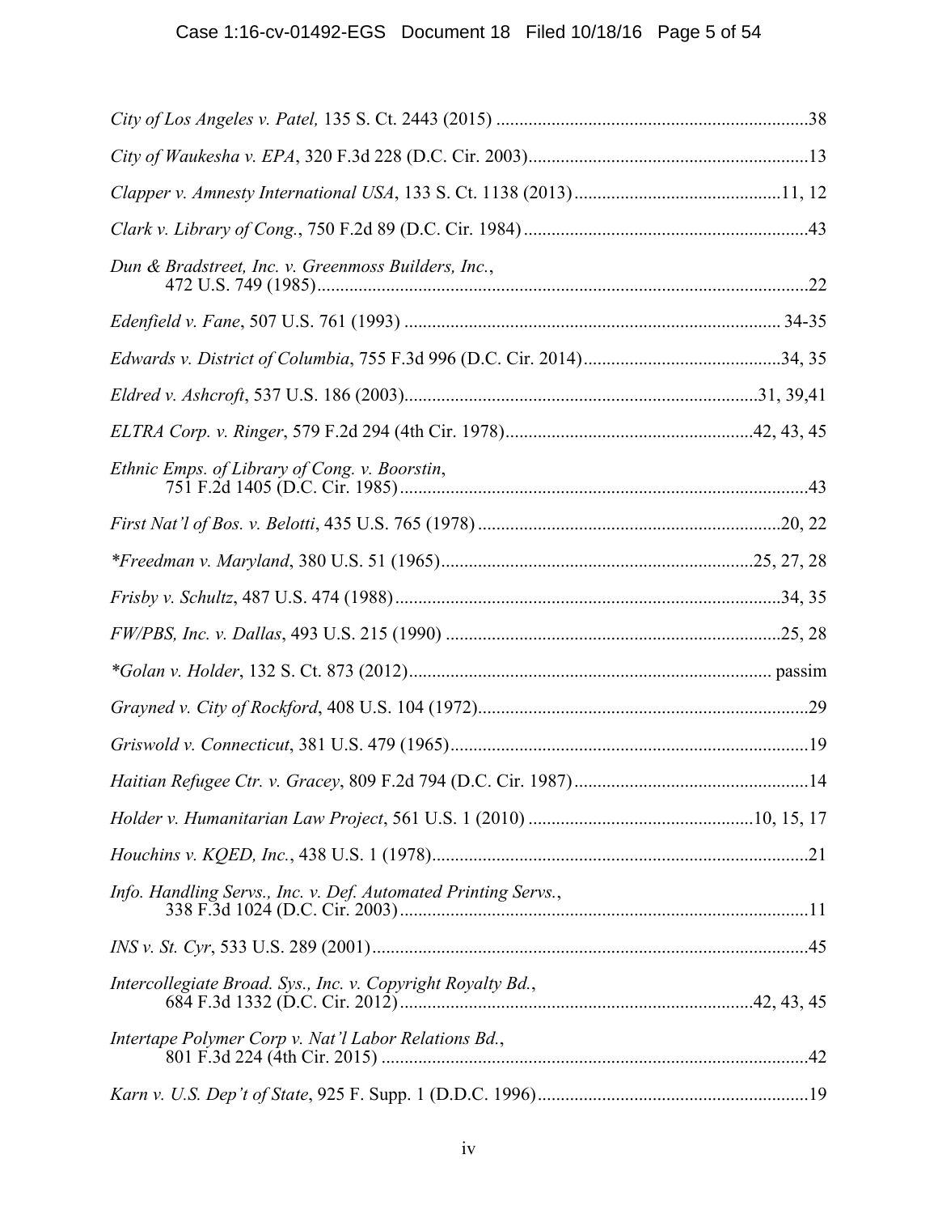*City of Los Angeles v. Patel,* 135 S. Ct. 2443 (2015) ....................................................................38

*City of Waukesha v. EPA*, 320 F.3d 228 (D.C. Cir. 2003).............................................................13

*Clapper v. Amnesty International USA*, 133 S. Ct. 1138 (2013).............................................11, 12

*Clark v. Library of Cong.*, 750 F.2d 89 (D.C. Cir. 1984)..............................................................43

*Dun & Bradstreet, Inc. v. Greenmoss Builders, Inc.*,
472 U.S. 749 (1985)..........................................................................................................22

*Edenfield v. Fane*, 507 U.S. 761 (1993) ................................................................................. 34-35

*Edwards v. District of Columbia*, 755 F.3d 996 (D.C. Cir. 2014)...........................................34, 35

*Eldred v. Ashcroft*, 537 U.S. 186 (2003)............................................................................31, 39,41

*ELTRA Corp. v. Ringer*, 579 F.2d 294 (4th Cir. 1978)......................................................42, 43, 45

*Ethnic Emps. of Library of Cong. v. Boorstin*,
751 F.2d 1405 (D.C. Cir. 1985).........................................................................................43

*First Nat'l of Bos. v. Belotti*, 435 U.S. 765 (1978)..................................................................20, 22

**Freedman v. Maryland*, 380 U.S. 51 (1965)....................................................................25, 27, 28

*Frisby v. Schultz*, 487 U.S. 474 (1988)...................................................................................34, 35

*FW/PBS, Inc. v. Dallas*, 493 U.S. 215 (1990) .........................................................................25, 28

**Golan v. Holder*, 132 S. Ct. 873 (2012)............................................................................... passim

*Grayned v. City of Rockford*, 408 U.S. 104 (1972)........................................................................29

*Griswold v. Connecticut*, 381 U.S. 479 (1965).............................................................................19

*Haitian Refugee Ctr. v. Gracey*, 809 F.2d 794 (D.C. Cir. 1987)...................................................14

*Holder v. Humanitarian Law Project*, 561 U.S. 1 (2010) .................................................10, 15, 17

*Houchins v. KQED, Inc.*, 438 U.S. 1 (1978)..................................................................................21

*Info. Handling Servs., Inc. v. Def. Automated Printing Servs.*,
338 F.3d 1024 (D.C. Cir. 2003).........................................................................................11

*INS v. St. Cyr*, 533 U.S. 289 (2001)...............................................................................................45

*Intercollegiate Broad. Sys., Inc. v. Copyright Royalty Bd.*,
684 F.3d 1332 (D.C. Cir. 2012)............................................................................42, 43, 45

*Intertape Polymer Corp v. Nat'l Labor Relations Bd.*,
801 F.3d 224 (4th Cir. 2015) .............................................................................................42

*Karn v. U.S. Dep't of State*, 925 F. Supp. 1 (D.D.C. 1996)...........................................................19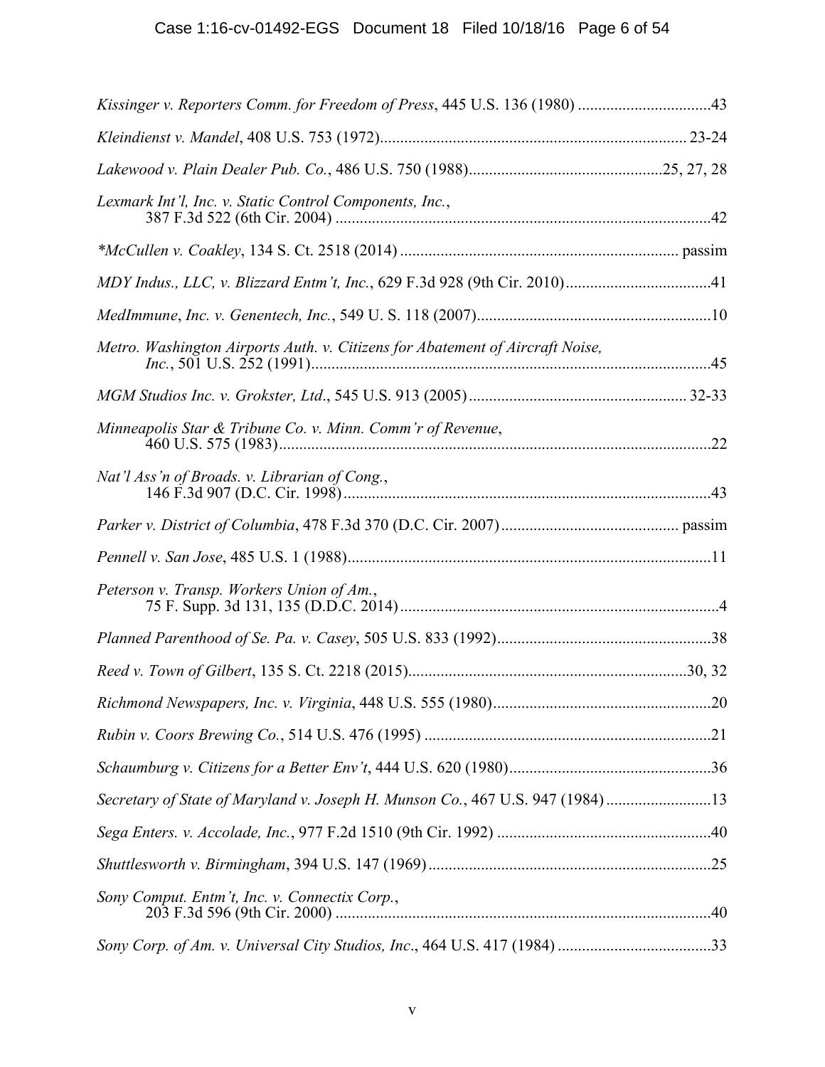*Kissinger v. Reporters Comm. for Freedom of Press*, 445 U.S. 136 (1980) ....................................43

*Kleindienst v. Mandel*, 408 U.S. 753 (1972)........................................................................... 23-24

*Lakewood v. Plain Dealer Pub. Co.*, 486 U.S. 750 (1988)...............................................25, 27, 28

*Lexmark Int'l, Inc. v. Static Control Components, Inc.*, 387 F.3d 522 (6th Cir. 2004) ............................................................................................42

*\*McCullen v. Coakley*, 134 S. Ct. 2518 (2014) .................................................................... passim

*MDY Indus., LLC, v. Blizzard Entm't, Inc.*, 629 F.3d 928 (9th Cir. 2010)...................................41

*MedImmune*, *Inc. v. Genentech, Inc.*, 549 U. S. 118 (2007).........................................................10

*Metro. Washington Airports Auth. v. Citizens for Abatement of Aircraft Noise, Inc.*, 501 U.S. 252 (1991)..................................................................................................45

*MGM Studios Inc. v. Grokster, Ltd*., 545 U.S. 913 (2005)...................................................... 32-33

*Minneapolis Star & Tribune Co. v. Minn. Comm'r of Revenue*, 460 U.S. 575 (1983)..........................................................................................................22

*Nat'l Ass'n of Broads. v. Librarian of Cong.*, 146 F.3d 907 (D.C. Cir. 1998)..........................................................................................43

*Parker v. District of Columbia*, 478 F.3d 370 (D.C. Cir. 2007)........................................... passim

*Pennell v. San Jose*, 485 U.S. 1 (1988).........................................................................................11

*Peterson v. Transp. Workers Union of Am.*, 75 F. Supp. 3d 131, 135 (D.D.C. 2014)..............................................................................4

*Planned Parenthood of Se. Pa. v. Casey*, 505 U.S. 833 (1992)....................................................38

*Reed v. Town of Gilbert*, 135 S. Ct. 2218 (2015)....................................................................30, 32

*Richmond Newspapers, Inc. v. Virginia*, 448 U.S. 555 (1980)......................................................20

*Rubin v. Coors Brewing Co.*, 514 U.S. 476 (1995) ......................................................................21

*Schaumburg v. Citizens for a Better Env't*, 444 U.S. 620 (1980).................................................36

*Secretary of State of Maryland v. Joseph H. Munson Co.*, 467 U.S. 947 (1984)..........................13

*Sega Enters. v. Accolade, Inc.*, 977 F.2d 1510 (9th Cir. 1992) ....................................................40

*Shuttlesworth v. Birmingham*, 394 U.S. 147 (1969).....................................................................25

*Sony Comput. Entm't, Inc. v. Connectix Corp.*, 203 F.3d 596 (9th Cir. 2000) ............................................................................................40

*Sony Corp. of Am. v. Universal City Studios, Inc*., 464 U.S. 417 (1984) ......................................33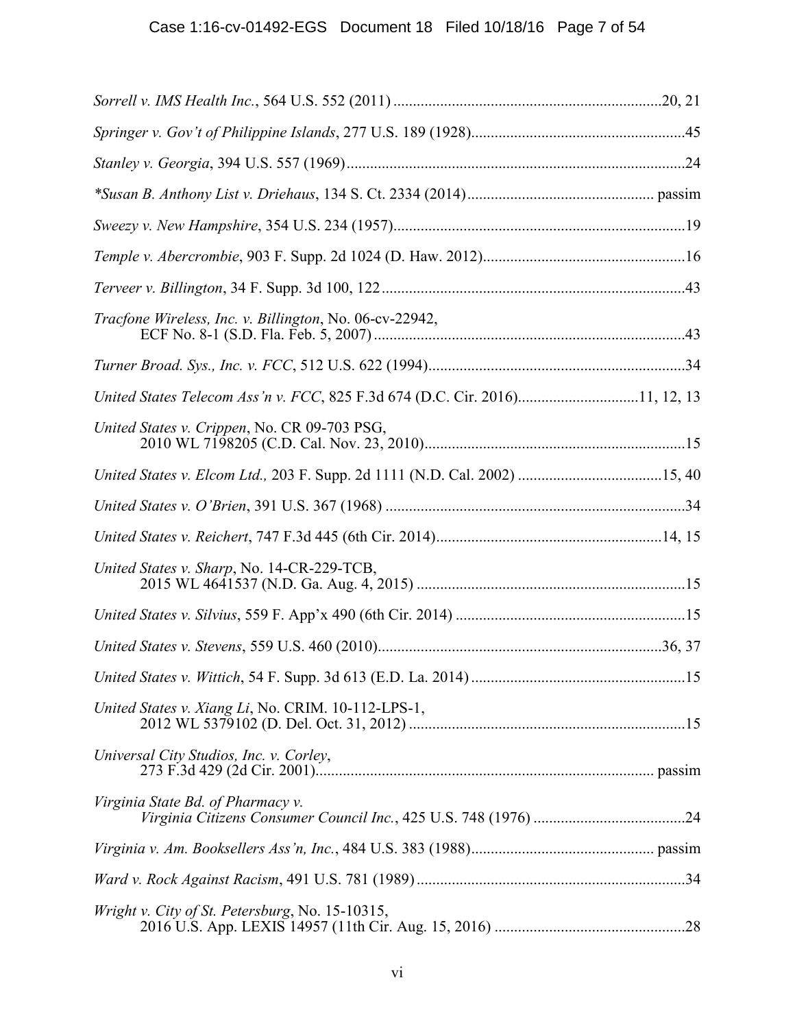*Sorrell v. IMS Health Inc.*, 564 U.S. 552 (2011) ....................................................................20, 21

*Springer v. Gov't of Philippine Islands*, 277 U.S. 189 (1928).......................................................45

*Stanley v. Georgia*, 394 U.S. 557 (1969).......................................................................................24

*\*Susan B. Anthony List v. Driehaus*, 134 S. Ct. 2334 (2014)................................................ passim

*Sweezy v. New Hampshire*, 354 U.S. 234 (1957)...........................................................................19

*Temple v. Abercrombie*, 903 F. Supp. 2d 1024 (D. Haw. 2012)....................................................16

*Terveer v. Billington*, 34 F. Supp. 3d 100, 122..............................................................................43

*Tracfone Wireless, Inc. v. Billington*, No. 06-cv-22942,
ECF No. 8-1 (S.D. Fla. Feb. 5, 2007)................................................................................43

*Turner Broad. Sys., Inc. v. FCC*, 512 U.S. 622 (1994)..................................................................34

*United States Telecom Ass'n v. FCC*, 825 F.3d 674 (D.C. Cir. 2016)...............................11, 12, 13

*United States v. Crippen*, No. CR 09-703 PSG,
2010 WL 7198205 (C.D. Cal. Nov. 23, 2010)...................................................................15

*United States v. Elcom Ltd.,* 203 F. Supp. 2d 1111 (N.D. Cal. 2002) .....................................15, 40

*United States v. O'Brien*, 391 U.S. 367 (1968) ............................................................................34

*United States v. Reichert*, 747 F.3d 445 (6th Cir. 2014)..........................................................14, 15

*United States v. Sharp*, No. 14-CR-229-TCB,
2015 WL 4641537 (N.D. Ga. Aug. 4, 2015) ....................................................................15

*United States v. Silvius*, 559 F. App'x 490 (6th Cir. 2014) ...........................................................15

*United States v. Stevens*, 559 U.S. 460 (2010).........................................................................36, 37

*United States v. Wittich*, 54 F. Supp. 3d 613 (E.D. La. 2014).......................................................15

*United States v. Xiang Li*, No. CRIM. 10-112-LPS-1,
2012 WL 5379102 (D. Del. Oct. 31, 2012).......................................................................15

*Universal City Studios, Inc. v. Corley*,
273 F.3d 429 (2d Cir. 2001)....................................................................................... passim

*Virginia State Bd. of Pharmacy v.*
*Virginia Citizens Consumer Council Inc.*, 425 U.S. 748 (1976) .......................................24

*Virginia v. Am. Booksellers Ass'n, Inc.*, 484 U.S. 383 (1988)............................................... passim

*Ward v. Rock Against Racism*, 491 U.S. 781 (1989).....................................................................34

*Wright v. City of St. Petersburg*, No. 15-10315,
2016 U.S. App. LEXIS 14957 (11th Cir. Aug. 15, 2016) .................................................28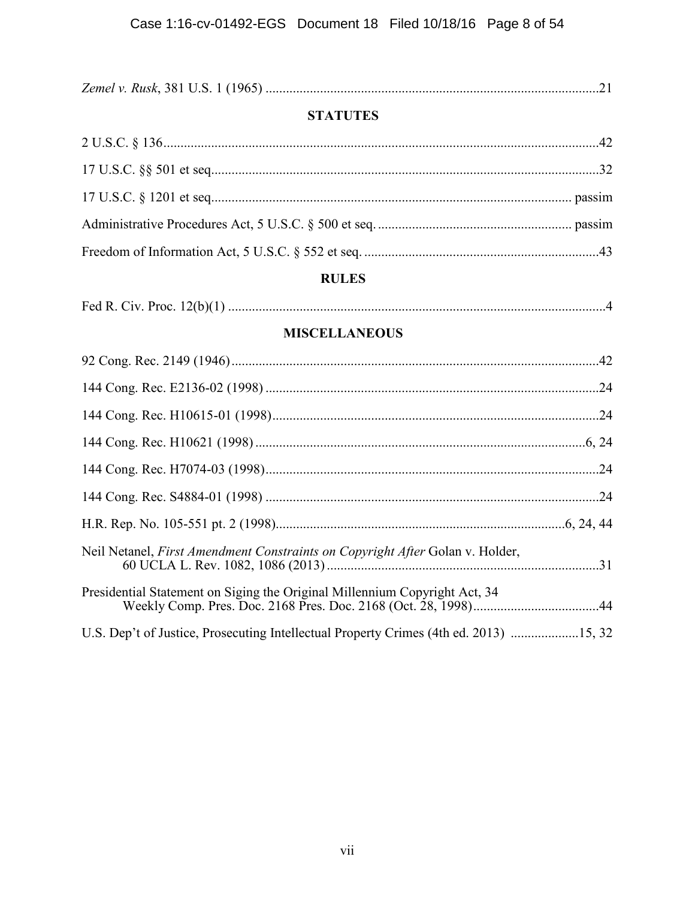*Zemel v. Rusk*, 381 U.S. 1 (1965) ....................................................................................................21

## STATUTES

2 U.S.C. § 136....................................................................................................................................42

17 U.S.C. §§ 501 et seq.....................................................................................................................32

17 U.S.C. § 1201 et seq.............................................................................................................. passim

Administrative Procedures Act, 5 U.S.C. § 500 et seq. ......................................................... passim

Freedom of Information Act, 5 U.S.C. § 552 et seq. .....................................................................43

## RULES

Fed R. Civ. Proc. 12(b)(1) ...............................................................................................................4

## MISCELLANEOUS

92 Cong. Rec. 2149 (1946)..............................................................................................................42

144 Cong. Rec. E2136-02 (1998) ...................................................................................................24

144 Cong. Rec. H10615-01 (1998)..................................................................................................24

144 Cong. Rec. H10621 (1998) ...................................................................................................6, 24

144 Cong. Rec. H7074-03 (1998)....................................................................................................24

144 Cong. Rec. S4884-01 (1998) ...................................................................................................24

H.R. Rep. No. 105-551 pt. 2 (1998)....................................................................................6, 24, 44

Neil Netanel, *First Amendment Constraints on Copyright After* Golan v. Holder, 60 UCLA L. Rev. 1082, 1086 (2013) .................................................................................31

Presidential Statement on Siging the Original Millennium Copyright Act, 34 Weekly Comp. Pres. Doc. 2168 Pres. Doc. 2168 (Oct. 28, 1998).....................................44

U.S. Dep't of Justice, Prosecuting Intellectual Property Crimes (4th ed. 2013) ....................15, 32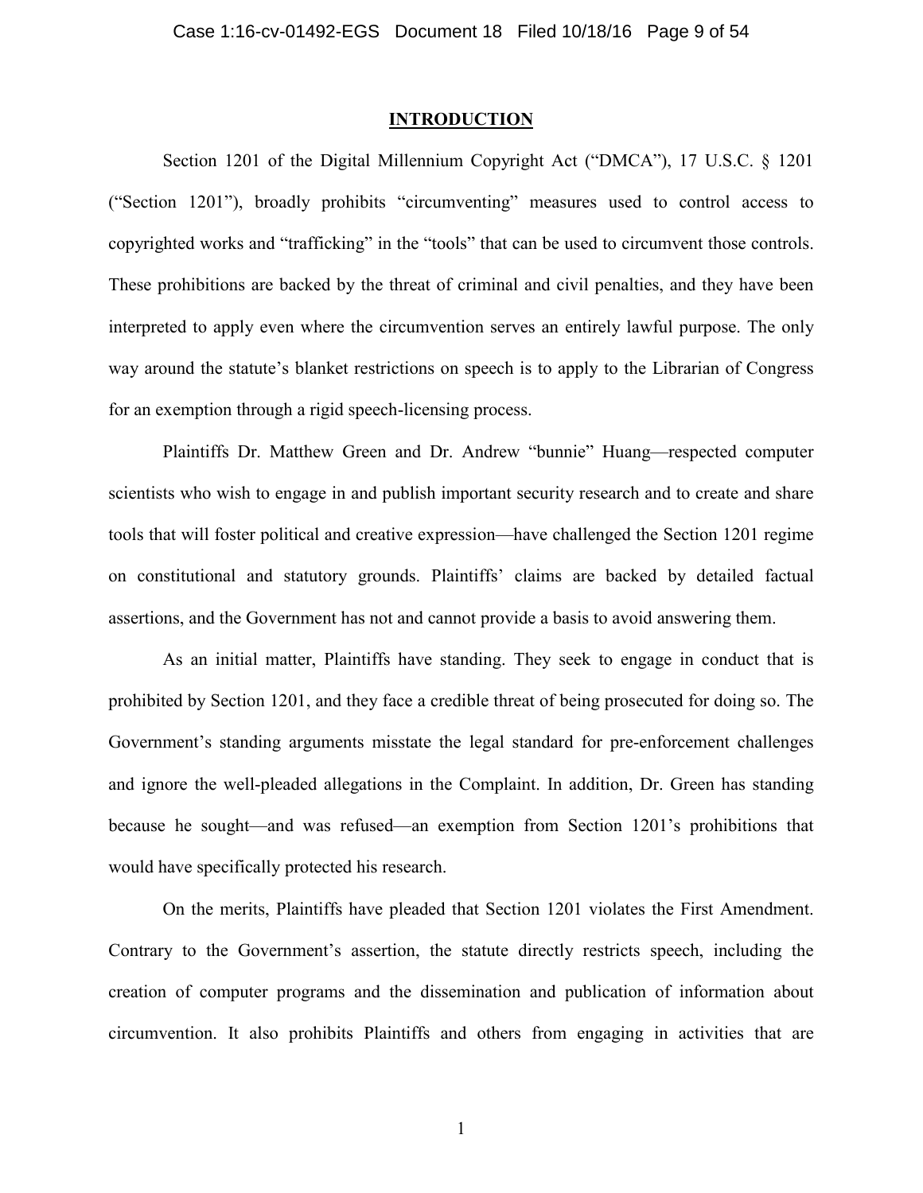## INTRODUCTION

Section 1201 of the Digital Millennium Copyright Act ("DMCA"), 17 U.S.C. § 1201 ("Section 1201"), broadly prohibits "circumventing" measures used to control access to copyrighted works and "trafficking" in the "tools" that can be used to circumvent those controls. These prohibitions are backed by the threat of criminal and civil penalties, and they have been interpreted to apply even where the circumvention serves an entirely lawful purpose. The only way around the statute's blanket restrictions on speech is to apply to the Librarian of Congress for an exemption through a rigid speech-licensing process.

Plaintiffs Dr. Matthew Green and Dr. Andrew "bunnie" Huang—respected computer scientists who wish to engage in and publish important security research and to create and share tools that will foster political and creative expression—have challenged the Section 1201 regime on constitutional and statutory grounds. Plaintiffs' claims are backed by detailed factual assertions, and the Government has not and cannot provide a basis to avoid answering them.

As an initial matter, Plaintiffs have standing. They seek to engage in conduct that is prohibited by Section 1201, and they face a credible threat of being prosecuted for doing so. The Government's standing arguments misstate the legal standard for pre-enforcement challenges and ignore the well-pleaded allegations in the Complaint. In addition, Dr. Green has standing because he sought—and was refused—an exemption from Section 1201's prohibitions that would have specifically protected his research.

On the merits, Plaintiffs have pleaded that Section 1201 violates the First Amendment. Contrary to the Government's assertion, the statute directly restricts speech, including the creation of computer programs and the dissemination and publication of information about circumvention. It also prohibits Plaintiffs and others from engaging in activities that are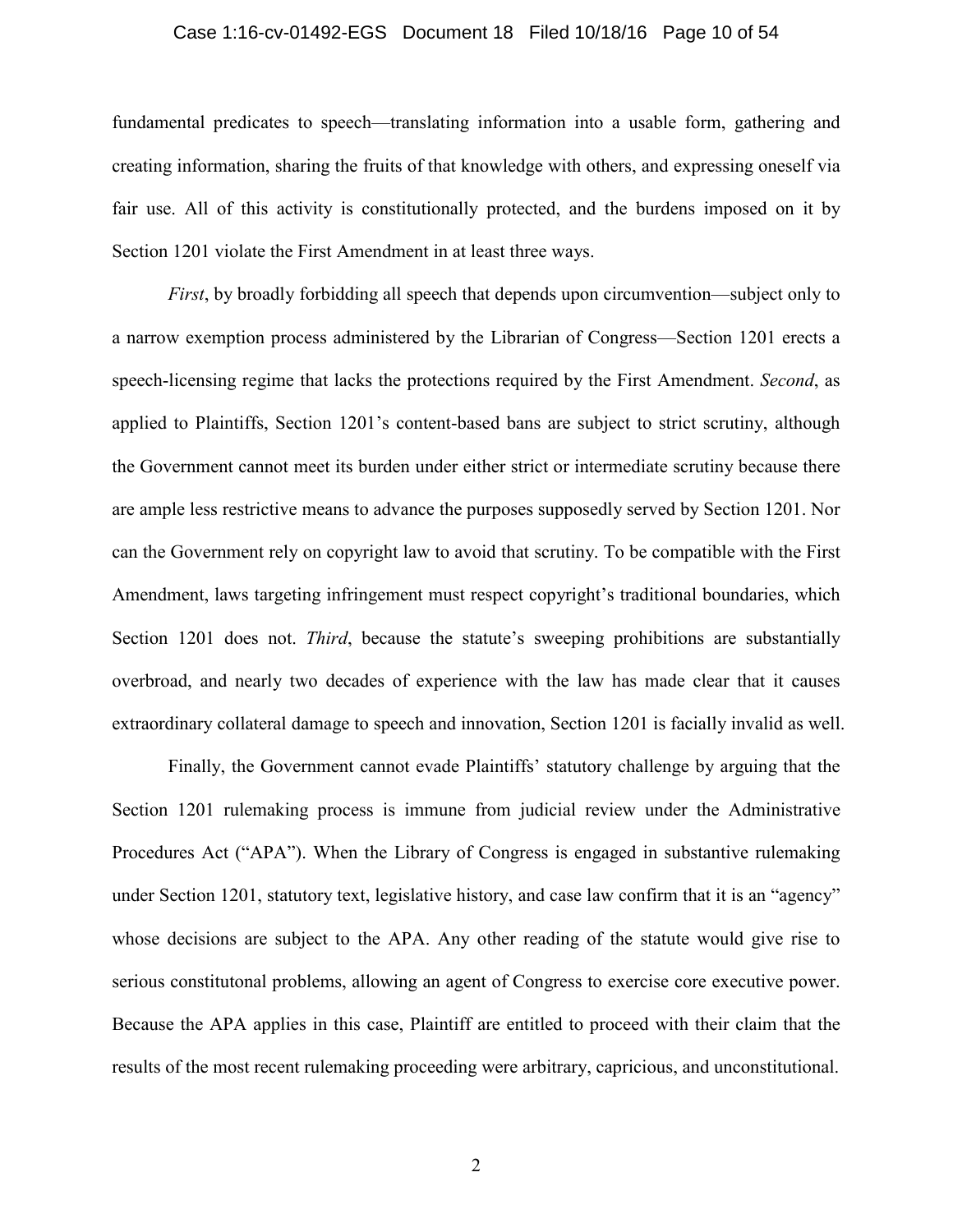fundamental predicates to speech—translating information into a usable form, gathering and creating information, sharing the fruits of that knowledge with others, and expressing oneself via fair use. All of this activity is constitutionally protected, and the burdens imposed on it by Section 1201 violate the First Amendment in at least three ways.

*First*, by broadly forbidding all speech that depends upon circumvention—subject only to a narrow exemption process administered by the Librarian of Congress—Section 1201 erects a speech-licensing regime that lacks the protections required by the First Amendment. *Second*, as applied to Plaintiffs, Section 1201's content-based bans are subject to strict scrutiny, although the Government cannot meet its burden under either strict or intermediate scrutiny because there are ample less restrictive means to advance the purposes supposedly served by Section 1201. Nor can the Government rely on copyright law to avoid that scrutiny. To be compatible with the First Amendment, laws targeting infringement must respect copyright's traditional boundaries, which Section 1201 does not. *Third*, because the statute's sweeping prohibitions are substantially overbroad, and nearly two decades of experience with the law has made clear that it causes extraordinary collateral damage to speech and innovation, Section 1201 is facially invalid as well.

Finally, the Government cannot evade Plaintiffs' statutory challenge by arguing that the Section 1201 rulemaking process is immune from judicial review under the Administrative Procedures Act ("APA"). When the Library of Congress is engaged in substantive rulemaking under Section 1201, statutory text, legislative history, and case law confirm that it is an "agency" whose decisions are subject to the APA. Any other reading of the statute would give rise to serious constitutonal problems, allowing an agent of Congress to exercise core executive power. Because the APA applies in this case, Plaintiff are entitled to proceed with their claim that the results of the most recent rulemaking proceeding were arbitrary, capricious, and unconstitutional.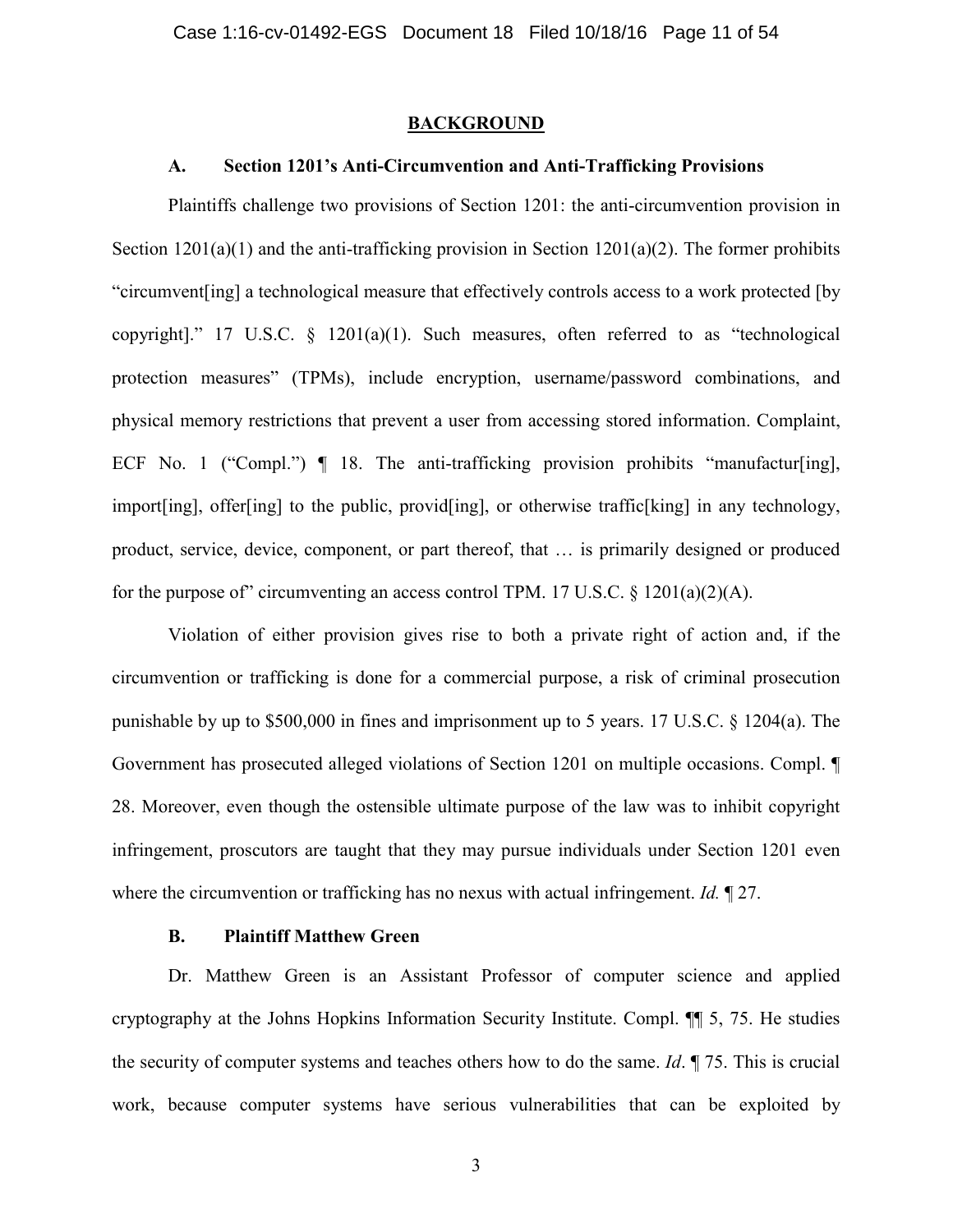## BACKGROUND

### A. Section 1201's Anti-Circumvention and Anti-Trafficking Provisions

Plaintiffs challenge two provisions of Section 1201: the anti-circumvention provision in Section 1201(a)(1) and the anti-trafficking provision in Section 1201(a)(2). The former prohibits "circumvent[ing] a technological measure that effectively controls access to a work protected [by copyright]." 17 U.S.C. § 1201(a)(1). Such measures, often referred to as "technological protection measures" (TPMs), include encryption, username/password combinations, and physical memory restrictions that prevent a user from accessing stored information. Complaint, ECF No. 1 ("Compl.") ¶ 18. The anti-trafficking provision prohibits "manufactur[ing], import[ing], offer[ing] to the public, provid[ing], or otherwise traffic[king] in any technology, product, service, device, component, or part thereof, that … is primarily designed or produced for the purpose of" circumventing an access control TPM. 17 U.S.C. § 1201(a)(2)(A).

Violation of either provision gives rise to both a private right of action and, if the circumvention or trafficking is done for a commercial purpose, a risk of criminal prosecution punishable by up to $500,000 in fines and imprisonment up to 5 years. 17 U.S.C. § 1204(a). The Government has prosecuted alleged violations of Section 1201 on multiple occasions. Compl. ¶ 28. Moreover, even though the ostensible ultimate purpose of the law was to inhibit copyright infringement, proscutors are taught that they may pursue individuals under Section 1201 even where the circumvention or trafficking has no nexus with actual infringement. *Id.* ¶ 27.

### B. Plaintiff Matthew Green

Dr. Matthew Green is an Assistant Professor of computer science and applied cryptography at the Johns Hopkins Information Security Institute. Compl. ¶¶ 5, 75. He studies the security of computer systems and teaches others how to do the same. *Id*. ¶ 75. This is crucial work, because computer systems have serious vulnerabilities that can be exploited by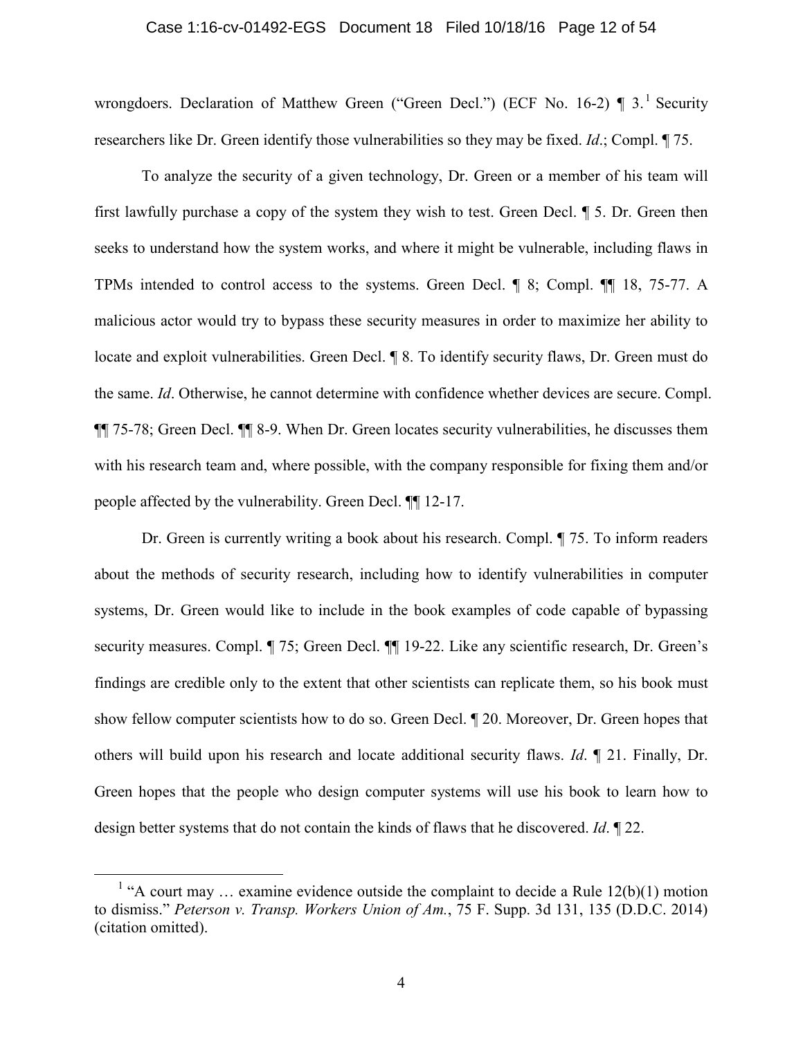wrongdoers. Declaration of Matthew Green ("Green Decl.") (ECF No. 16-2) ¶ 3.[1] Security researchers like Dr. Green identify those vulnerabilities so they may be fixed. *Id*.; Compl. ¶ 75.

To analyze the security of a given technology, Dr. Green or a member of his team will first lawfully purchase a copy of the system they wish to test. Green Decl. ¶ 5. Dr. Green then seeks to understand how the system works, and where it might be vulnerable, including flaws in TPMs intended to control access to the systems. Green Decl. ¶ 8; Compl. ¶¶ 18, 75-77. A malicious actor would try to bypass these security measures in order to maximize her ability to locate and exploit vulnerabilities. Green Decl. ¶ 8. To identify security flaws, Dr. Green must do the same. *Id*. Otherwise, he cannot determine with confidence whether devices are secure. Compl. ¶¶ 75-78; Green Decl. ¶¶ 8-9. When Dr. Green locates security vulnerabilities, he discusses them with his research team and, where possible, with the company responsible for fixing them and/or people affected by the vulnerability. Green Decl. ¶¶ 12-17.

Dr. Green is currently writing a book about his research. Compl. ¶ 75. To inform readers about the methods of security research, including how to identify vulnerabilities in computer systems, Dr. Green would like to include in the book examples of code capable of bypassing security measures. Compl. ¶ 75; Green Decl. ¶¶ 19-22. Like any scientific research, Dr. Green's findings are credible only to the extent that other scientists can replicate them, so his book must show fellow computer scientists how to do so. Green Decl. ¶ 20. Moreover, Dr. Green hopes that others will build upon his research and locate additional security flaws. *Id*. ¶ 21. Finally, Dr. Green hopes that the people who design computer systems will use his book to learn how to design better systems that do not contain the kinds of flaws that he discovered. *Id*. ¶ 22.

---

[1] "A court may … examine evidence outside the complaint to decide a Rule 12(b)(1) motion to dismiss." *Peterson v. Transp. Workers Union of Am.*, 75 F. Supp. 3d 131, 135 (D.D.C. 2014) (citation omitted).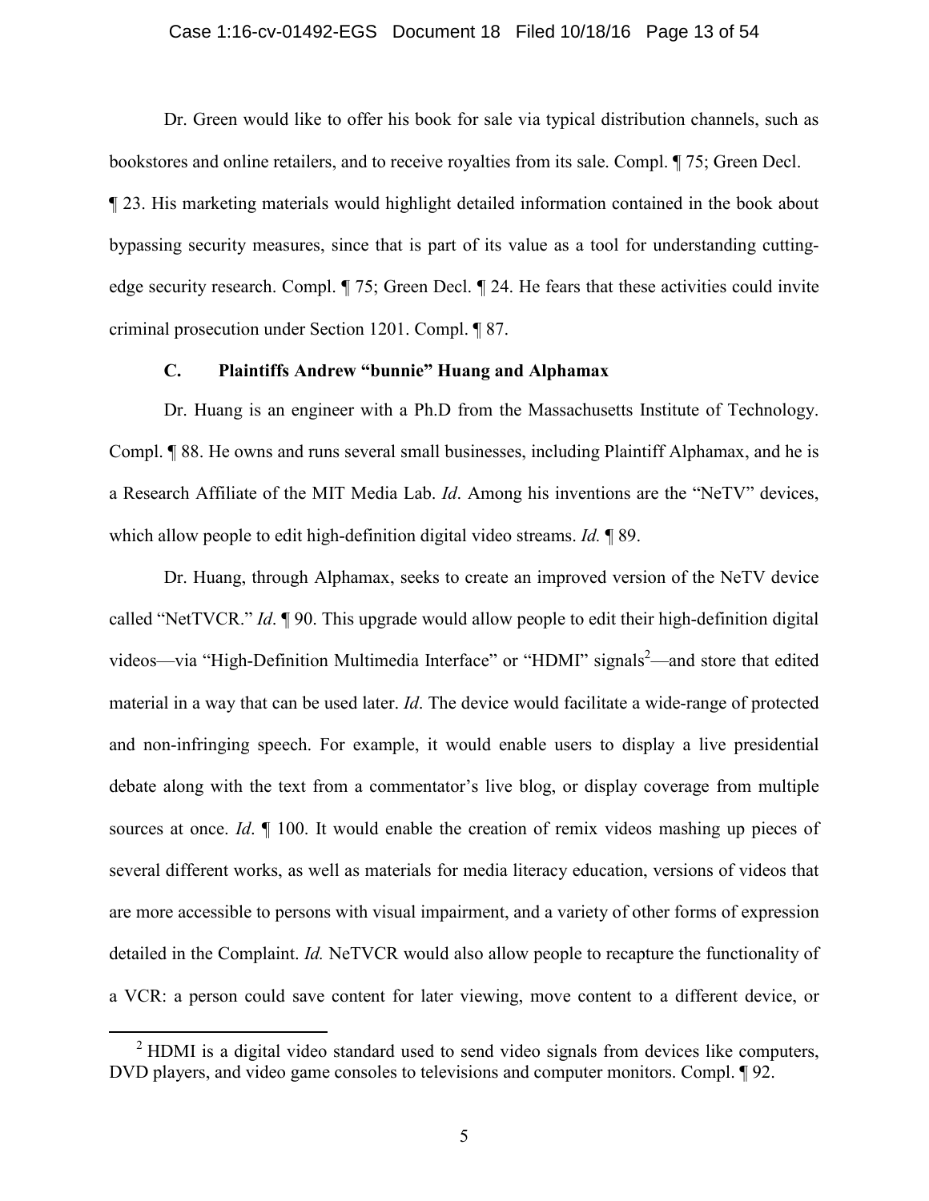Dr. Green would like to offer his book for sale via typical distribution channels, such as bookstores and online retailers, and to receive royalties from its sale. Compl. ¶ 75; Green Decl. ¶ 23. His marketing materials would highlight detailed information contained in the book about bypassing security measures, since that is part of its value as a tool for understanding cutting-edge security research. Compl. ¶ 75; Green Decl. ¶ 24. He fears that these activities could invite criminal prosecution under Section 1201. Compl. ¶ 87.

### C. Plaintiffs Andrew "bunnie" Huang and Alphamax

Dr. Huang is an engineer with a Ph.D from the Massachusetts Institute of Technology. Compl. ¶ 88. He owns and runs several small businesses, including Plaintiff Alphamax, and he is a Research Affiliate of the MIT Media Lab. *Id*. Among his inventions are the "NeTV" devices, which allow people to edit high-definition digital video streams. *Id.* ¶ 89.

Dr. Huang, through Alphamax, seeks to create an improved version of the NeTV device called "NetTVCR." *Id*. ¶ 90. This upgrade would allow people to edit their high-definition digital videos—via "High-Definition Multimedia Interface" or "HDMI" signals[2]—and store that edited material in a way that can be used later. *Id*. The device would facilitate a wide-range of protected and non-infringing speech. For example, it would enable users to display a live presidential debate along with the text from a commentator's live blog, or display coverage from multiple sources at once. *Id*. ¶ 100. It would enable the creation of remix videos mashing up pieces of several different works, as well as materials for media literacy education, versions of videos that are more accessible to persons with visual impairment, and a variety of other forms of expression detailed in the Complaint. *Id.* NeTVCR would also allow people to recapture the functionality of a VCR: a person could save content for later viewing, move content to a different device, or

[2] HDMI is a digital video standard used to send video signals from devices like computers, DVD players, and video game consoles to televisions and computer monitors. Compl. ¶ 92.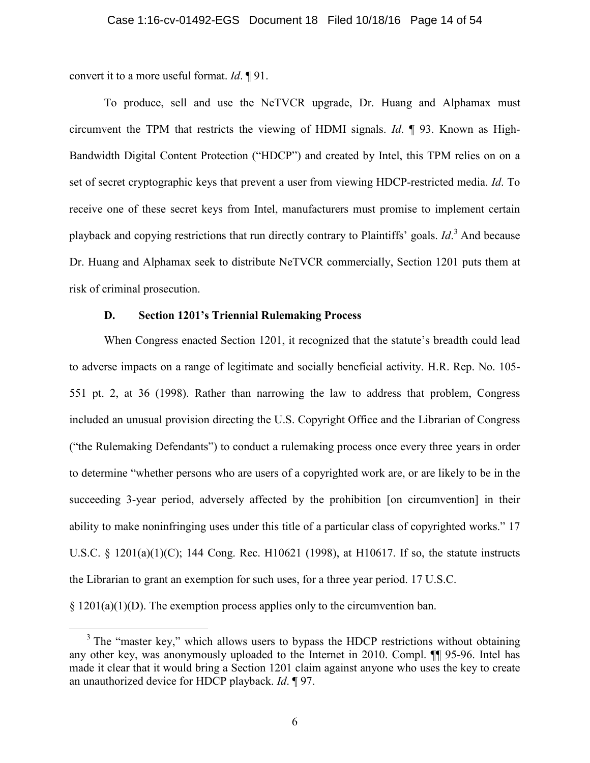convert it to a more useful format. *Id*. ¶ 91.

To produce, sell and use the NeTVCR upgrade, Dr. Huang and Alphamax must circumvent the TPM that restricts the viewing of HDMI signals. *Id*. ¶ 93. Known as High-Bandwidth Digital Content Protection ("HDCP") and created by Intel, this TPM relies on on a set of secret cryptographic keys that prevent a user from viewing HDCP-restricted media. *Id*. To receive one of these secret keys from Intel, manufacturers must promise to implement certain playback and copying restrictions that run directly contrary to Plaintiffs' goals. *Id*.[3] And because Dr. Huang and Alphamax seek to distribute NeTVCR commercially, Section 1201 puts them at risk of criminal prosecution.

### D. Section 1201's Triennial Rulemaking Process

When Congress enacted Section 1201, it recognized that the statute's breadth could lead to adverse impacts on a range of legitimate and socially beneficial activity. H.R. Rep. No. 105-551 pt. 2, at 36 (1998). Rather than narrowing the law to address that problem, Congress included an unusual provision directing the U.S. Copyright Office and the Librarian of Congress ("the Rulemaking Defendants") to conduct a rulemaking process once every three years in order to determine "whether persons who are users of a copyrighted work are, or are likely to be in the succeeding 3-year period, adversely affected by the prohibition [on circumvention] in their ability to make noninfringing uses under this title of a particular class of copyrighted works." 17 U.S.C. § 1201(a)(1)(C); 144 Cong. Rec. H10621 (1998), at H10617. If so, the statute instructs the Librarian to grant an exemption for such uses, for a three year period. 17 U.S.C. § 1201(a)(1)(D). The exemption process applies only to the circumvention ban.

---

[3] The "master key," which allows users to bypass the HDCP restrictions without obtaining any other key, was anonymously uploaded to the Internet in 2010. Compl. ¶¶ 95-96. Intel has made it clear that it would bring a Section 1201 claim against anyone who uses the key to create an unauthorized device for HDCP playback. *Id*. ¶ 97.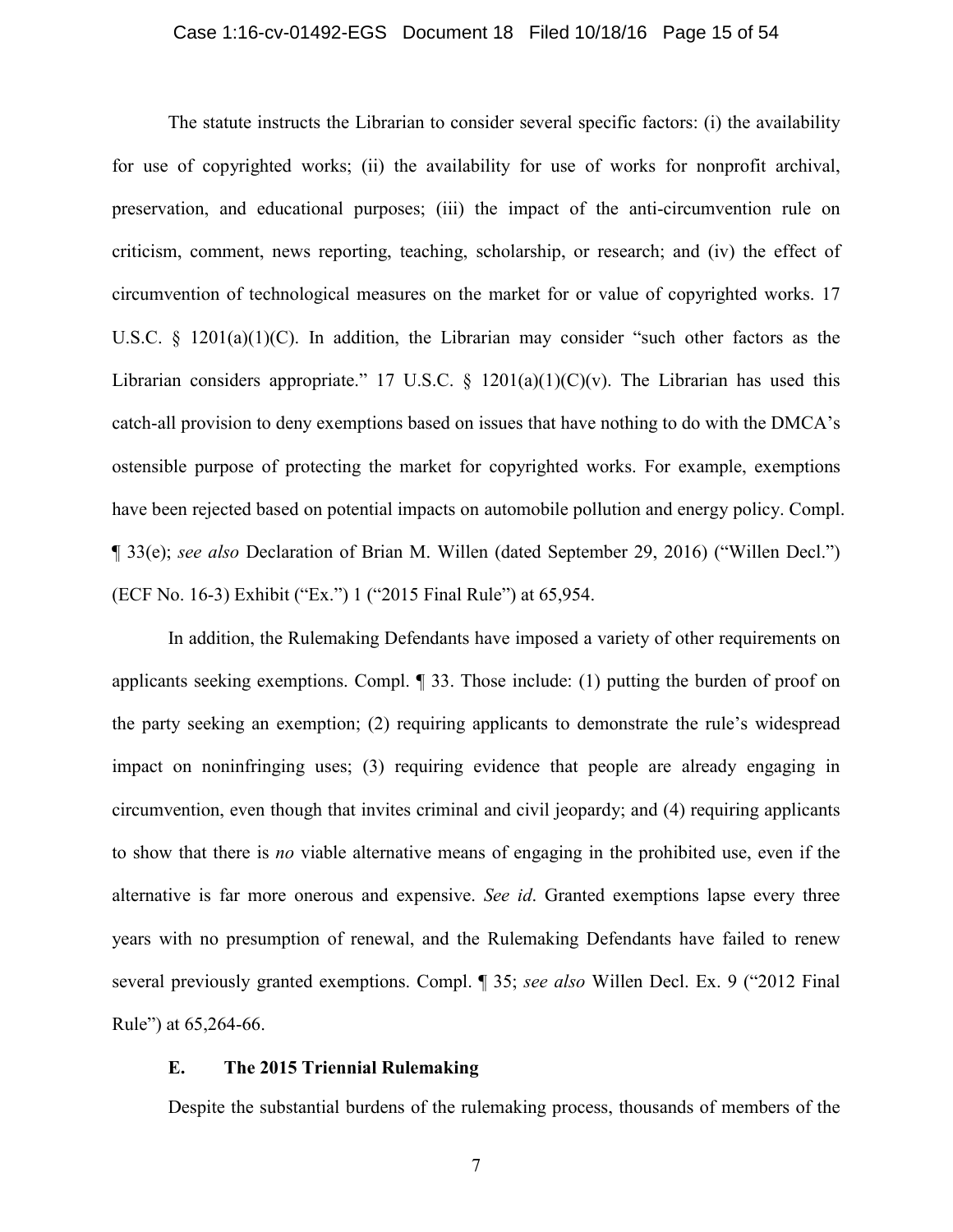The statute instructs the Librarian to consider several specific factors: (i) the availability for use of copyrighted works; (ii) the availability for use of works for nonprofit archival, preservation, and educational purposes; (iii) the impact of the anti-circumvention rule on criticism, comment, news reporting, teaching, scholarship, or research; and (iv) the effect of circumvention of technological measures on the market for or value of copyrighted works. 17 U.S.C. § 1201(a)(1)(C). In addition, the Librarian may consider "such other factors as the Librarian considers appropriate." 17 U.S.C. § 1201(a)(1)(C)(v). The Librarian has used this catch-all provision to deny exemptions based on issues that have nothing to do with the DMCA's ostensible purpose of protecting the market for copyrighted works. For example, exemptions have been rejected based on potential impacts on automobile pollution and energy policy. Compl. ¶ 33(e); *see also* Declaration of Brian M. Willen (dated September 29, 2016) ("Willen Decl.") (ECF No. 16-3) Exhibit ("Ex.") 1 ("2015 Final Rule") at 65,954.

In addition, the Rulemaking Defendants have imposed a variety of other requirements on applicants seeking exemptions. Compl. ¶ 33. Those include: (1) putting the burden of proof on the party seeking an exemption; (2) requiring applicants to demonstrate the rule's widespread impact on noninfringing uses; (3) requiring evidence that people are already engaging in circumvention, even though that invites criminal and civil jeopardy; and (4) requiring applicants to show that there is *no* viable alternative means of engaging in the prohibited use, even if the alternative is far more onerous and expensive. *See id*. Granted exemptions lapse every three years with no presumption of renewal, and the Rulemaking Defendants have failed to renew several previously granted exemptions. Compl. ¶ 35; *see also* Willen Decl. Ex. 9 ("2012 Final Rule") at 65,264-66.

### E. The 2015 Triennial Rulemaking

Despite the substantial burdens of the rulemaking process, thousands of members of the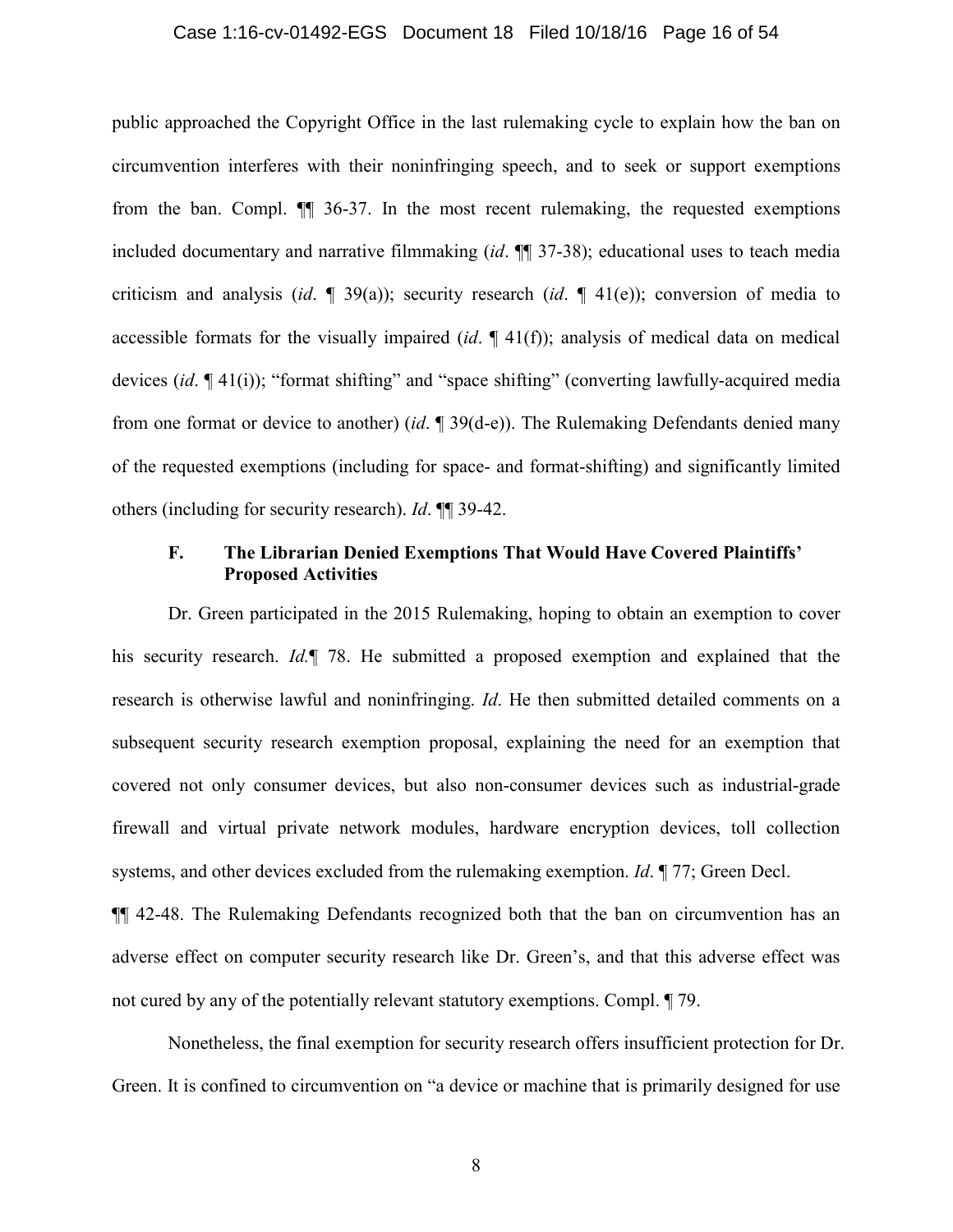public approached the Copyright Office in the last rulemaking cycle to explain how the ban on circumvention interferes with their noninfringing speech, and to seek or support exemptions from the ban. Compl. ¶¶ 36-37. In the most recent rulemaking, the requested exemptions included documentary and narrative filmmaking (*id*. ¶¶ 37-38); educational uses to teach media criticism and analysis (*id*. ¶ 39(a)); security research (*id*. ¶ 41(e)); conversion of media to accessible formats for the visually impaired (*id*. ¶ 41(f)); analysis of medical data on medical devices (*id*. ¶ 41(i)); "format shifting" and "space shifting" (converting lawfully-acquired media from one format or device to another) (*id*. ¶ 39(d-e)). The Rulemaking Defendants denied many of the requested exemptions (including for space- and format-shifting) and significantly limited others (including for security research). *Id*. ¶¶ 39-42.

### F. The Librarian Denied Exemptions That Would Have Covered Plaintiffs' Proposed Activities

Dr. Green participated in the 2015 Rulemaking, hoping to obtain an exemption to cover his security research. *Id.*¶ 78. He submitted a proposed exemption and explained that the research is otherwise lawful and noninfringing. *Id*. He then submitted detailed comments on a subsequent security research exemption proposal, explaining the need for an exemption that covered not only consumer devices, but also non-consumer devices such as industrial-grade firewall and virtual private network modules, hardware encryption devices, toll collection systems, and other devices excluded from the rulemaking exemption. *Id*. ¶ 77; Green Decl. ¶¶ 42-48. The Rulemaking Defendants recognized both that the ban on circumvention has an adverse effect on computer security research like Dr. Green's, and that this adverse effect was not cured by any of the potentially relevant statutory exemptions. Compl. ¶ 79.

Nonetheless, the final exemption for security research offers insufficient protection for Dr. Green. It is confined to circumvention on "a device or machine that is primarily designed for use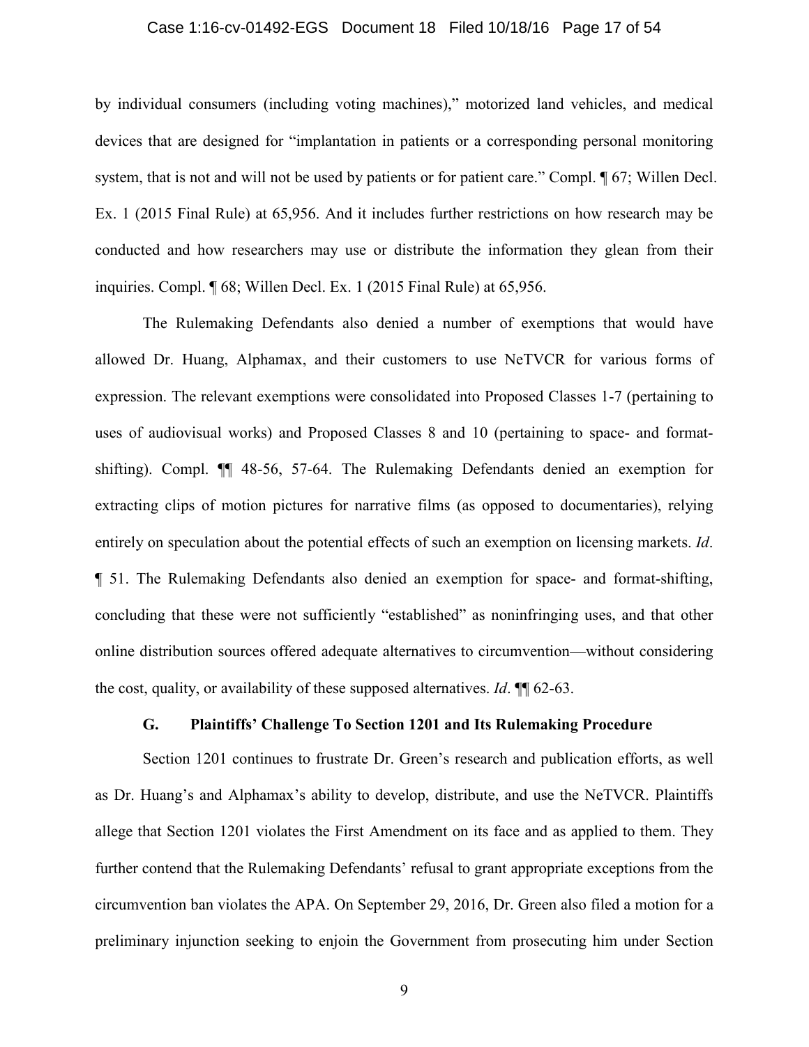by individual consumers (including voting machines)," motorized land vehicles, and medical devices that are designed for "implantation in patients or a corresponding personal monitoring system, that is not and will not be used by patients or for patient care." Compl. ¶ 67; Willen Decl. Ex. 1 (2015 Final Rule) at 65,956. And it includes further restrictions on how research may be conducted and how researchers may use or distribute the information they glean from their inquiries. Compl. ¶ 68; Willen Decl. Ex. 1 (2015 Final Rule) at 65,956.

The Rulemaking Defendants also denied a number of exemptions that would have allowed Dr. Huang, Alphamax, and their customers to use NeTVCR for various forms of expression. The relevant exemptions were consolidated into Proposed Classes 1-7 (pertaining to uses of audiovisual works) and Proposed Classes 8 and 10 (pertaining to space- and format-shifting). Compl. ¶¶ 48-56, 57-64. The Rulemaking Defendants denied an exemption for extracting clips of motion pictures for narrative films (as opposed to documentaries), relying entirely on speculation about the potential effects of such an exemption on licensing markets. *Id*. ¶ 51. The Rulemaking Defendants also denied an exemption for space- and format-shifting, concluding that these were not sufficiently "established" as noninfringing uses, and that other online distribution sources offered adequate alternatives to circumvention—without considering the cost, quality, or availability of these supposed alternatives. *Id*. ¶¶ 62-63.

### G. Plaintiffs' Challenge To Section 1201 and Its Rulemaking Procedure

Section 1201 continues to frustrate Dr. Green's research and publication efforts, as well as Dr. Huang's and Alphamax's ability to develop, distribute, and use the NeTVCR. Plaintiffs allege that Section 1201 violates the First Amendment on its face and as applied to them. They further contend that the Rulemaking Defendants' refusal to grant appropriate exceptions from the circumvention ban violates the APA. On September 29, 2016, Dr. Green also filed a motion for a preliminary injunction seeking to enjoin the Government from prosecuting him under Section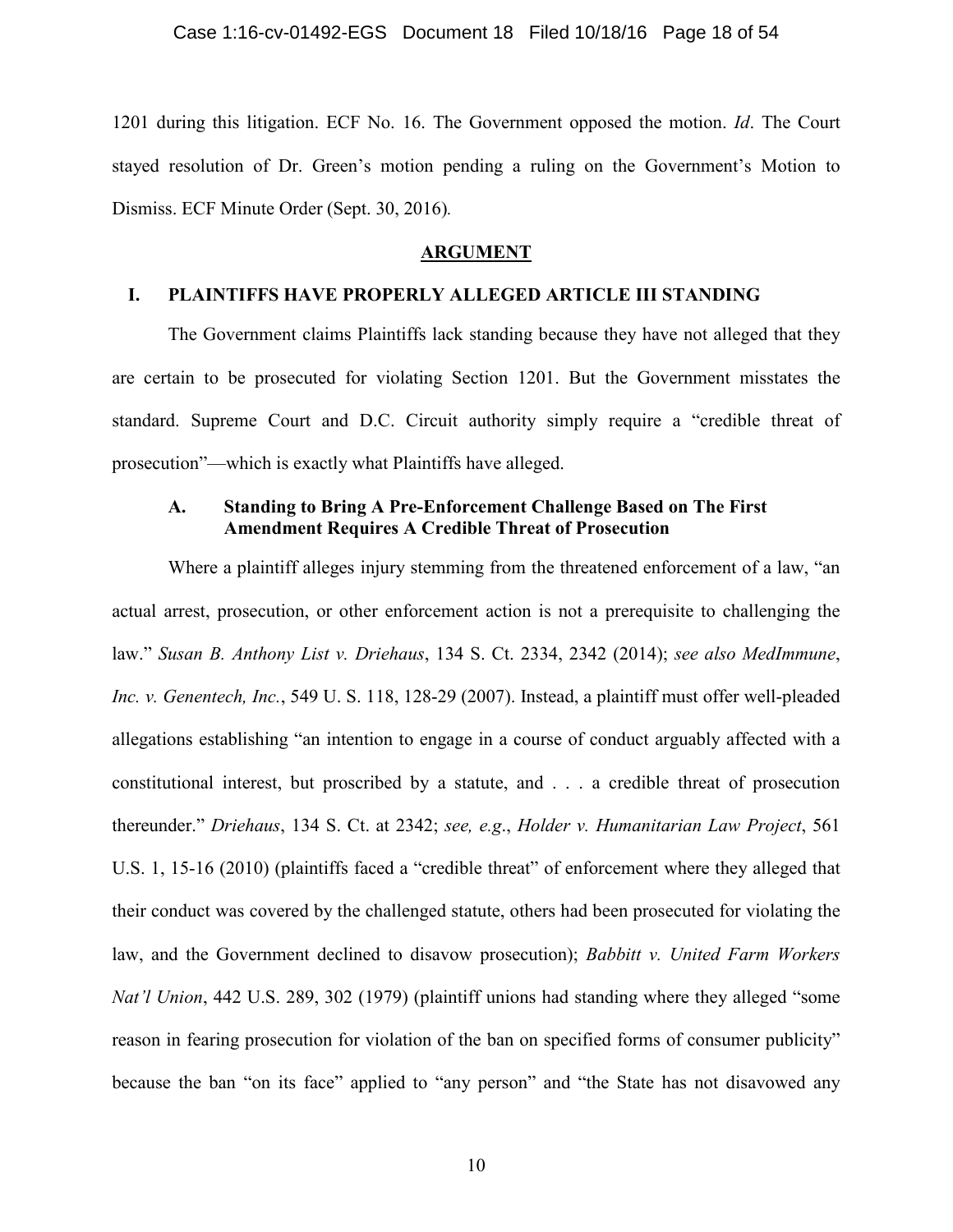1201 during this litigation. ECF No. 16. The Government opposed the motion. *Id*. The Court stayed resolution of Dr. Green's motion pending a ruling on the Government's Motion to Dismiss. ECF Minute Order (Sept. 30, 2016).

## ARGUMENT

### I. PLAINTIFFS HAVE PROPERLY ALLEGED ARTICLE III STANDING

The Government claims Plaintiffs lack standing because they have not alleged that they are certain to be prosecuted for violating Section 1201. But the Government misstates the standard. Supreme Court and D.C. Circuit authority simply require a "credible threat of prosecution"—which is exactly what Plaintiffs have alleged.

#### A. Standing to Bring A Pre-Enforcement Challenge Based on The First Amendment Requires A Credible Threat of Prosecution

Where a plaintiff alleges injury stemming from the threatened enforcement of a law, "an actual arrest, prosecution, or other enforcement action is not a prerequisite to challenging the law." *Susan B. Anthony List v. Driehaus*, 134 S. Ct. 2334, 2342 (2014); *see also MedImmune, Inc. v. Genentech, Inc.*, 549 U. S. 118, 128-29 (2007). Instead, a plaintiff must offer well-pleaded allegations establishing "an intention to engage in a course of conduct arguably affected with a constitutional interest, but proscribed by a statute, and . . . a credible threat of prosecution thereunder." *Driehaus*, 134 S. Ct. at 2342; *see, e.g.*, *Holder v. Humanitarian Law Project*, 561 U.S. 1, 15-16 (2010) (plaintiffs faced a "credible threat" of enforcement where they alleged that their conduct was covered by the challenged statute, others had been prosecuted for violating the law, and the Government declined to disavow prosecution); *Babbitt v. United Farm Workers Nat'l Union*, 442 U.S. 289, 302 (1979) (plaintiff unions had standing where they alleged "some reason in fearing prosecution for violation of the ban on specified forms of consumer publicity" because the ban "on its face" applied to "any person" and "the State has not disavowed any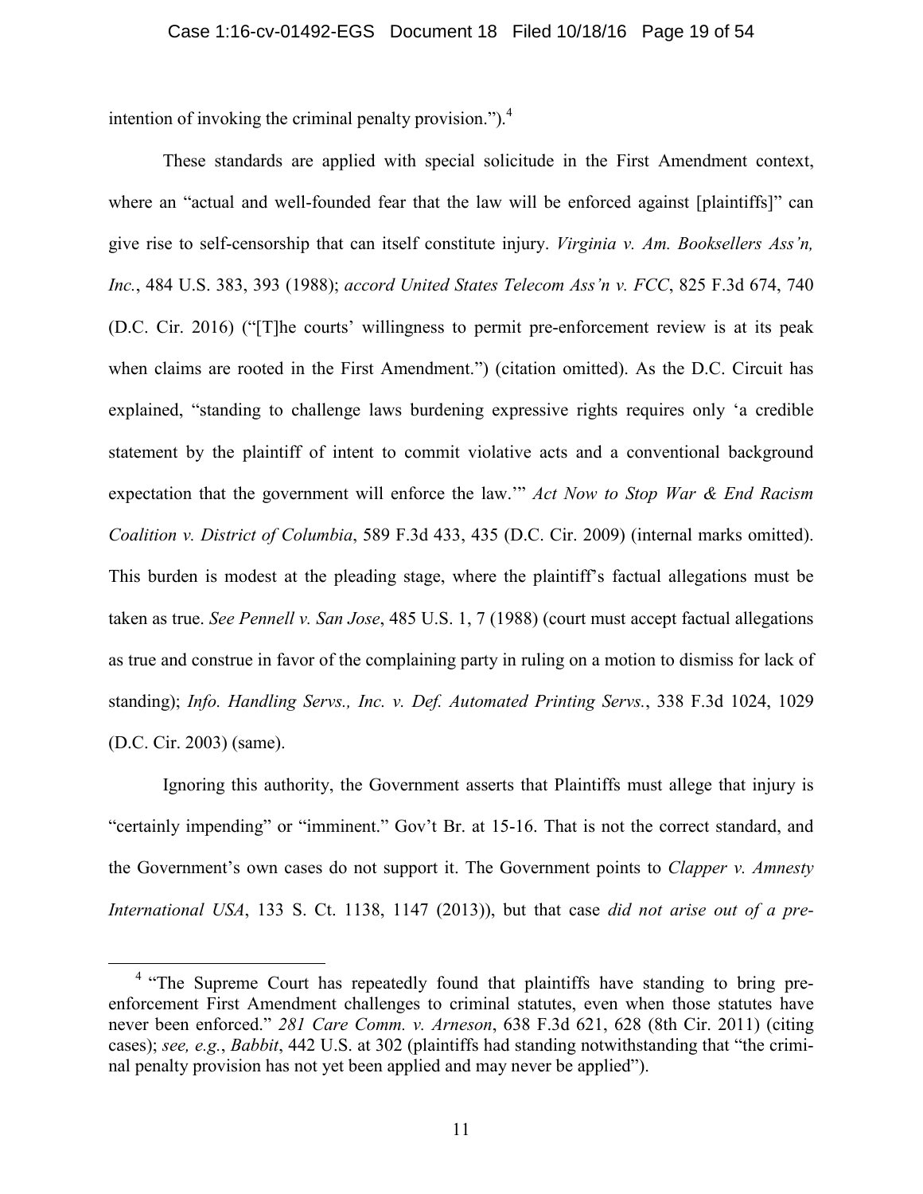intention of invoking the criminal penalty provision.").[4]

These standards are applied with special solicitude in the First Amendment context, where an "actual and well-founded fear that the law will be enforced against [plaintiffs]" can give rise to self-censorship that can itself constitute injury. *Virginia v. Am. Booksellers Ass'n, Inc.*, 484 U.S. 383, 393 (1988); *accord United States Telecom Ass'n v. FCC*, 825 F.3d 674, 740 (D.C. Cir. 2016) ("[T]he courts' willingness to permit pre-enforcement review is at its peak when claims are rooted in the First Amendment.") (citation omitted). As the D.C. Circuit has explained, "standing to challenge laws burdening expressive rights requires only 'a credible statement by the plaintiff of intent to commit violative acts and a conventional background expectation that the government will enforce the law.'" *Act Now to Stop War & End Racism Coalition v. District of Columbia*, 589 F.3d 433, 435 (D.C. Cir. 2009) (internal marks omitted). This burden is modest at the pleading stage, where the plaintiff's factual allegations must be taken as true. *See Pennell v. San Jose*, 485 U.S. 1, 7 (1988) (court must accept factual allegations as true and construe in favor of the complaining party in ruling on a motion to dismiss for lack of standing); *Info. Handling Servs., Inc. v. Def. Automated Printing Servs.*, 338 F.3d 1024, 1029 (D.C. Cir. 2003) (same).

Ignoring this authority, the Government asserts that Plaintiffs must allege that injury is "certainly impending" or "imminent." Gov't Br. at 15-16. That is not the correct standard, and the Government's own cases do not support it. The Government points to *Clapper v. Amnesty International USA*, 133 S. Ct. 1138, 1147 (2013)), but that case *did not arise out of a pre-*

[4] "The Supreme Court has repeatedly found that plaintiffs have standing to bring pre-enforcement First Amendment challenges to criminal statutes, even when those statutes have never been enforced." *281 Care Comm. v. Arneson*, 638 F.3d 621, 628 (8th Cir. 2011) (citing cases); *see, e.g.*, *Babbit*, 442 U.S. at 302 (plaintiffs had standing notwithstanding that "the criminal penalty provision has not yet been applied and may never be applied").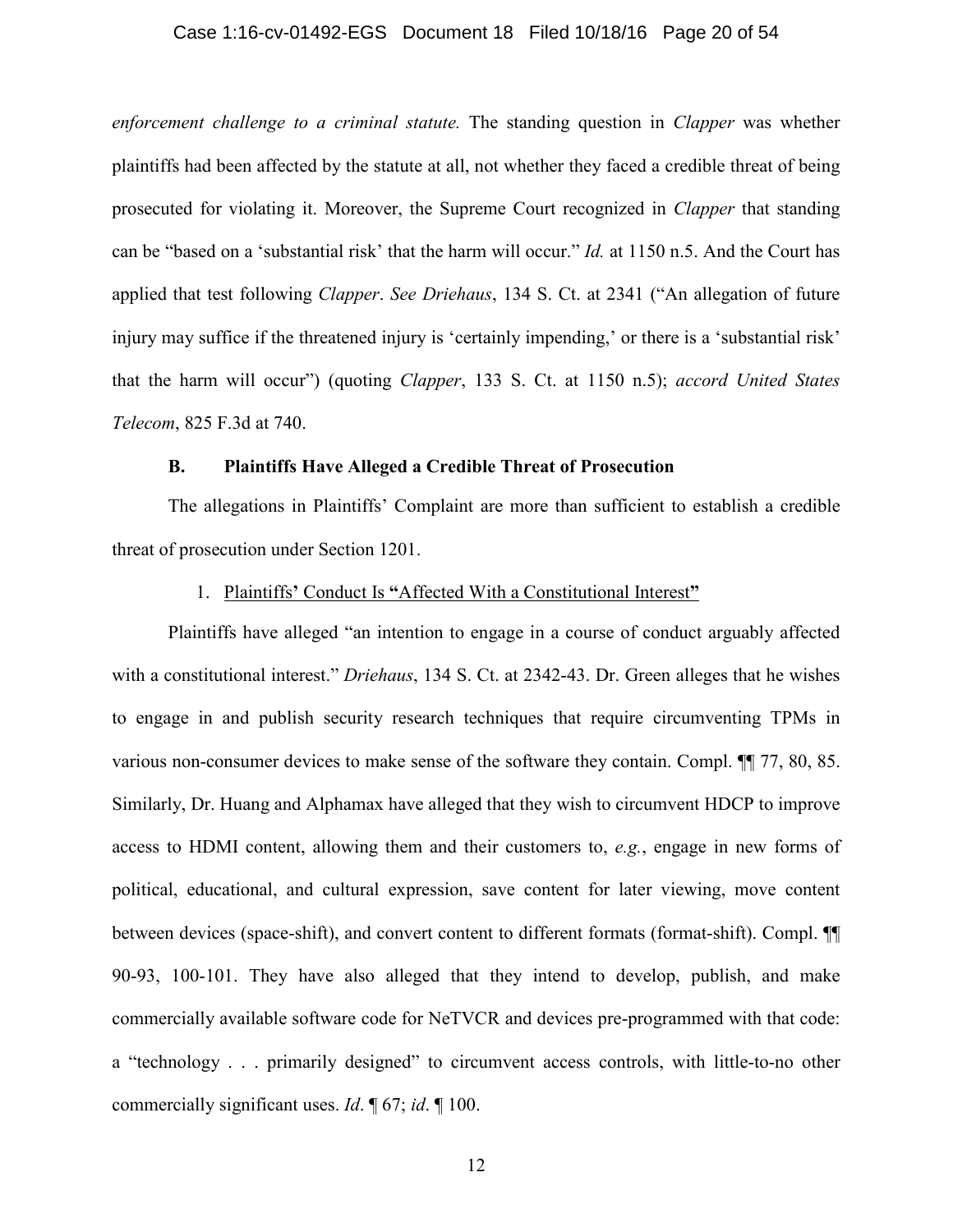*enforcement challenge to a criminal statute.* The standing question in *Clapper* was whether plaintiffs had been affected by the statute at all, not whether they faced a credible threat of being prosecuted for violating it. Moreover, the Supreme Court recognized in *Clapper* that standing can be "based on a 'substantial risk' that the harm will occur." *Id.* at 1150 n.5. And the Court has applied that test following *Clapper*. *See Driehaus*, 134 S. Ct. at 2341 ("An allegation of future injury may suffice if the threatened injury is 'certainly impending,' or there is a 'substantial risk' that the harm will occur") (quoting *Clapper*, 133 S. Ct. at 1150 n.5); *accord United States Telecom*, 825 F.3d at 740.

### B. Plaintiffs Have Alleged a Credible Threat of Prosecution

The allegations in Plaintiffs' Complaint are more than sufficient to establish a credible threat of prosecution under Section 1201.

#### 1. Plaintiffs' Conduct Is "Affected With a Constitutional Interest"

Plaintiffs have alleged "an intention to engage in a course of conduct arguably affected with a constitutional interest." *Driehaus*, 134 S. Ct. at 2342-43. Dr. Green alleges that he wishes to engage in and publish security research techniques that require circumventing TPMs in various non-consumer devices to make sense of the software they contain. Compl. ¶¶ 77, 80, 85. Similarly, Dr. Huang and Alphamax have alleged that they wish to circumvent HDCP to improve access to HDMI content, allowing them and their customers to, *e.g.*, engage in new forms of political, educational, and cultural expression, save content for later viewing, move content between devices (space-shift), and convert content to different formats (format-shift). Compl. ¶¶ 90-93, 100-101. They have also alleged that they intend to develop, publish, and make commercially available software code for NeTVCR and devices pre-programmed with that code: a "technology . . . primarily designed" to circumvent access controls, with little-to-no other commercially significant uses. *Id*. ¶ 67; *id*. ¶ 100.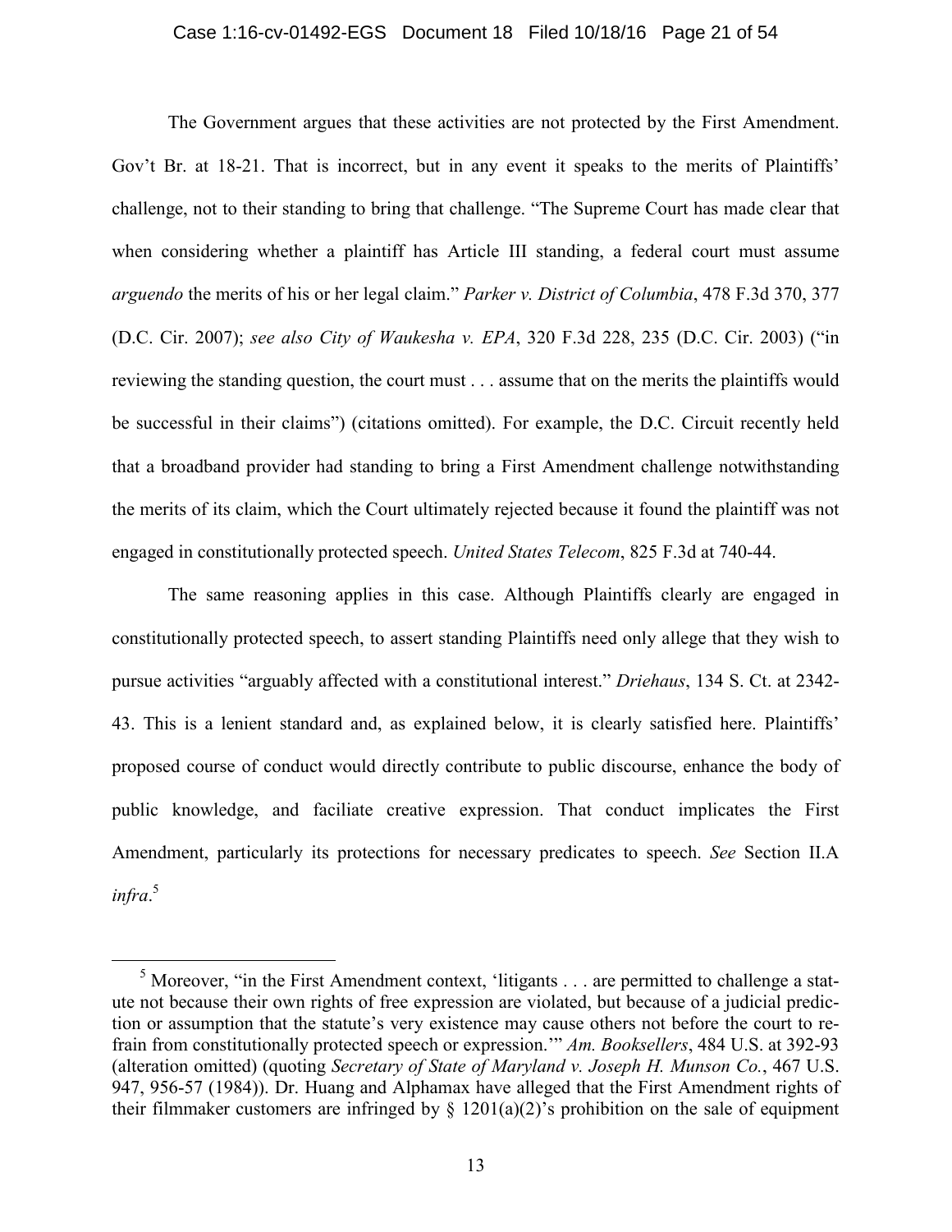The Government argues that these activities are not protected by the First Amendment. Gov't Br. at 18-21. That is incorrect, but in any event it speaks to the merits of Plaintiffs' challenge, not to their standing to bring that challenge. "The Supreme Court has made clear that when considering whether a plaintiff has Article III standing, a federal court must assume *arguendo* the merits of his or her legal claim." *Parker v. District of Columbia*, 478 F.3d 370, 377 (D.C. Cir. 2007); *see also City of Waukesha v. EPA*, 320 F.3d 228, 235 (D.C. Cir. 2003) ("in reviewing the standing question, the court must . . . assume that on the merits the plaintiffs would be successful in their claims") (citations omitted). For example, the D.C. Circuit recently held that a broadband provider had standing to bring a First Amendment challenge notwithstanding the merits of its claim, which the Court ultimately rejected because it found the plaintiff was not engaged in constitutionally protected speech. *United States Telecom*, 825 F.3d at 740-44.

The same reasoning applies in this case. Although Plaintiffs clearly are engaged in constitutionally protected speech, to assert standing Plaintiffs need only allege that they wish to pursue activities "arguably affected with a constitutional interest." *Driehaus*, 134 S. Ct. at 2342-43. This is a lenient standard and, as explained below, it is clearly satisfied here. Plaintiffs' proposed course of conduct would directly contribute to public discourse, enhance the body of public knowledge, and faciliate creative expression. That conduct implicates the First Amendment, particularly its protections for necessary predicates to speech. *See* Section II.A *infra*.[5]

---

[5] Moreover, "in the First Amendment context, 'litigants . . . are permitted to challenge a statute not because their own rights of free expression are violated, but because of a judicial prediction or assumption that the statute's very existence may cause others not before the court to refrain from constitutionally protected speech or expression.'" *Am. Booksellers*, 484 U.S. at 392-93 (alteration omitted) (quoting *Secretary of State of Maryland v. Joseph H. Munson Co.*, 467 U.S. 947, 956-57 (1984)). Dr. Huang and Alphamax have alleged that the First Amendment rights of their filmmaker customers are infringed by § 1201(a)(2)'s prohibition on the sale of equipment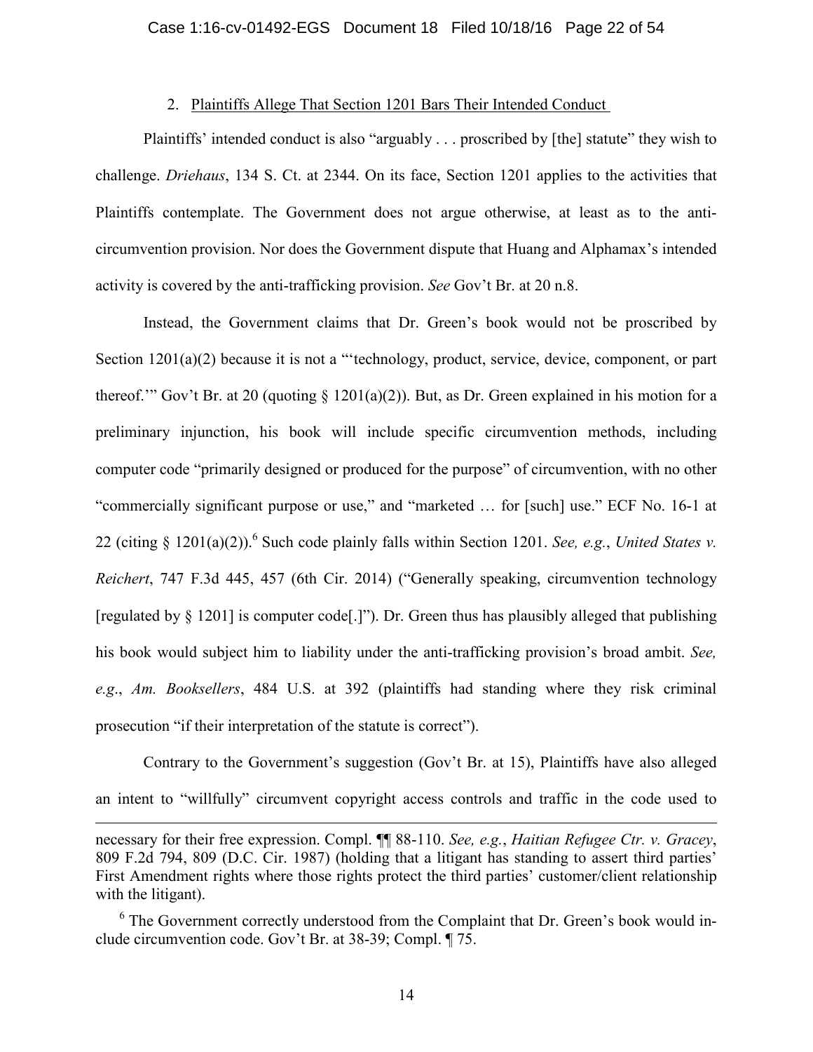2. <u>Plaintiffs Allege That Section 1201 Bars Their Intended Conduct</u>

Plaintiffs' intended conduct is also "arguably . . . proscribed by [the] statute" they wish to challenge. *Driehaus*, 134 S. Ct. at 2344. On its face, Section 1201 applies to the activities that Plaintiffs contemplate. The Government does not argue otherwise, at least as to the anti-circumvention provision. Nor does the Government dispute that Huang and Alphamax's intended activity is covered by the anti-trafficking provision. *See* Gov't Br. at 20 n.8.

Instead, the Government claims that Dr. Green's book would not be proscribed by Section 1201(a)(2) because it is not a "'technology, product, service, device, component, or part thereof.'" Gov't Br. at 20 (quoting § 1201(a)(2)). But, as Dr. Green explained in his motion for a preliminary injunction, his book will include specific circumvention methods, including computer code "primarily designed or produced for the purpose" of circumvention, with no other "commercially significant purpose or use," and "marketed … for [such] use." ECF No. 16-1 at 22 (citing § 1201(a)(2)).[6] Such code plainly falls within Section 1201. *See, e.g.*, *United States v. Reichert*, 747 F.3d 445, 457 (6th Cir. 2014) ("Generally speaking, circumvention technology [regulated by § 1201] is computer code[.]"). Dr. Green thus has plausibly alleged that publishing his book would subject him to liability under the anti-trafficking provision's broad ambit. *See, e.g*., *Am. Booksellers*, 484 U.S. at 392 (plaintiffs had standing where they risk criminal prosecution "if their interpretation of the statute is correct").

Contrary to the Government's suggestion (Gov't Br. at 15), Plaintiffs have also alleged an intent to "willfully" circumvent copyright access controls and traffic in the code used to

---

necessary for their free expression. Compl. ¶¶ 88-110. *See, e.g.*, *Haitian Refugee Ctr. v. Gracey*, 809 F.2d 794, 809 (D.C. Cir. 1987) (holding that a litigant has standing to assert third parties' First Amendment rights where those rights protect the third parties' customer/client relationship with the litigant).

[6] The Government correctly understood from the Complaint that Dr. Green's book would include circumvention code. Gov't Br. at 38-39; Compl. ¶ 75.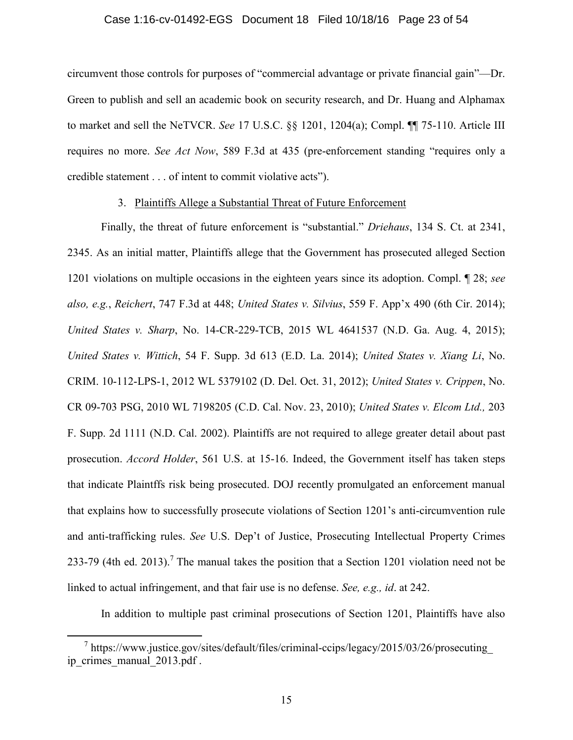circumvent those controls for purposes of "commercial advantage or private financial gain"—Dr. Green to publish and sell an academic book on security research, and Dr. Huang and Alphamax to market and sell the NeTVCR. *See* 17 U.S.C. §§ 1201, 1204(a); Compl. ¶¶ 75-110. Article III requires no more. *See Act Now*, 589 F.3d at 435 (pre-enforcement standing "requires only a credible statement . . . of intent to commit violative acts").

3. Plaintiffs Allege a Substantial Threat of Future Enforcement

Finally, the threat of future enforcement is "substantial." *Driehaus*, 134 S. Ct. at 2341, 2345. As an initial matter, Plaintiffs allege that the Government has prosecuted alleged Section 1201 violations on multiple occasions in the eighteen years since its adoption. Compl. ¶ 28; *see also, e.g.*, *Reichert*, 747 F.3d at 448; *United States v. Silvius*, 559 F. App'x 490 (6th Cir. 2014); *United States v. Sharp*, No. 14-CR-229-TCB, 2015 WL 4641537 (N.D. Ga. Aug. 4, 2015); *United States v. Wittich*, 54 F. Supp. 3d 613 (E.D. La. 2014); *United States v. Xiang Li*, No. CRIM. 10-112-LPS-1, 2012 WL 5379102 (D. Del. Oct. 31, 2012); *United States v. Crippen*, No. CR 09-703 PSG, 2010 WL 7198205 (C.D. Cal. Nov. 23, 2010); *United States v. Elcom Ltd.,* 203 F. Supp. 2d 1111 (N.D. Cal. 2002). Plaintiffs are not required to allege greater detail about past prosecution. *Accord Holder*, 561 U.S. at 15-16. Indeed, the Government itself has taken steps that indicate Plaintffs risk being prosecuted. DOJ recently promulgated an enforcement manual that explains how to successfully prosecute violations of Section 1201's anti-circumvention rule and anti-trafficking rules. *See* U.S. Dep't of Justice, Prosecuting Intellectual Property Crimes 233-79 (4th ed. 2013).[7] The manual takes the position that a Section 1201 violation need not be linked to actual infringement, and that fair use is no defense. *See, e.g., id*. at 242.

In addition to multiple past criminal prosecutions of Section 1201, Plaintiffs have also

[7] https://www.justice.gov/sites/default/files/criminal-ccips/legacy/2015/03/26/prosecuting_ip_crimes_manual_2013.pdf .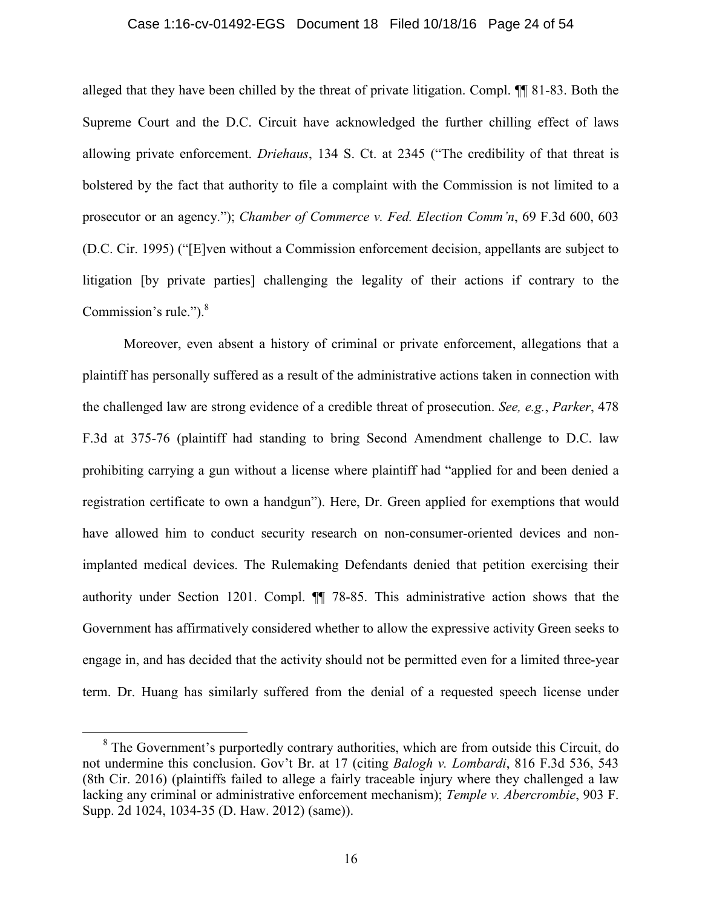alleged that they have been chilled by the threat of private litigation. Compl. ¶¶ 81-83. Both the Supreme Court and the D.C. Circuit have acknowledged the further chilling effect of laws allowing private enforcement. *Driehaus*, 134 S. Ct. at 2345 ("The credibility of that threat is bolstered by the fact that authority to file a complaint with the Commission is not limited to a prosecutor or an agency."); *Chamber of Commerce v. Fed. Election Comm'n*, 69 F.3d 600, 603 (D.C. Cir. 1995) ("[E]ven without a Commission enforcement decision, appellants are subject to litigation [by private parties] challenging the legality of their actions if contrary to the Commission's rule.").[8]

Moreover, even absent a history of criminal or private enforcement, allegations that a plaintiff has personally suffered as a result of the administrative actions taken in connection with the challenged law are strong evidence of a credible threat of prosecution. *See, e.g.*, *Parker*, 478 F.3d at 375-76 (plaintiff had standing to bring Second Amendment challenge to D.C. law prohibiting carrying a gun without a license where plaintiff had "applied for and been denied a registration certificate to own a handgun"). Here, Dr. Green applied for exemptions that would have allowed him to conduct security research on non-consumer-oriented devices and non-implanted medical devices. The Rulemaking Defendants denied that petition exercising their authority under Section 1201. Compl. ¶¶ 78-85. This administrative action shows that the Government has affirmatively considered whether to allow the expressive activity Green seeks to engage in, and has decided that the activity should not be permitted even for a limited three-year term. Dr. Huang has similarly suffered from the denial of a requested speech license under

[8] The Government's purportedly contrary authorities, which are from outside this Circuit, do not undermine this conclusion. Gov't Br. at 17 (citing *Balogh v. Lombardi*, 816 F.3d 536, 543 (8th Cir. 2016) (plaintiffs failed to allege a fairly traceable injury where they challenged a law lacking any criminal or administrative enforcement mechanism); *Temple v. Abercrombie*, 903 F. Supp. 2d 1024, 1034-35 (D. Haw. 2012) (same)).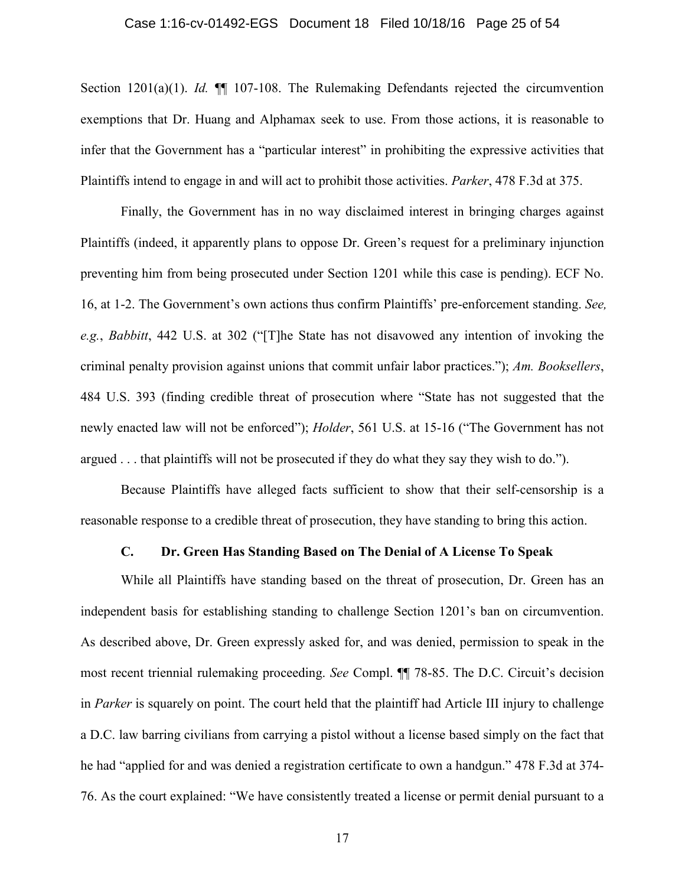Section 1201(a)(1). *Id.* ¶¶ 107-108. The Rulemaking Defendants rejected the circumvention exemptions that Dr. Huang and Alphamax seek to use. From those actions, it is reasonable to infer that the Government has a "particular interest" in prohibiting the expressive activities that Plaintiffs intend to engage in and will act to prohibit those activities. *Parker*, 478 F.3d at 375.

Finally, the Government has in no way disclaimed interest in bringing charges against Plaintiffs (indeed, it apparently plans to oppose Dr. Green's request for a preliminary injunction preventing him from being prosecuted under Section 1201 while this case is pending). ECF No. 16, at 1-2. The Government's own actions thus confirm Plaintiffs' pre-enforcement standing. *See, e.g.*, *Babbitt*, 442 U.S. at 302 ("[T]he State has not disavowed any intention of invoking the criminal penalty provision against unions that commit unfair labor practices."); *Am. Booksellers*, 484 U.S. 393 (finding credible threat of prosecution where "State has not suggested that the newly enacted law will not be enforced"); *Holder*, 561 U.S. at 15-16 ("The Government has not argued . . . that plaintiffs will not be prosecuted if they do what they say they wish to do.").

Because Plaintiffs have alleged facts sufficient to show that their self-censorship is a reasonable response to a credible threat of prosecution, they have standing to bring this action.

### C. Dr. Green Has Standing Based on The Denial of A License To Speak

While all Plaintiffs have standing based on the threat of prosecution, Dr. Green has an independent basis for establishing standing to challenge Section 1201's ban on circumvention. As described above, Dr. Green expressly asked for, and was denied, permission to speak in the most recent triennial rulemaking proceeding. *See* Compl. ¶¶ 78-85. The D.C. Circuit's decision in *Parker* is squarely on point. The court held that the plaintiff had Article III injury to challenge a D.C. law barring civilians from carrying a pistol without a license based simply on the fact that he had "applied for and was denied a registration certificate to own a handgun." 478 F.3d at 374-76. As the court explained: "We have consistently treated a license or permit denial pursuant to a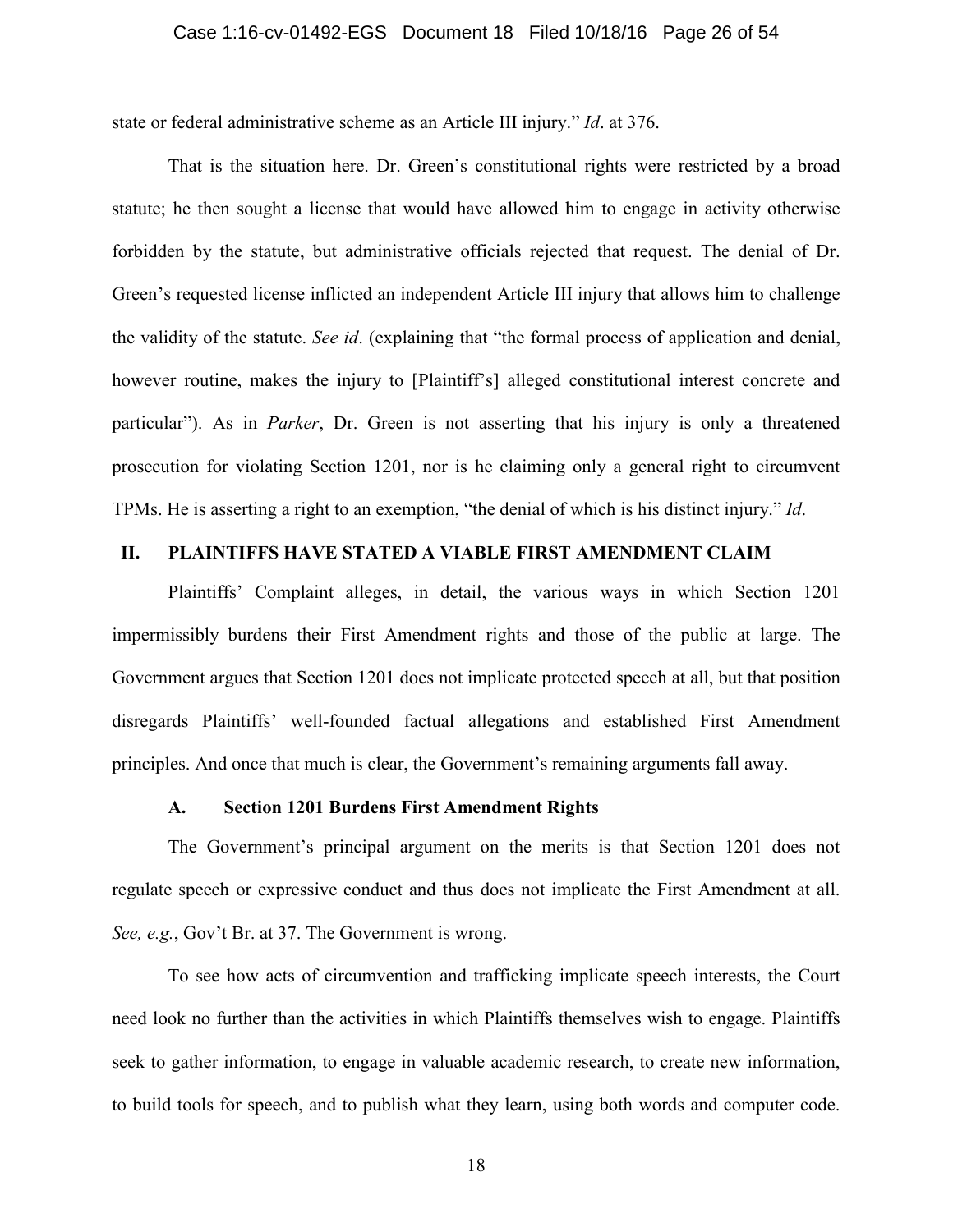state or federal administrative scheme as an Article III injury." *Id*. at 376.

That is the situation here. Dr. Green's constitutional rights were restricted by a broad statute; he then sought a license that would have allowed him to engage in activity otherwise forbidden by the statute, but administrative officials rejected that request. The denial of Dr. Green's requested license inflicted an independent Article III injury that allows him to challenge the validity of the statute. *See id*. (explaining that "the formal process of application and denial, however routine, makes the injury to [Plaintiff's] alleged constitutional interest concrete and particular"). As in *Parker*, Dr. Green is not asserting that his injury is only a threatened prosecution for violating Section 1201, nor is he claiming only a general right to circumvent TPMs. He is asserting a right to an exemption, "the denial of which is his distinct injury." *Id*.

## II. PLAINTIFFS HAVE STATED A VIABLE FIRST AMENDMENT CLAIM

Plaintiffs' Complaint alleges, in detail, the various ways in which Section 1201 impermissibly burdens their First Amendment rights and those of the public at large. The Government argues that Section 1201 does not implicate protected speech at all, but that position disregards Plaintiffs' well-founded factual allegations and established First Amendment principles. And once that much is clear, the Government's remaining arguments fall away.

### A. Section 1201 Burdens First Amendment Rights

The Government's principal argument on the merits is that Section 1201 does not regulate speech or expressive conduct and thus does not implicate the First Amendment at all. *See, e.g.*, Gov't Br. at 37. The Government is wrong.

To see how acts of circumvention and trafficking implicate speech interests, the Court need look no further than the activities in which Plaintiffs themselves wish to engage. Plaintiffs seek to gather information, to engage in valuable academic research, to create new information, to build tools for speech, and to publish what they learn, using both words and computer code.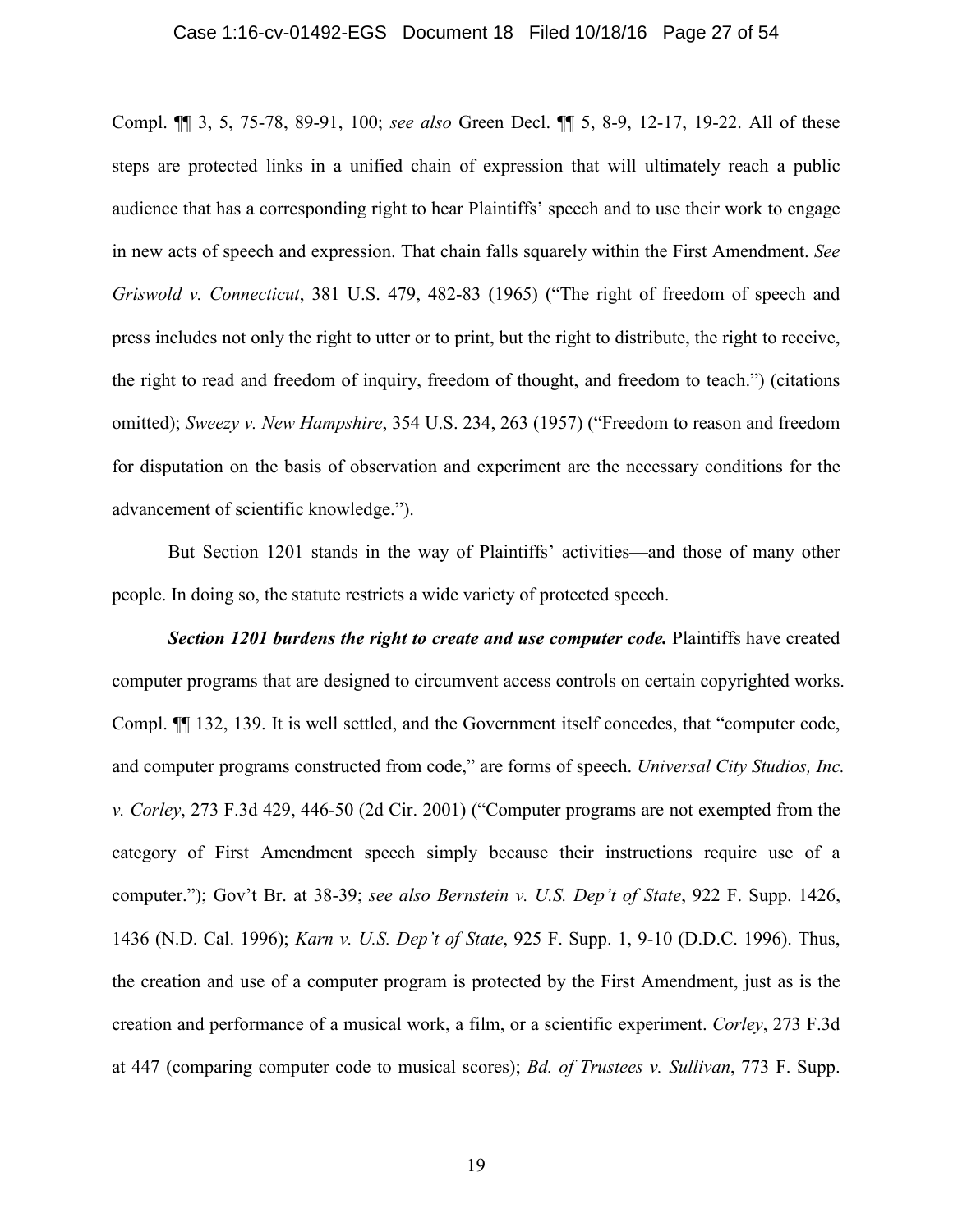Compl. ¶¶ 3, 5, 75-78, 89-91, 100; *see also* Green Decl. ¶¶ 5, 8-9, 12-17, 19-22. All of these steps are protected links in a unified chain of expression that will ultimately reach a public audience that has a corresponding right to hear Plaintiffs' speech and to use their work to engage in new acts of speech and expression. That chain falls squarely within the First Amendment. *See Griswold v. Connecticut*, 381 U.S. 479, 482-83 (1965) ("The right of freedom of speech and press includes not only the right to utter or to print, but the right to distribute, the right to receive, the right to read and freedom of inquiry, freedom of thought, and freedom to teach.") (citations omitted); *Sweezy v. New Hampshire*, 354 U.S. 234, 263 (1957) ("Freedom to reason and freedom for disputation on the basis of observation and experiment are the necessary conditions for the advancement of scientific knowledge.").

But Section 1201 stands in the way of Plaintiffs' activities—and those of many other people. In doing so, the statute restricts a wide variety of protected speech.

***Section 1201 burdens the right to create and use computer code.*** Plaintiffs have created computer programs that are designed to circumvent access controls on certain copyrighted works. Compl. ¶¶ 132, 139. It is well settled, and the Government itself concedes, that "computer code, and computer programs constructed from code," are forms of speech. *Universal City Studios, Inc. v. Corley*, 273 F.3d 429, 446-50 (2d Cir. 2001) ("Computer programs are not exempted from the category of First Amendment speech simply because their instructions require use of a computer."); Gov't Br. at 38-39; *see also Bernstein v. U.S. Dep't of State*, 922 F. Supp. 1426, 1436 (N.D. Cal. 1996); *Karn v. U.S. Dep't of State*, 925 F. Supp. 1, 9-10 (D.D.C. 1996). Thus, the creation and use of a computer program is protected by the First Amendment, just as is the creation and performance of a musical work, a film, or a scientific experiment. *Corley*, 273 F.3d at 447 (comparing computer code to musical scores); *Bd. of Trustees v. Sullivan*, 773 F. Supp.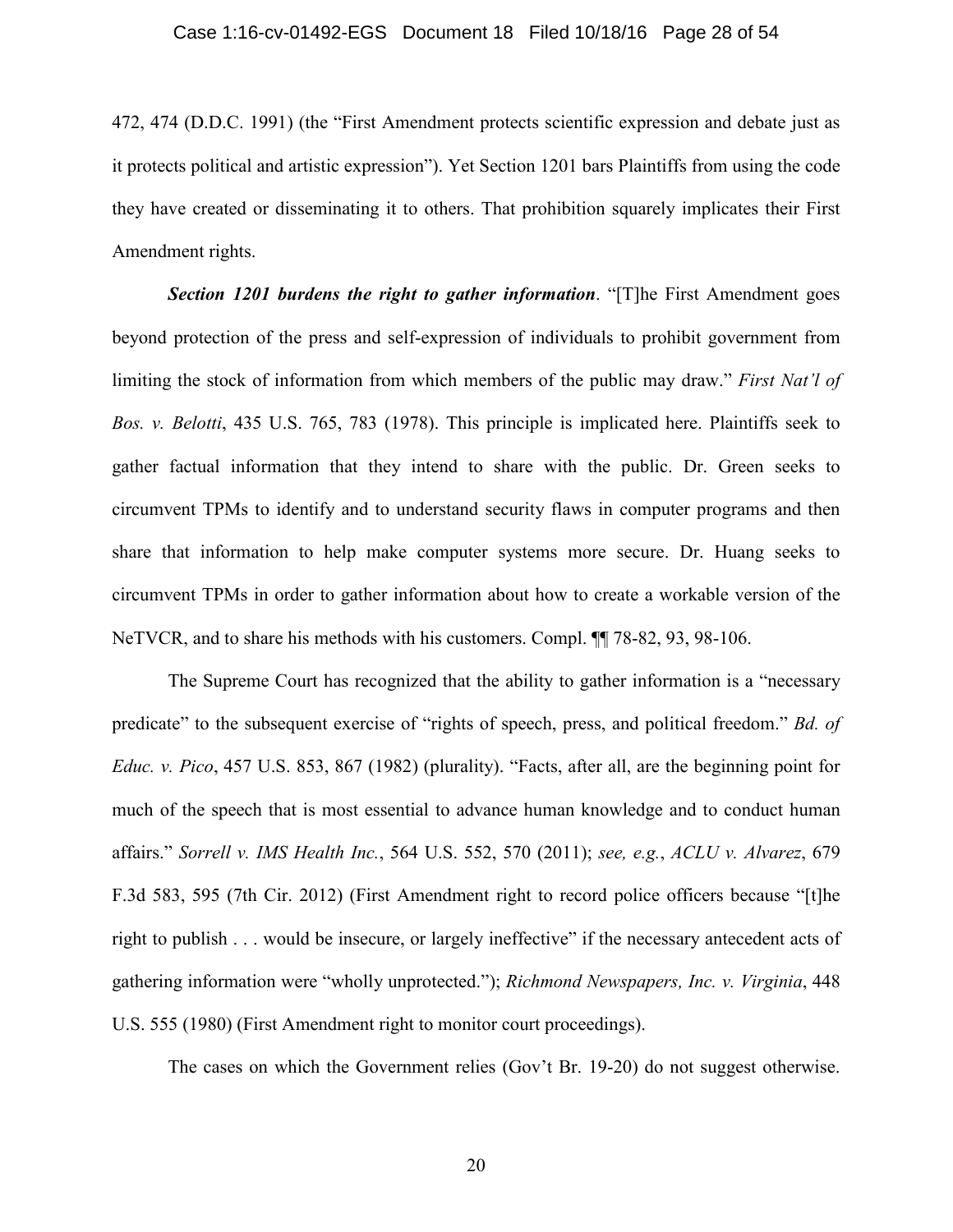472, 474 (D.D.C. 1991) (the "First Amendment protects scientific expression and debate just as it protects political and artistic expression"). Yet Section 1201 bars Plaintiffs from using the code they have created or disseminating it to others. That prohibition squarely implicates their First Amendment rights.

***Section 1201 burdens the right to gather information***. "[T]he First Amendment goes beyond protection of the press and self-expression of individuals to prohibit government from limiting the stock of information from which members of the public may draw." *First Nat'l of Bos. v. Belotti*, 435 U.S. 765, 783 (1978). This principle is implicated here. Plaintiffs seek to gather factual information that they intend to share with the public. Dr. Green seeks to circumvent TPMs to identify and to understand security flaws in computer programs and then share that information to help make computer systems more secure. Dr. Huang seeks to circumvent TPMs in order to gather information about how to create a workable version of the NeTVCR, and to share his methods with his customers. Compl. ¶¶ 78-82, 93, 98-106.

The Supreme Court has recognized that the ability to gather information is a "necessary predicate" to the subsequent exercise of "rights of speech, press, and political freedom." *Bd. of Educ. v. Pico*, 457 U.S. 853, 867 (1982) (plurality). "Facts, after all, are the beginning point for much of the speech that is most essential to advance human knowledge and to conduct human affairs." *Sorrell v. IMS Health Inc.*, 564 U.S. 552, 570 (2011); *see, e.g.*, *ACLU v. Alvarez*, 679 F.3d 583, 595 (7th Cir. 2012) (First Amendment right to record police officers because "[t]he right to publish . . . would be insecure, or largely ineffective" if the necessary antecedent acts of gathering information were "wholly unprotected."); *Richmond Newspapers, Inc. v. Virginia*, 448 U.S. 555 (1980) (First Amendment right to monitor court proceedings).

The cases on which the Government relies (Gov't Br. 19-20) do not suggest otherwise.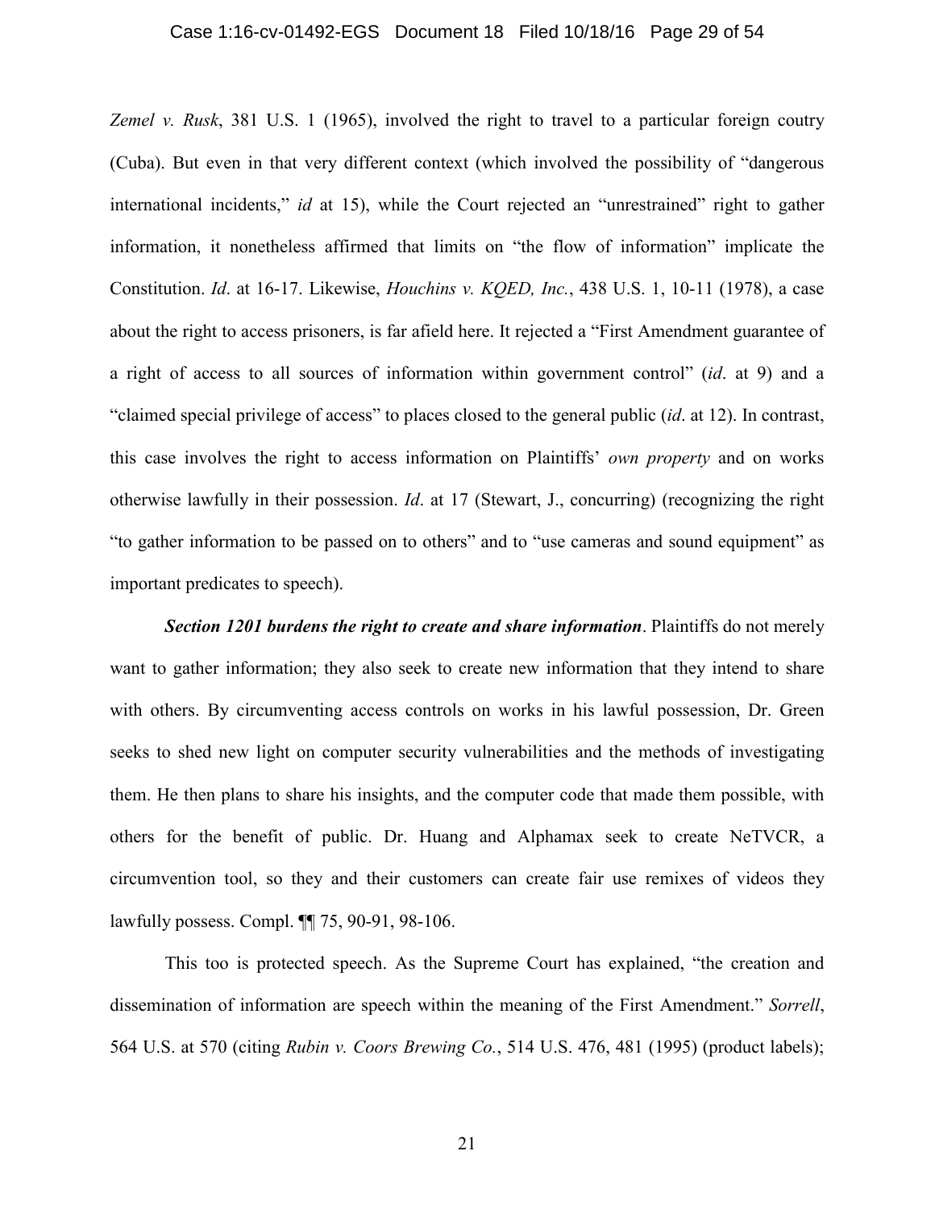*Zemel v. Rusk*, 381 U.S. 1 (1965), involved the right to travel to a particular foreign coutry (Cuba). But even in that very different context (which involved the possibility of "dangerous international incidents," *id* at 15), while the Court rejected an "unrestrained" right to gather information, it nonetheless affirmed that limits on "the flow of information" implicate the Constitution. *Id*. at 16-17. Likewise, *Houchins v. KQED, Inc.*, 438 U.S. 1, 10-11 (1978), a case about the right to access prisoners, is far afield here. It rejected a "First Amendment guarantee of a right of access to all sources of information within government control" (*id*. at 9) and a "claimed special privilege of access" to places closed to the general public (*id*. at 12). In contrast, this case involves the right to access information on Plaintiffs' *own property* and on works otherwise lawfully in their possession. *Id*. at 17 (Stewart, J., concurring) (recognizing the right "to gather information to be passed on to others" and to "use cameras and sound equipment" as important predicates to speech).

***Section 1201 burdens the right to create and share information***. Plaintiffs do not merely want to gather information; they also seek to create new information that they intend to share with others. By circumventing access controls on works in his lawful possession, Dr. Green seeks to shed new light on computer security vulnerabilities and the methods of investigating them. He then plans to share his insights, and the computer code that made them possible, with others for the benefit of public. Dr. Huang and Alphamax seek to create NeTVCR, a circumvention tool, so they and their customers can create fair use remixes of videos they lawfully possess. Compl. ¶¶ 75, 90-91, 98-106.

This too is protected speech. As the Supreme Court has explained, "the creation and dissemination of information are speech within the meaning of the First Amendment." *Sorrell*, 564 U.S. at 570 (citing *Rubin v. Coors Brewing Co.*, 514 U.S. 476, 481 (1995) (product labels);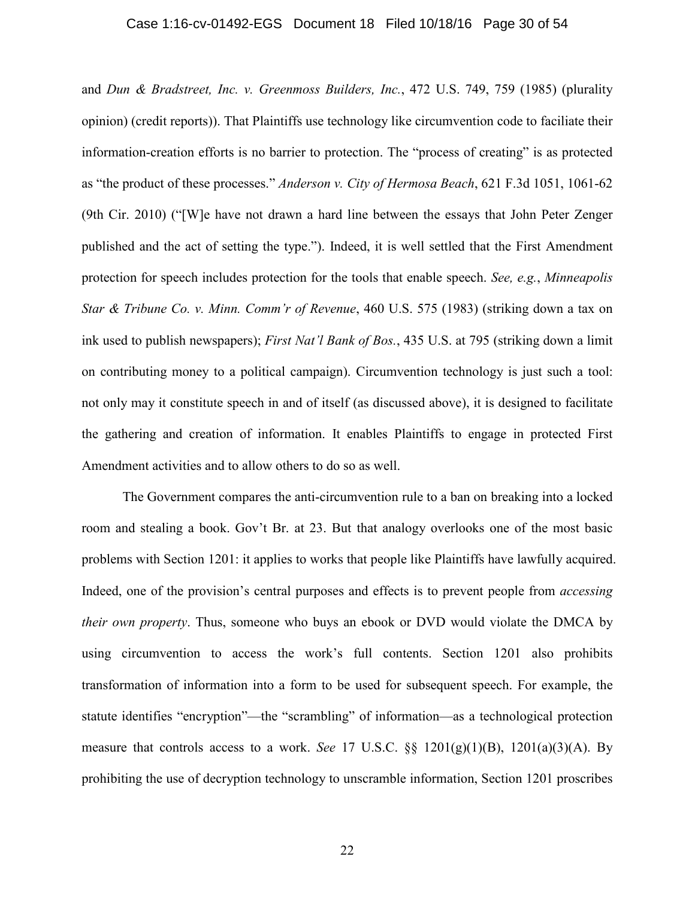and *Dun & Bradstreet, Inc. v. Greenmoss Builders, Inc.*, 472 U.S. 749, 759 (1985) (plurality opinion) (credit reports)). That Plaintiffs use technology like circumvention code to faciliate their information-creation efforts is no barrier to protection. The "process of creating" is as protected as "the product of these processes." *Anderson v. City of Hermosa Beach*, 621 F.3d 1051, 1061-62 (9th Cir. 2010) ("[W]e have not drawn a hard line between the essays that John Peter Zenger published and the act of setting the type."). Indeed, it is well settled that the First Amendment protection for speech includes protection for the tools that enable speech. *See, e.g.*, *Minneapolis Star & Tribune Co. v. Minn. Comm'r of Revenue*, 460 U.S. 575 (1983) (striking down a tax on ink used to publish newspapers); *First Nat'l Bank of Bos.*, 435 U.S. at 795 (striking down a limit on contributing money to a political campaign). Circumvention technology is just such a tool: not only may it constitute speech in and of itself (as discussed above), it is designed to facilitate the gathering and creation of information. It enables Plaintiffs to engage in protected First Amendment activities and to allow others to do so as well.

The Government compares the anti-circumvention rule to a ban on breaking into a locked room and stealing a book. Gov't Br. at 23. But that analogy overlooks one of the most basic problems with Section 1201: it applies to works that people like Plaintiffs have lawfully acquired. Indeed, one of the provision's central purposes and effects is to prevent people from *accessing their own property*. Thus, someone who buys an ebook or DVD would violate the DMCA by using circumvention to access the work's full contents. Section 1201 also prohibits transformation of information into a form to be used for subsequent speech. For example, the statute identifies "encryption"—the "scrambling" of information—as a technological protection measure that controls access to a work. *See* 17 U.S.C. §§ 1201(g)(1)(B), 1201(a)(3)(A). By prohibiting the use of decryption technology to unscramble information, Section 1201 proscribes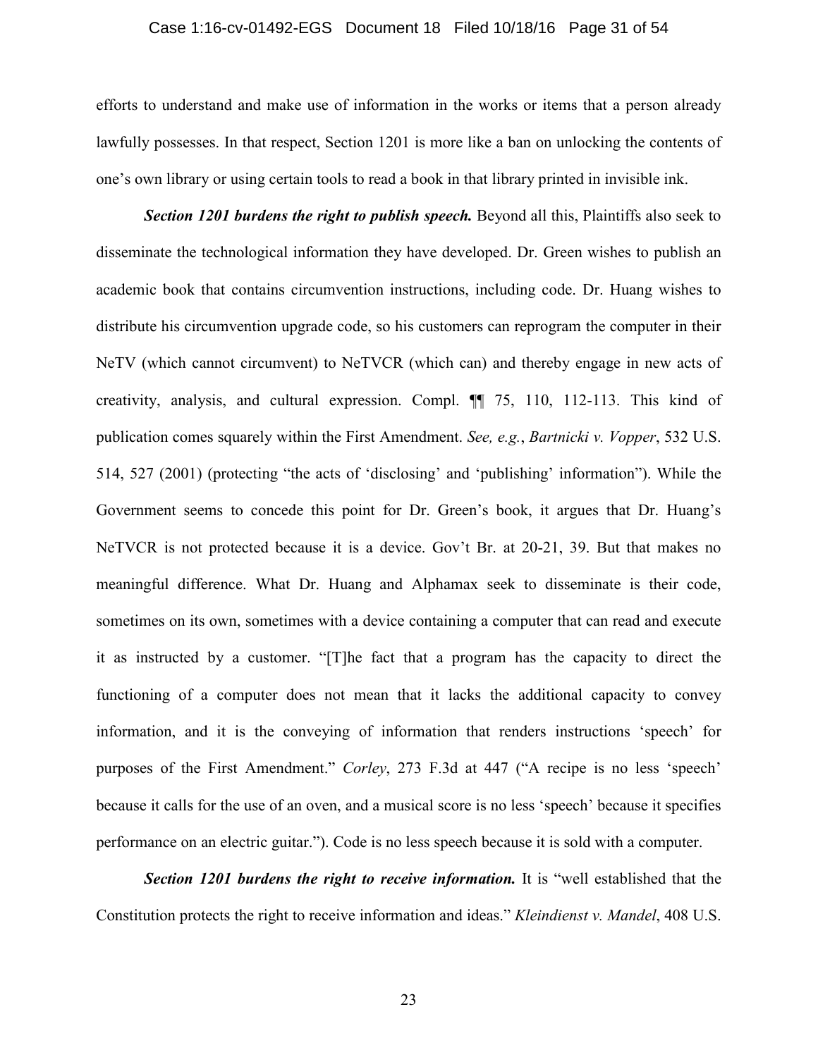efforts to understand and make use of information in the works or items that a person already lawfully possesses. In that respect, Section 1201 is more like a ban on unlocking the contents of one's own library or using certain tools to read a book in that library printed in invisible ink.

***Section 1201 burdens the right to publish speech.*** Beyond all this, Plaintiffs also seek to disseminate the technological information they have developed. Dr. Green wishes to publish an academic book that contains circumvention instructions, including code. Dr. Huang wishes to distribute his circumvention upgrade code, so his customers can reprogram the computer in their NeTV (which cannot circumvent) to NeTVCR (which can) and thereby engage in new acts of creativity, analysis, and cultural expression. Compl. ¶¶ 75, 110, 112-113. This kind of publication comes squarely within the First Amendment. *See, e.g.*, *Bartnicki v. Vopper*, 532 U.S. 514, 527 (2001) (protecting "the acts of 'disclosing' and 'publishing' information"). While the Government seems to concede this point for Dr. Green's book, it argues that Dr. Huang's NeTVCR is not protected because it is a device. Gov't Br. at 20-21, 39. But that makes no meaningful difference. What Dr. Huang and Alphamax seek to disseminate is their code, sometimes on its own, sometimes with a device containing a computer that can read and execute it as instructed by a customer. "[T]he fact that a program has the capacity to direct the functioning of a computer does not mean that it lacks the additional capacity to convey information, and it is the conveying of information that renders instructions 'speech' for purposes of the First Amendment." *Corley*, 273 F.3d at 447 ("A recipe is no less 'speech' because it calls for the use of an oven, and a musical score is no less 'speech' because it specifies performance on an electric guitar."). Code is no less speech because it is sold with a computer.

***Section 1201 burdens the right to receive information.*** It is "well established that the Constitution protects the right to receive information and ideas." *Kleindienst v. Mandel*, 408 U.S.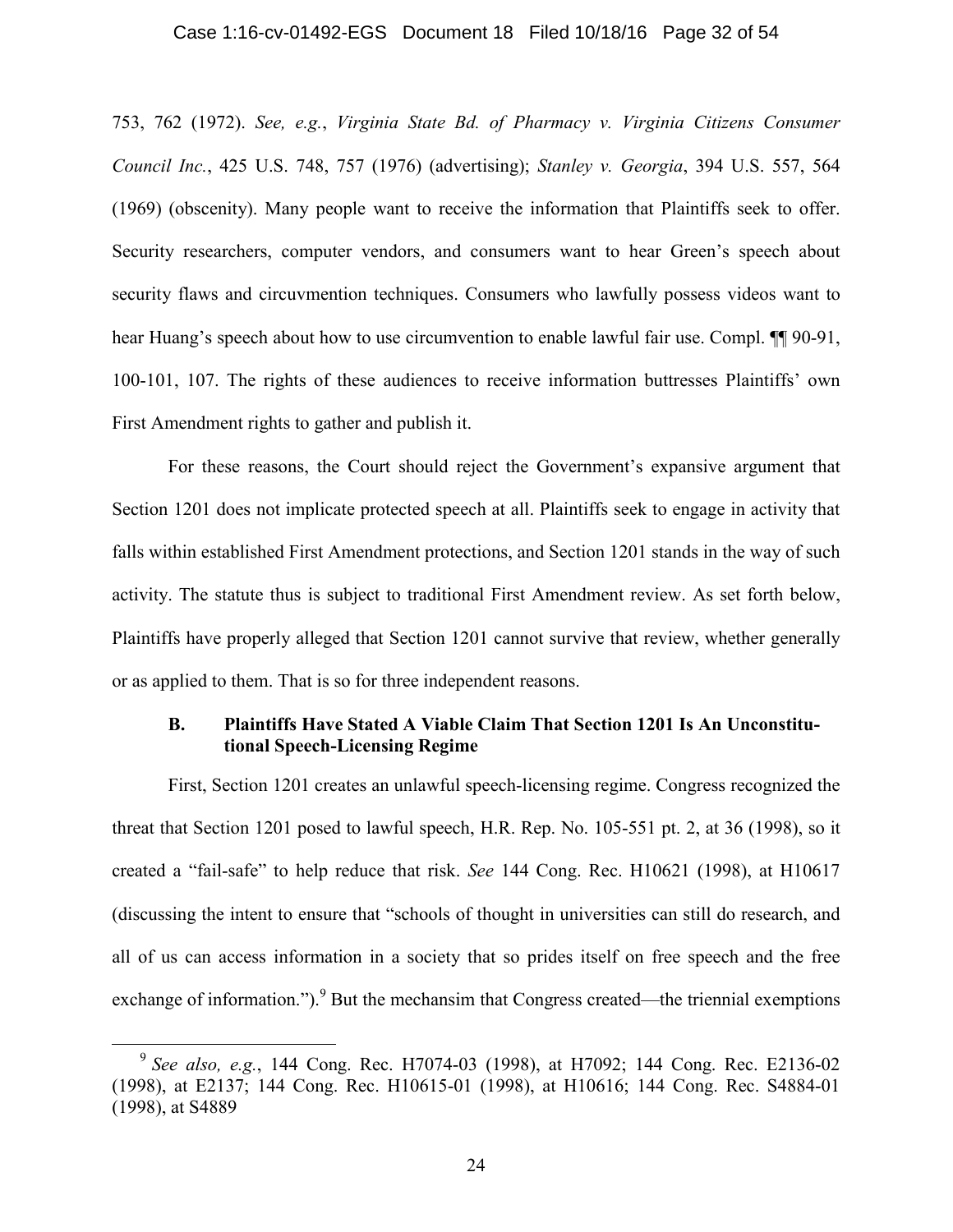753, 762 (1972). *See, e.g.*, *Virginia State Bd. of Pharmacy v. Virginia Citizens Consumer Council Inc.*, 425 U.S. 748, 757 (1976) (advertising); *Stanley v. Georgia*, 394 U.S. 557, 564 (1969) (obscenity). Many people want to receive the information that Plaintiffs seek to offer. Security researchers, computer vendors, and consumers want to hear Green's speech about security flaws and circuvmention techniques. Consumers who lawfully possess videos want to hear Huang's speech about how to use circumvention to enable lawful fair use. Compl. ¶¶ 90-91, 100-101, 107. The rights of these audiences to receive information buttresses Plaintiffs' own First Amendment rights to gather and publish it.

For these reasons, the Court should reject the Government's expansive argument that Section 1201 does not implicate protected speech at all. Plaintiffs seek to engage in activity that falls within established First Amendment protections, and Section 1201 stands in the way of such activity. The statute thus is subject to traditional First Amendment review. As set forth below, Plaintiffs have properly alleged that Section 1201 cannot survive that review, whether generally or as applied to them. That is so for three independent reasons.

### B. Plaintiffs Have Stated A Viable Claim That Section 1201 Is An Unconstitutional Speech-Licensing Regime

First, Section 1201 creates an unlawful speech-licensing regime. Congress recognized the threat that Section 1201 posed to lawful speech, H.R. Rep. No. 105-551 pt. 2, at 36 (1998), so it created a "fail-safe" to help reduce that risk. *See* 144 Cong. Rec. H10621 (1998), at H10617 (discussing the intent to ensure that "schools of thought in universities can still do research, and all of us can access information in a society that so prides itself on free speech and the free exchange of information.").[9] But the mechansim that Congress created—the triennial exemptions

---

[9] *See also, e.g.*, 144 Cong. Rec. H7074-03 (1998), at H7092; 144 Cong. Rec. E2136-02 (1998), at E2137; 144 Cong. Rec. H10615-01 (1998), at H10616; 144 Cong. Rec. S4884-01 (1998), at S4889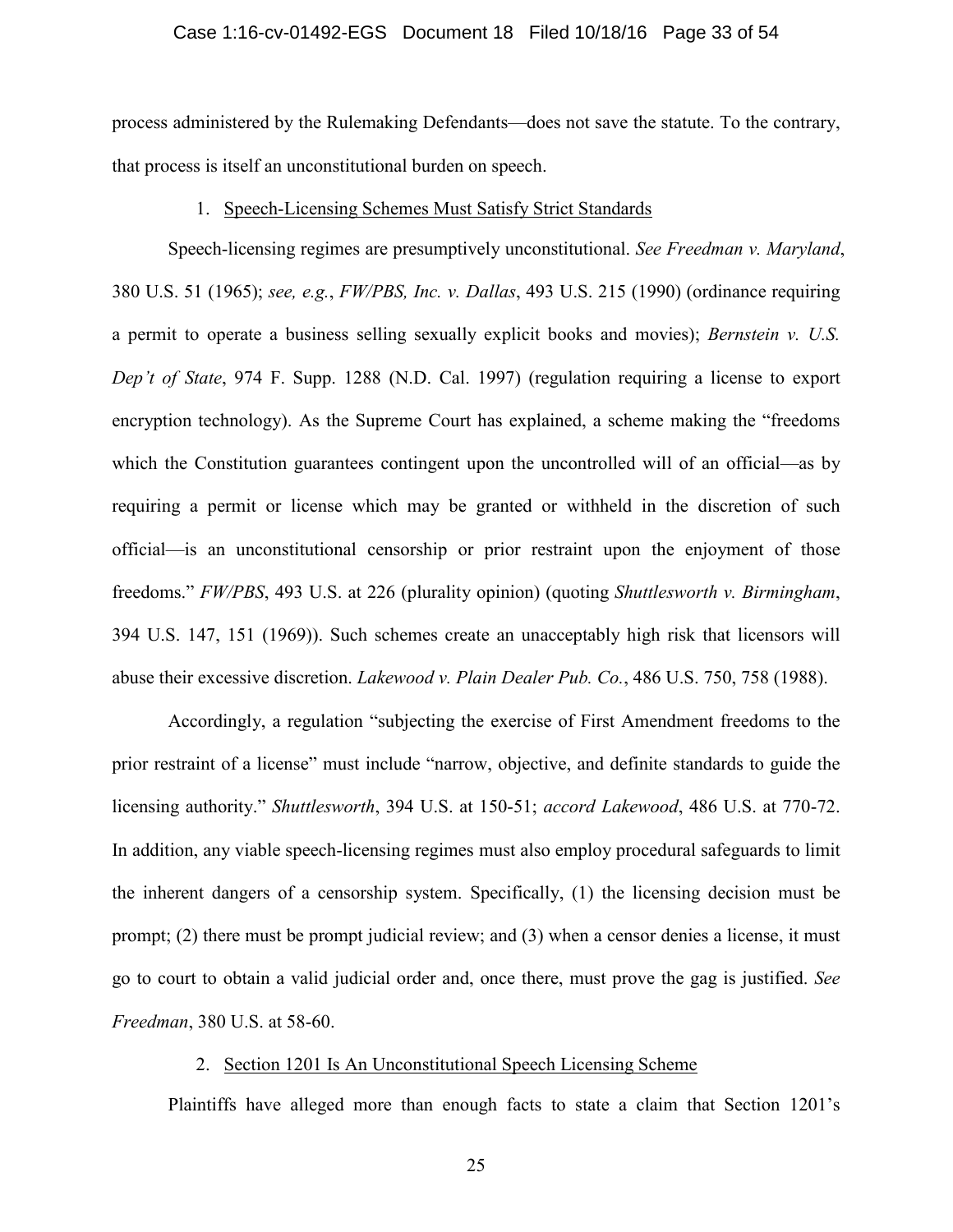process administered by the Rulemaking Defendants—does not save the statute. To the contrary, that process is itself an unconstitutional burden on speech.

1. Speech-Licensing Schemes Must Satisfy Strict Standards

Speech-licensing regimes are presumptively unconstitutional. *See Freedman v. Maryland*, 380 U.S. 51 (1965); *see, e.g.*, *FW/PBS, Inc. v. Dallas*, 493 U.S. 215 (1990) (ordinance requiring a permit to operate a business selling sexually explicit books and movies); *Bernstein v. U.S. Dep't of State*, 974 F. Supp. 1288 (N.D. Cal. 1997) (regulation requiring a license to export encryption technology). As the Supreme Court has explained, a scheme making the "freedoms which the Constitution guarantees contingent upon the uncontrolled will of an official—as by requiring a permit or license which may be granted or withheld in the discretion of such official—is an unconstitutional censorship or prior restraint upon the enjoyment of those freedoms." *FW/PBS*, 493 U.S. at 226 (plurality opinion) (quoting *Shuttlesworth v. Birmingham*, 394 U.S. 147, 151 (1969)). Such schemes create an unacceptably high risk that licensors will abuse their excessive discretion. *Lakewood v. Plain Dealer Pub. Co.*, 486 U.S. 750, 758 (1988).

Accordingly, a regulation "subjecting the exercise of First Amendment freedoms to the prior restraint of a license" must include "narrow, objective, and definite standards to guide the licensing authority." *Shuttlesworth*, 394 U.S. at 150-51; *accord Lakewood*, 486 U.S. at 770-72. In addition, any viable speech-licensing regimes must also employ procedural safeguards to limit the inherent dangers of a censorship system. Specifically, (1) the licensing decision must be prompt; (2) there must be prompt judicial review; and (3) when a censor denies a license, it must go to court to obtain a valid judicial order and, once there, must prove the gag is justified. *See Freedman*, 380 U.S. at 58-60.

2. Section 1201 Is An Unconstitutional Speech Licensing Scheme

Plaintiffs have alleged more than enough facts to state a claim that Section 1201's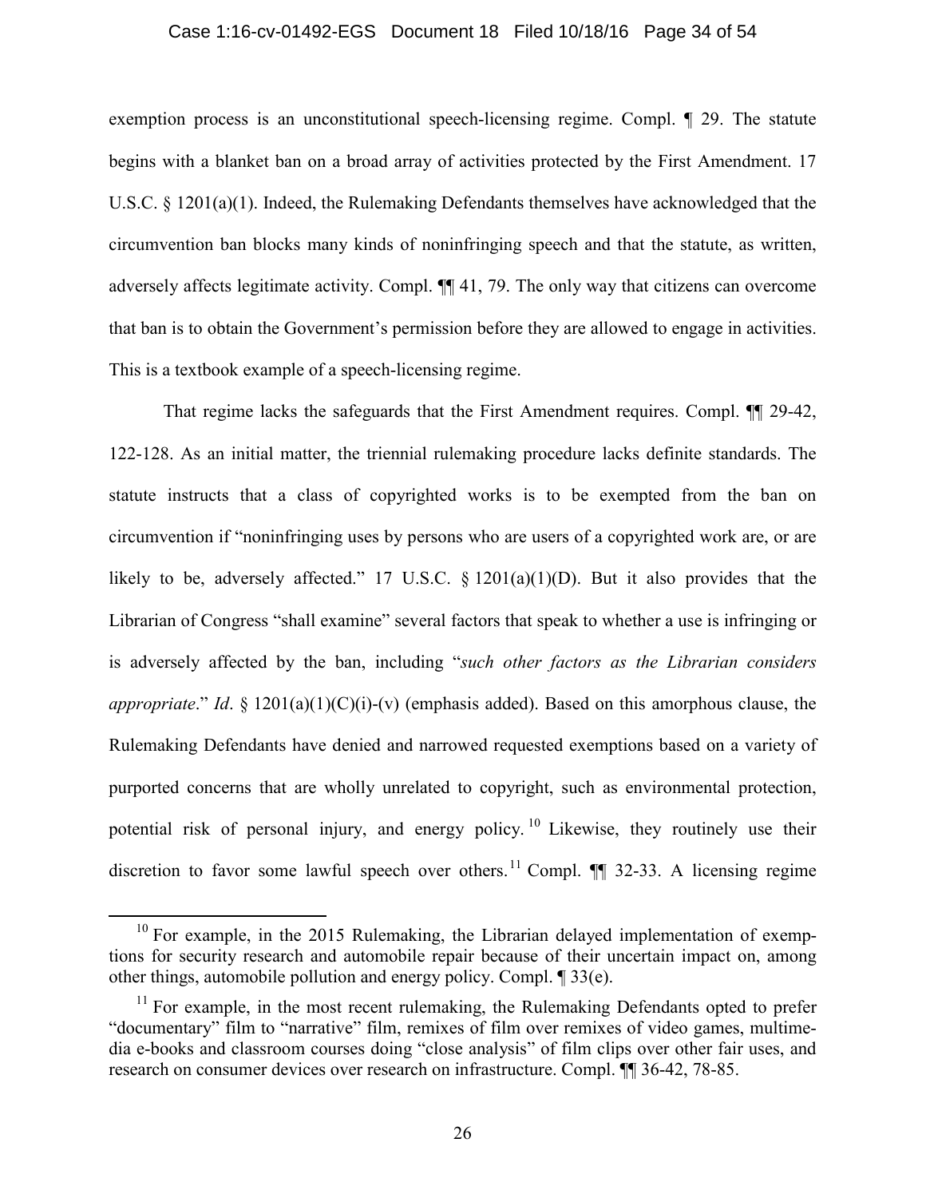exemption process is an unconstitutional speech-licensing regime. Compl. ¶ 29. The statute begins with a blanket ban on a broad array of activities protected by the First Amendment. 17 U.S.C. § 1201(a)(1). Indeed, the Rulemaking Defendants themselves have acknowledged that the circumvention ban blocks many kinds of noninfringing speech and that the statute, as written, adversely affects legitimate activity. Compl. ¶¶ 41, 79. The only way that citizens can overcome that ban is to obtain the Government's permission before they are allowed to engage in activities. This is a textbook example of a speech-licensing regime.

That regime lacks the safeguards that the First Amendment requires. Compl. ¶¶ 29-42, 122-128. As an initial matter, the triennial rulemaking procedure lacks definite standards. The statute instructs that a class of copyrighted works is to be exempted from the ban on circumvention if "noninfringing uses by persons who are users of a copyrighted work are, or are likely to be, adversely affected." 17 U.S.C. § 1201(a)(1)(D). But it also provides that the Librarian of Congress "shall examine" several factors that speak to whether a use is infringing or is adversely affected by the ban, including "*such other factors as the Librarian considers appropriate*." *Id*. § 1201(a)(1)(C)(i)-(v) (emphasis added). Based on this amorphous clause, the Rulemaking Defendants have denied and narrowed requested exemptions based on a variety of purported concerns that are wholly unrelated to copyright, such as environmental protection, potential risk of personal injury, and energy policy.[10] Likewise, they routinely use their discretion to favor some lawful speech over others.[11] Compl. ¶¶ 32-33. A licensing regime

[10] For example, in the 2015 Rulemaking, the Librarian delayed implementation of exemptions for security research and automobile repair because of their uncertain impact on, among other things, automobile pollution and energy policy. Compl. ¶ 33(e).

[11] For example, in the most recent rulemaking, the Rulemaking Defendants opted to prefer "documentary" film to "narrative" film, remixes of film over remixes of video games, multimedia e-books and classroom courses doing "close analysis" of film clips over other fair uses, and research on consumer devices over research on infrastructure. Compl. ¶¶ 36-42, 78-85.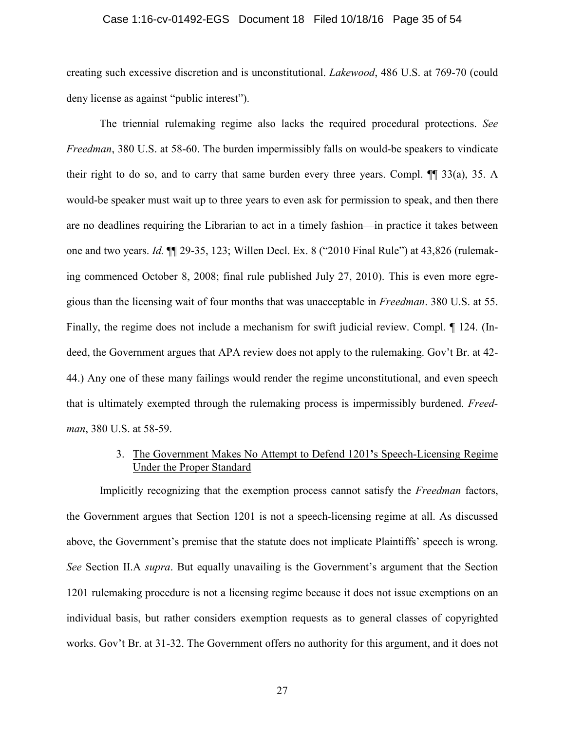creating such excessive discretion and is unconstitutional. *Lakewood*, 486 U.S. at 769-70 (could deny license as against "public interest").

The triennial rulemaking regime also lacks the required procedural protections. *See Freedman*, 380 U.S. at 58-60. The burden impermissibly falls on would-be speakers to vindicate their right to do so, and to carry that same burden every three years. Compl. ¶¶ 33(a), 35. A would-be speaker must wait up to three years to even ask for permission to speak, and then there are no deadlines requiring the Librarian to act in a timely fashion—in practice it takes between one and two years. *Id.* ¶¶ 29-35, 123; Willen Decl. Ex. 8 ("2010 Final Rule") at 43,826 (rulemaking commenced October 8, 2008; final rule published July 27, 2010). This is even more egregious than the licensing wait of four months that was unacceptable in *Freedman*. 380 U.S. at 55. Finally, the regime does not include a mechanism for swift judicial review. Compl. ¶ 124. (Indeed, the Government argues that APA review does not apply to the rulemaking. Gov't Br. at 42-44.) Any one of these many failings would render the regime unconstitutional, and even speech that is ultimately exempted through the rulemaking process is impermissibly burdened. *Freedman*, 380 U.S. at 58-59.

### 3. <u>The Government Makes No Attempt to Defend 1201's Speech-Licensing Regime Under the Proper Standard</u>

Implicitly recognizing that the exemption process cannot satisfy the *Freedman* factors, the Government argues that Section 1201 is not a speech-licensing regime at all. As discussed above, the Government's premise that the statute does not implicate Plaintiffs' speech is wrong. *See* Section II.A *supra*. But equally unavailing is the Government's argument that the Section 1201 rulemaking procedure is not a licensing regime because it does not issue exemptions on an individual basis, but rather considers exemption requests as to general classes of copyrighted works. Gov't Br. at 31-32. The Government offers no authority for this argument, and it does not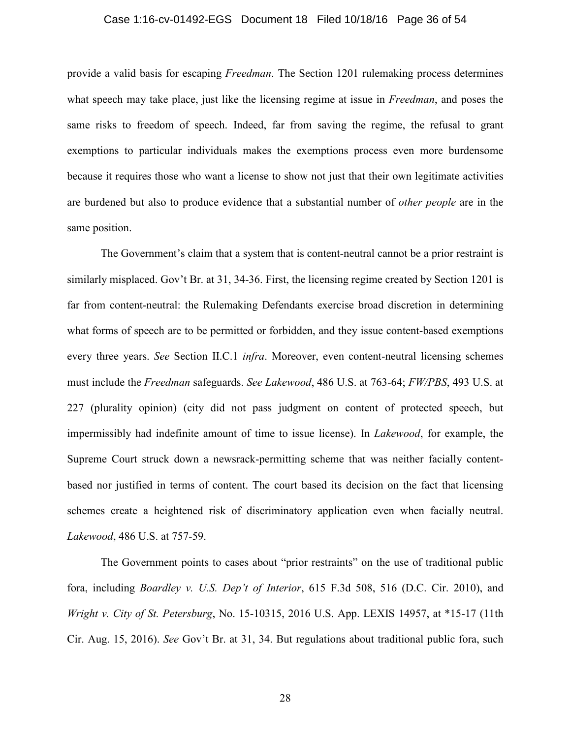provide a valid basis for escaping *Freedman*. The Section 1201 rulemaking process determines what speech may take place, just like the licensing regime at issue in *Freedman*, and poses the same risks to freedom of speech. Indeed, far from saving the regime, the refusal to grant exemptions to particular individuals makes the exemptions process even more burdensome because it requires those who want a license to show not just that their own legitimate activities are burdened but also to produce evidence that a substantial number of *other people* are in the same position.

The Government's claim that a system that is content-neutral cannot be a prior restraint is similarly misplaced. Gov't Br. at 31, 34-36. First, the licensing regime created by Section 1201 is far from content-neutral: the Rulemaking Defendants exercise broad discretion in determining what forms of speech are to be permitted or forbidden, and they issue content-based exemptions every three years. *See* Section II.C.1 *infra*. Moreover, even content-neutral licensing schemes must include the *Freedman* safeguards. *See Lakewood*, 486 U.S. at 763-64; *FW/PBS*, 493 U.S. at 227 (plurality opinion) (city did not pass judgment on content of protected speech, but impermissibly had indefinite amount of time to issue license). In *Lakewood*, for example, the Supreme Court struck down a newsrack-permitting scheme that was neither facially content-based nor justified in terms of content. The court based its decision on the fact that licensing schemes create a heightened risk of discriminatory application even when facially neutral. *Lakewood*, 486 U.S. at 757-59.

The Government points to cases about "prior restraints" on the use of traditional public fora, including *Boardley v. U.S. Dep't of Interior*, 615 F.3d 508, 516 (D.C. Cir. 2010), and *Wright v. City of St. Petersburg*, No. 15-10315, 2016 U.S. App. LEXIS 14957, at *15-17 (11th Cir. Aug. 15, 2016). *See* Gov't Br. at 31, 34. But regulations about traditional public fora, such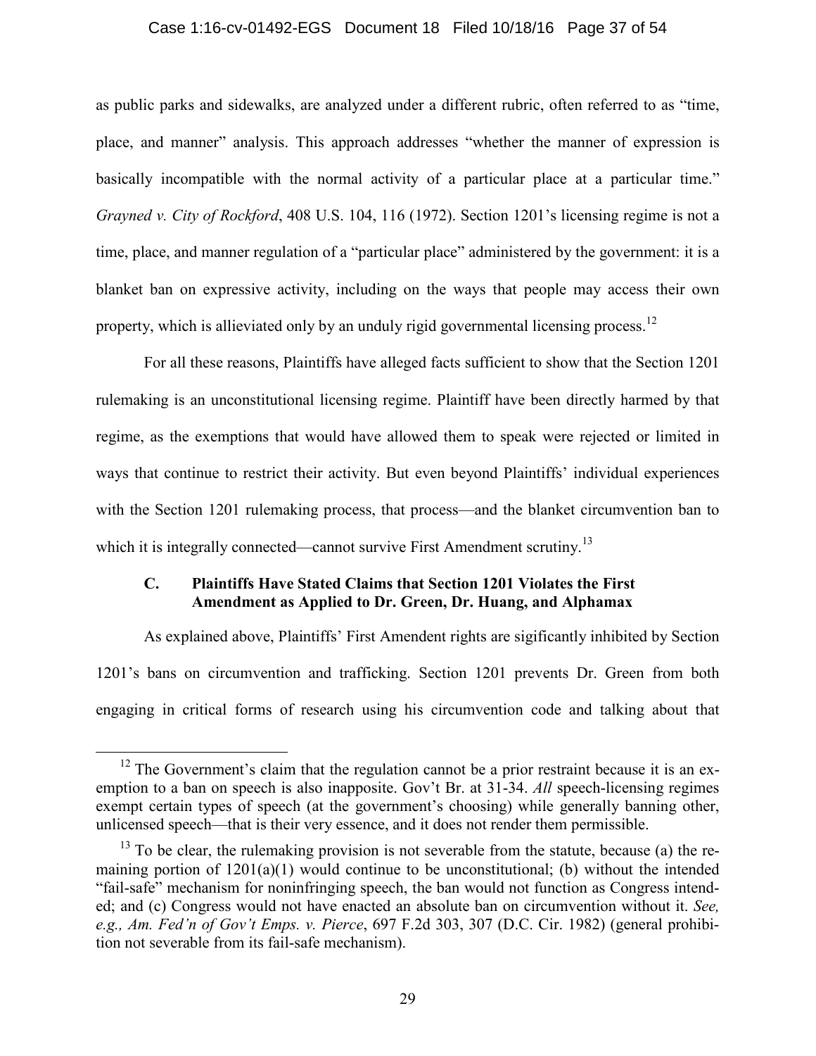as public parks and sidewalks, are analyzed under a different rubric, often referred to as "time, place, and manner" analysis. This approach addresses "whether the manner of expression is basically incompatible with the normal activity of a particular place at a particular time." *Grayned v. City of Rockford*, 408 U.S. 104, 116 (1972). Section 1201's licensing regime is not a time, place, and manner regulation of a "particular place" administered by the government: it is a blanket ban on expressive activity, including on the ways that people may access their own property, which is allieviated only by an unduly rigid governmental licensing process.[12]

For all these reasons, Plaintiffs have alleged facts sufficient to show that the Section 1201 rulemaking is an unconstitutional licensing regime. Plaintiff have been directly harmed by that regime, as the exemptions that would have allowed them to speak were rejected or limited in ways that continue to restrict their activity. But even beyond Plaintiffs' individual experiences with the Section 1201 rulemaking process, that process—and the blanket circumvention ban to which it is integrally connected—cannot survive First Amendment scrutiny.[13]

### C. Plaintiffs Have Stated Claims that Section 1201 Violates the First Amendment as Applied to Dr. Green, Dr. Huang, and Alphamax

As explained above, Plaintiffs' First Amendent rights are sigificantly inhibited by Section 1201's bans on circumvention and trafficking. Section 1201 prevents Dr. Green from both engaging in critical forms of research using his circumvention code and talking about that

---

[12] The Government's claim that the regulation cannot be a prior restraint because it is an exemption to a ban on speech is also inapposite. Gov't Br. at 31-34. *All* speech-licensing regimes exempt certain types of speech (at the government's choosing) while generally banning other, unlicensed speech—that is their very essence, and it does not render them permissible.

[13] To be clear, the rulemaking provision is not severable from the statute, because (a) the remaining portion of 1201(a)(1) would continue to be unconstitutional; (b) without the intended "fail-safe" mechanism for noninfringing speech, the ban would not function as Congress intended; and (c) Congress would not have enacted an absolute ban on circumvention without it. *See, e.g., Am. Fed'n of Gov't Emps. v. Pierce*, 697 F.2d 303, 307 (D.C. Cir. 1982) (general prohibition not severable from its fail-safe mechanism).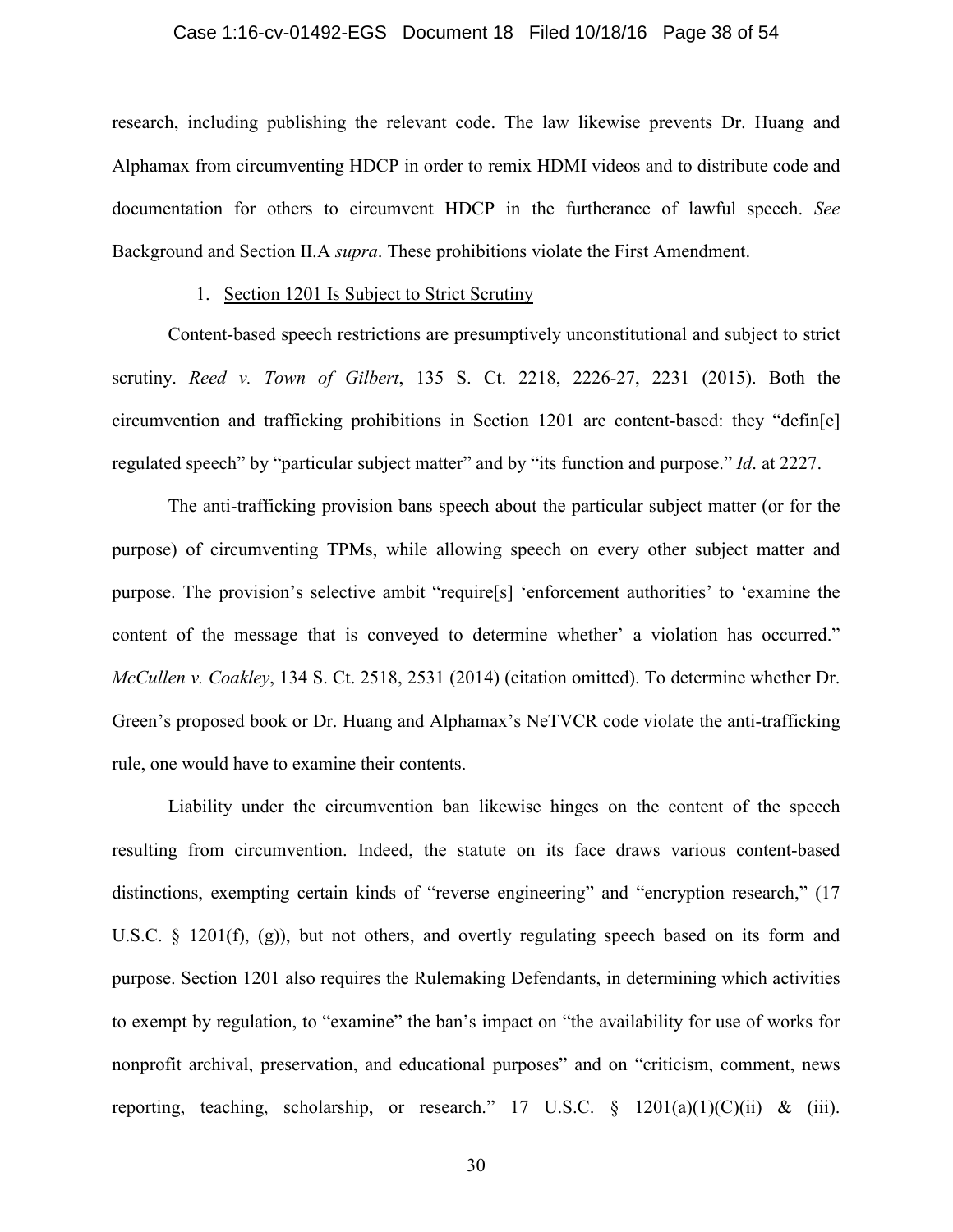research, including publishing the relevant code. The law likewise prevents Dr. Huang and Alphamax from circumventing HDCP in order to remix HDMI videos and to distribute code and documentation for others to circumvent HDCP in the furtherance of lawful speech. *See* Background and Section II.A *supra*. These prohibitions violate the First Amendment.

1. <u>Section 1201 Is Subject to Strict Scrutiny</u>

Content-based speech restrictions are presumptively unconstitutional and subject to strict scrutiny. *Reed v. Town of Gilbert*, 135 S. Ct. 2218, 2226-27, 2231 (2015). Both the circumvention and trafficking prohibitions in Section 1201 are content-based: they "defin[e] regulated speech" by "particular subject matter" and by "its function and purpose." *Id*. at 2227.

The anti-trafficking provision bans speech about the particular subject matter (or for the purpose) of circumventing TPMs, while allowing speech on every other subject matter and purpose. The provision's selective ambit "require[s] 'enforcement authorities' to 'examine the content of the message that is conveyed to determine whether' a violation has occurred." *McCullen v. Coakley*, 134 S. Ct. 2518, 2531 (2014) (citation omitted). To determine whether Dr. Green's proposed book or Dr. Huang and Alphamax's NeTVCR code violate the anti-trafficking rule, one would have to examine their contents.

Liability under the circumvention ban likewise hinges on the content of the speech resulting from circumvention. Indeed, the statute on its face draws various content-based distinctions, exempting certain kinds of "reverse engineering" and "encryption research," (17 U.S.C. § 1201(f), (g)), but not others, and overtly regulating speech based on its form and purpose. Section 1201 also requires the Rulemaking Defendants, in determining which activities to exempt by regulation, to "examine" the ban's impact on "the availability for use of works for nonprofit archival, preservation, and educational purposes" and on "criticism, comment, news reporting, teaching, scholarship, or research." 17 U.S.C. § 1201(a)(1)(C)(ii) & (iii).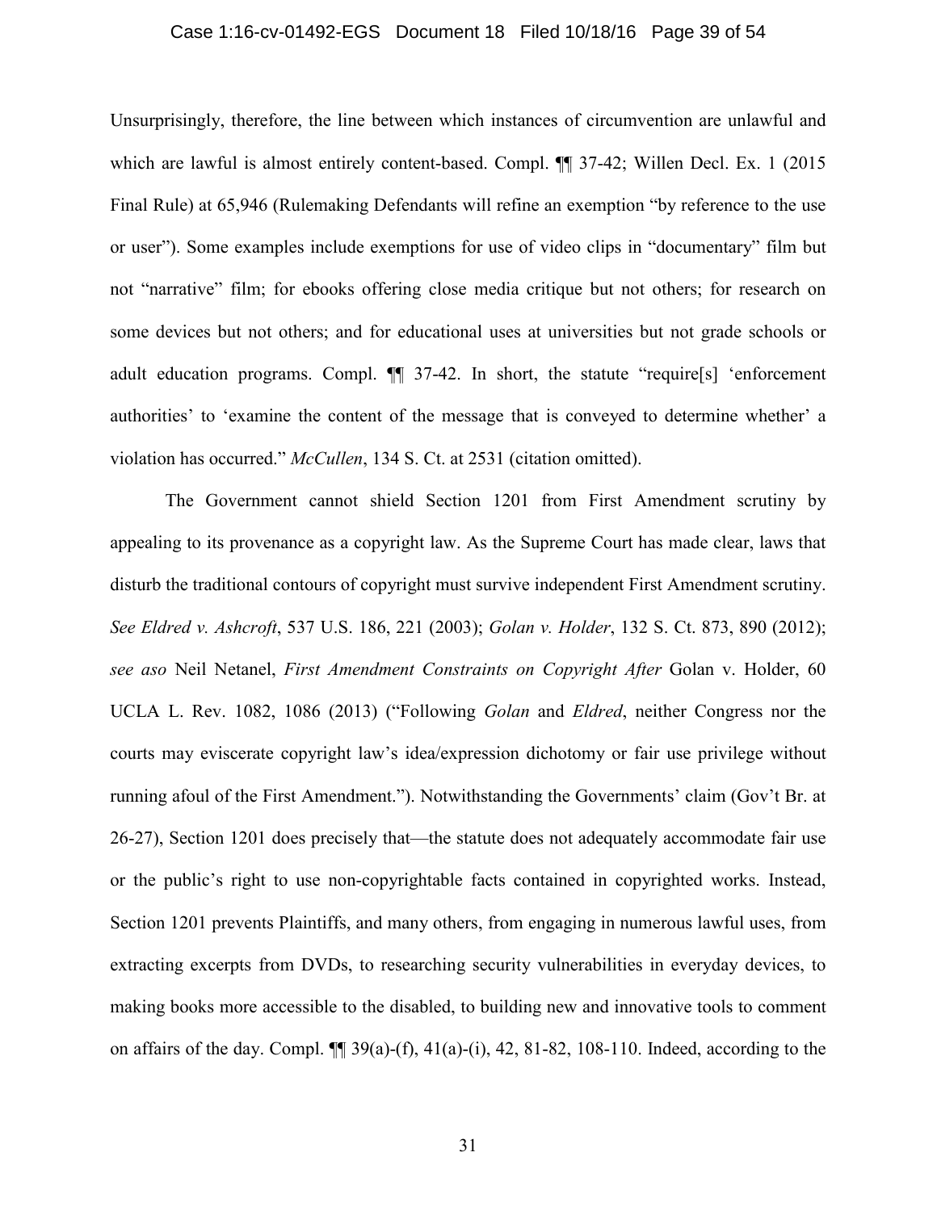Unsurprisingly, therefore, the line between which instances of circumvention are unlawful and which are lawful is almost entirely content-based. Compl. ¶¶ 37-42; Willen Decl. Ex. 1 (2015 Final Rule) at 65,946 (Rulemaking Defendants will refine an exemption "by reference to the use or user"). Some examples include exemptions for use of video clips in "documentary" film but not "narrative" film; for ebooks offering close media critique but not others; for research on some devices but not others; and for educational uses at universities but not grade schools or adult education programs. Compl. ¶¶ 37-42. In short, the statute "require[s] 'enforcement authorities' to 'examine the content of the message that is conveyed to determine whether' a violation has occurred." *McCullen*, 134 S. Ct. at 2531 (citation omitted).

The Government cannot shield Section 1201 from First Amendment scrutiny by appealing to its provenance as a copyright law. As the Supreme Court has made clear, laws that disturb the traditional contours of copyright must survive independent First Amendment scrutiny. *See Eldred v. Ashcroft*, 537 U.S. 186, 221 (2003); *Golan v. Holder*, 132 S. Ct. 873, 890 (2012); *see also* Neil Netanel, *First Amendment Constraints on Copyright After* Golan v. Holder, 60 UCLA L. Rev. 1082, 1086 (2013) ("Following *Golan* and *Eldred*, neither Congress nor the courts may eviscerate copyright law's idea/expression dichotomy or fair use privilege without running afoul of the First Amendment."). Notwithstanding the Governments' claim (Gov't Br. at 26-27), Section 1201 does precisely that—the statute does not adequately accommodate fair use or the public's right to use non-copyrightable facts contained in copyrighted works. Instead, Section 1201 prevents Plaintiffs, and many others, from engaging in numerous lawful uses, from extracting excerpts from DVDs, to researching security vulnerabilities in everyday devices, to making books more accessible to the disabled, to building new and innovative tools to comment on affairs of the day. Compl. ¶¶ 39(a)-(f), 41(a)-(i), 42, 81-82, 108-110. Indeed, according to the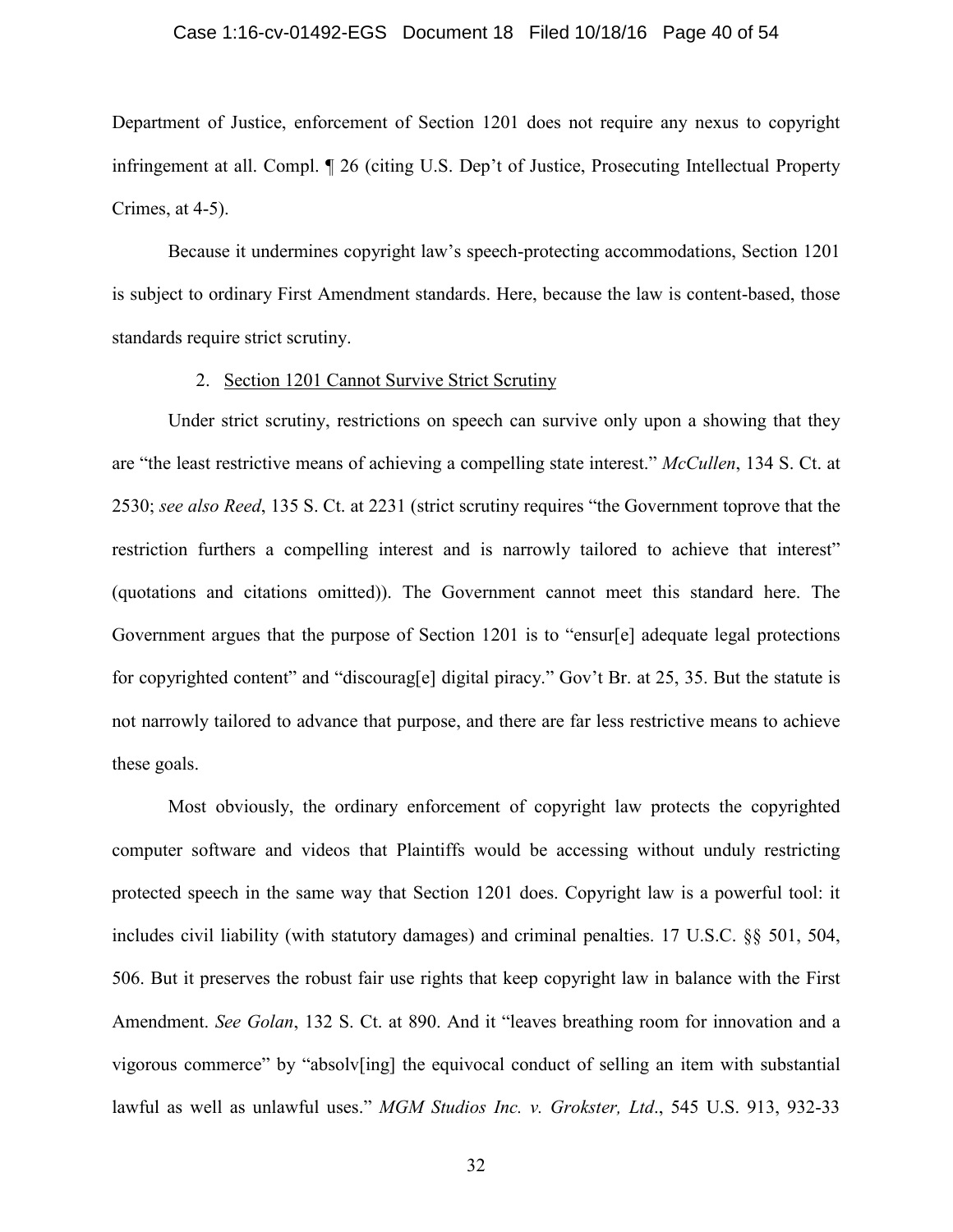Department of Justice, enforcement of Section 1201 does not require any nexus to copyright infringement at all. Compl. ¶ 26 (citing U.S. Dep't of Justice, Prosecuting Intellectual Property Crimes, at 4-5).

Because it undermines copyright law's speech-protecting accommodations, Section 1201 is subject to ordinary First Amendment standards. Here, because the law is content-based, those standards require strict scrutiny.

2. Section 1201 Cannot Survive Strict Scrutiny

Under strict scrutiny, restrictions on speech can survive only upon a showing that they are "the least restrictive means of achieving a compelling state interest." *McCullen*, 134 S. Ct. at 2530; *see also Reed*, 135 S. Ct. at 2231 (strict scrutiny requires "the Government toprove that the restriction furthers a compelling interest and is narrowly tailored to achieve that interest" (quotations and citations omitted)). The Government cannot meet this standard here. The Government argues that the purpose of Section 1201 is to "ensur[e] adequate legal protections for copyrighted content" and "discourag[e] digital piracy." Gov't Br. at 25, 35. But the statute is not narrowly tailored to advance that purpose, and there are far less restrictive means to achieve these goals.

Most obviously, the ordinary enforcement of copyright law protects the copyrighted computer software and videos that Plaintiffs would be accessing without unduly restricting protected speech in the same way that Section 1201 does. Copyright law is a powerful tool: it includes civil liability (with statutory damages) and criminal penalties. 17 U.S.C. §§ 501, 504, 506. But it preserves the robust fair use rights that keep copyright law in balance with the First Amendment. *See Golan*, 132 S. Ct. at 890. And it "leaves breathing room for innovation and a vigorous commerce" by "absolv[ing] the equivocal conduct of selling an item with substantial lawful as well as unlawful uses." *MGM Studios Inc. v. Grokster, Ltd.*, 545 U.S. 913, 932-33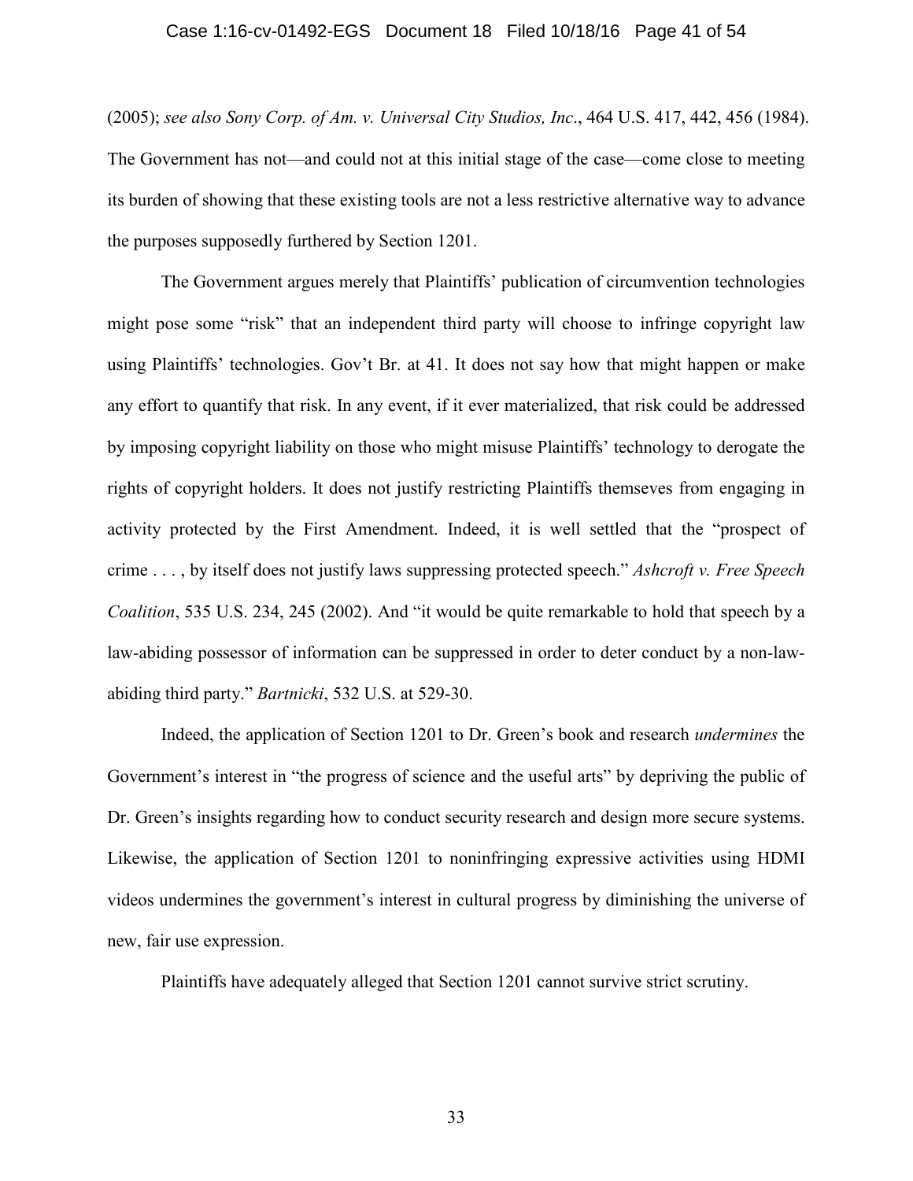(2005); *see also Sony Corp. of Am. v. Universal City Studios, Inc*., 464 U.S. 417, 442, 456 (1984). The Government has not—and could not at this initial stage of the case—come close to meeting its burden of showing that these existing tools are not a less restrictive alternative way to advance the purposes supposedly furthered by Section 1201.

The Government argues merely that Plaintiffs' publication of circumvention technologies might pose some "risk" that an independent third party will choose to infringe copyright law using Plaintiffs' technologies. Gov't Br. at 41. It does not say how that might happen or make any effort to quantify that risk. In any event, if it ever materialized, that risk could be addressed by imposing copyright liability on those who might misuse Plaintiffs' technology to derogate the rights of copyright holders. It does not justify restricting Plaintiffs themseves from engaging in activity protected by the First Amendment. Indeed, it is well settled that the "prospect of crime . . . , by itself does not justify laws suppressing protected speech." *Ashcroft v. Free Speech Coalition*, 535 U.S. 234, 245 (2002). And "it would be quite remarkable to hold that speech by a law-abiding possessor of information can be suppressed in order to deter conduct by a non-law-abiding third party." *Bartnicki*, 532 U.S. at 529-30.

Indeed, the application of Section 1201 to Dr. Green's book and research *undermines* the Government's interest in "the progress of science and the useful arts" by depriving the public of Dr. Green's insights regarding how to conduct security research and design more secure systems. Likewise, the application of Section 1201 to noninfringing expressive activities using HDMI videos undermines the government's interest in cultural progress by diminishing the universe of new, fair use expression.

Plaintiffs have adequately alleged that Section 1201 cannot survive strict scrutiny.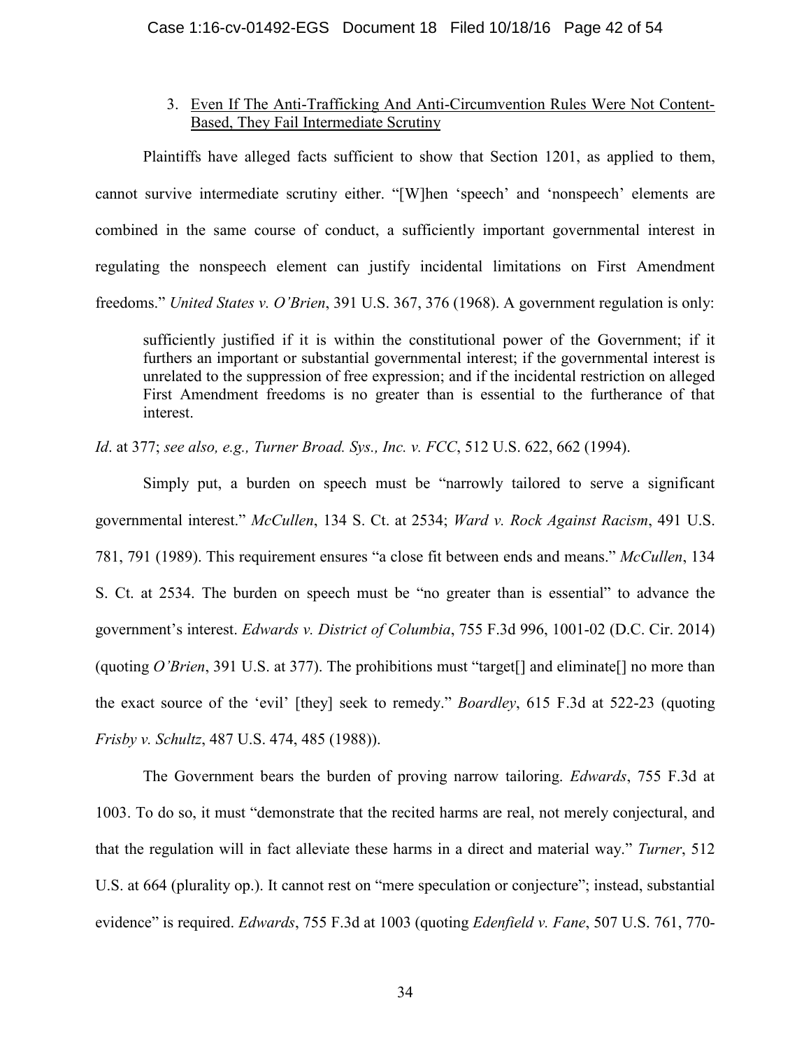### 3. Even If The Anti-Trafficking And Anti-Circumvention Rules Were Not Content-Based, They Fail Intermediate Scrutiny

Plaintiffs have alleged facts sufficient to show that Section 1201, as applied to them, cannot survive intermediate scrutiny either. "[W]hen 'speech' and 'nonspeech' elements are combined in the same course of conduct, a sufficiently important governmental interest in regulating the nonspeech element can justify incidental limitations on First Amendment freedoms." *United States v. O'Brien*, 391 U.S. 367, 376 (1968). A government regulation is only:

> sufficiently justified if it is within the constitutional power of the Government; if it furthers an important or substantial governmental interest; if the governmental interest is unrelated to the suppression of free expression; and if the incidental restriction on alleged First Amendment freedoms is no greater than is essential to the furtherance of that interest.

*Id*. at 377; *see also, e.g., Turner Broad. Sys., Inc. v. FCC*, 512 U.S. 622, 662 (1994).

Simply put, a burden on speech must be "narrowly tailored to serve a significant governmental interest." *McCullen*, 134 S. Ct. at 2534; *Ward v. Rock Against Racism*, 491 U.S. 781, 791 (1989). This requirement ensures "a close fit between ends and means." *McCullen*, 134 S. Ct. at 2534. The burden on speech must be "no greater than is essential" to advance the government's interest. *Edwards v. District of Columbia*, 755 F.3d 996, 1001-02 (D.C. Cir. 2014) (quoting *O'Brien*, 391 U.S. at 377). The prohibitions must "target[] and eliminate[] no more than the exact source of the 'evil' [they] seek to remedy." *Boardley*, 615 F.3d at 522-23 (quoting *Frisby v. Schultz*, 487 U.S. 474, 485 (1988)).

The Government bears the burden of proving narrow tailoring. *Edwards*, 755 F.3d at 1003. To do so, it must "demonstrate that the recited harms are real, not merely conjectural, and that the regulation will in fact alleviate these harms in a direct and material way." *Turner*, 512 U.S. at 664 (plurality op.). It cannot rest on "mere speculation or conjecture"; instead, substantial evidence" is required. *Edwards*, 755 F.3d at 1003 (quoting *Edenfield v. Fane*, 507 U.S. 761, 770-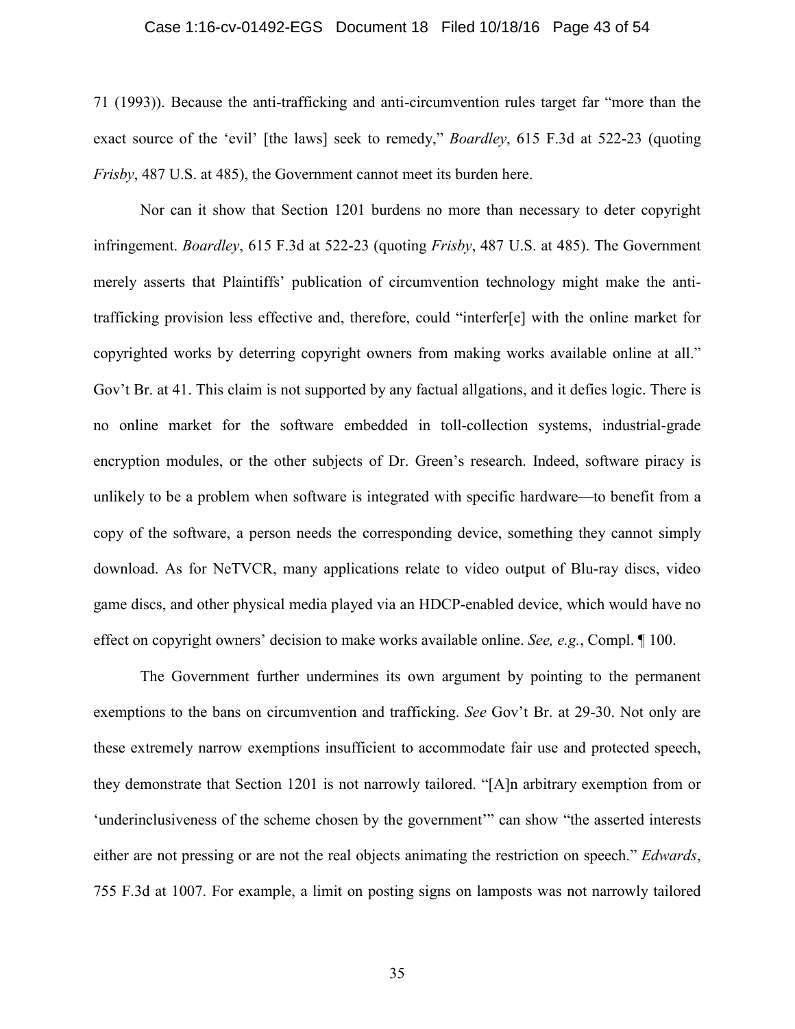71 (1993)). Because the anti-trafficking and anti-circumvention rules target far "more than the exact source of the 'evil' [the laws] seek to remedy," *Boardley*, 615 F.3d at 522-23 (quoting *Frisby*, 487 U.S. at 485), the Government cannot meet its burden here.

Nor can it show that Section 1201 burdens no more than necessary to deter copyright infringement. *Boardley*, 615 F.3d at 522-23 (quoting *Frisby*, 487 U.S. at 485). The Government merely asserts that Plaintiffs' publication of circumvention technology might make the anti-trafficking provision less effective and, therefore, could "interfer[e] with the online market for copyrighted works by deterring copyright owners from making works available online at all." Gov't Br. at 41. This claim is not supported by any factual allgations, and it defies logic. There is no online market for the software embedded in toll-collection systems, industrial-grade encryption modules, or the other subjects of Dr. Green's research. Indeed, software piracy is unlikely to be a problem when software is integrated with specific hardware—to benefit from a copy of the software, a person needs the corresponding device, something they cannot simply download. As for NeTVCR, many applications relate to video output of Blu-ray discs, video game discs, and other physical media played via an HDCP-enabled device, which would have no effect on copyright owners' decision to make works available online. *See, e.g.*, Compl. ¶ 100.

The Government further undermines its own argument by pointing to the permanent exemptions to the bans on circumvention and trafficking. *See* Gov't Br. at 29-30. Not only are these extremely narrow exemptions insufficient to accommodate fair use and protected speech, they demonstrate that Section 1201 is not narrowly tailored. "[A]n arbitrary exemption from or 'underinclusiveness of the scheme chosen by the government'" can show "the asserted interests either are not pressing or are not the real objects animating the restriction on speech." *Edwards*, 755 F.3d at 1007. For example, a limit on posting signs on lamposts was not narrowly tailored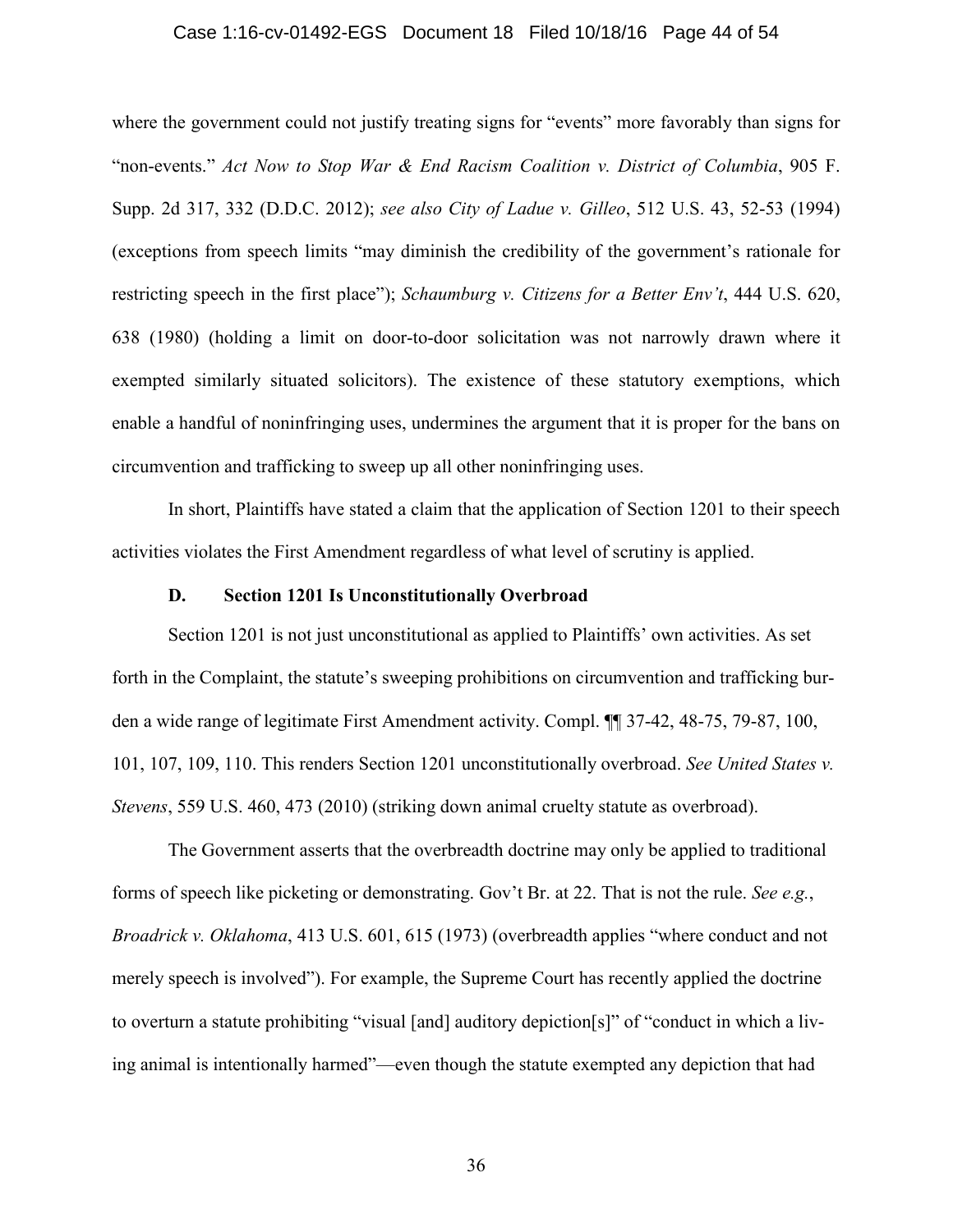where the government could not justify treating signs for "events" more favorably than signs for "non-events." *Act Now to Stop War & End Racism Coalition v. District of Columbia*, 905 F. Supp. 2d 317, 332 (D.D.C. 2012); *see also City of Ladue v. Gilleo*, 512 U.S. 43, 52-53 (1994) (exceptions from speech limits "may diminish the credibility of the government's rationale for restricting speech in the first place"); *Schaumburg v. Citizens for a Better Env't*, 444 U.S. 620, 638 (1980) (holding a limit on door-to-door solicitation was not narrowly drawn where it exempted similarly situated solicitors). The existence of these statutory exemptions, which enable a handful of noninfringing uses, undermines the argument that it is proper for the bans on circumvention and trafficking to sweep up all other noninfringing uses.

In short, Plaintiffs have stated a claim that the application of Section 1201 to their speech activities violates the First Amendment regardless of what level of scrutiny is applied.

### D. Section 1201 Is Unconstitutionally Overbroad

Section 1201 is not just unconstitutional as applied to Plaintiffs' own activities. As set forth in the Complaint, the statute's sweeping prohibitions on circumvention and trafficking burden a wide range of legitimate First Amendment activity. Compl. ¶¶ 37-42, 48-75, 79-87, 100, 101, 107, 109, 110. This renders Section 1201 unconstitutionally overbroad. *See United States v. Stevens*, 559 U.S. 460, 473 (2010) (striking down animal cruelty statute as overbroad).

The Government asserts that the overbreadth doctrine may only be applied to traditional forms of speech like picketing or demonstrating. Gov't Br. at 22. That is not the rule. *See e.g.*, *Broadrick v. Oklahoma*, 413 U.S. 601, 615 (1973) (overbreadth applies "where conduct and not merely speech is involved"). For example, the Supreme Court has recently applied the doctrine to overturn a statute prohibiting "visual [and] auditory depiction[s]" of "conduct in which a living animal is intentionally harmed"—even though the statute exempted any depiction that had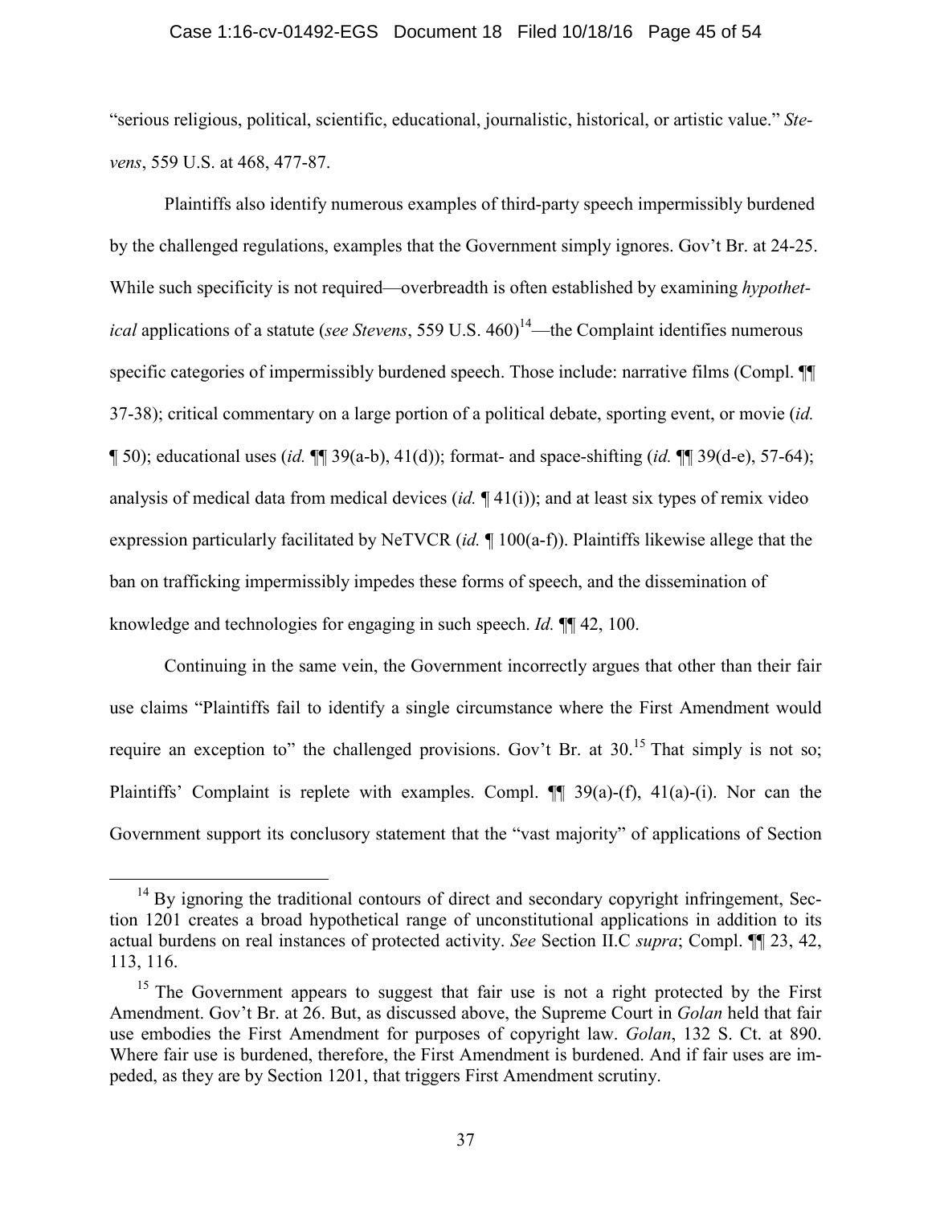"serious religious, political, scientific, educational, journalistic, historical, or artistic value." *Stevens*, 559 U.S. at 468, 477-87.

Plaintiffs also identify numerous examples of third-party speech impermissibly burdened by the challenged regulations, examples that the Government simply ignores. Gov't Br. at 24-25. While such specificity is not required—overbreadth is often established by examining *hypothetical* applications of a statute (*see Stevens*, 559 U.S. 460)[14]—the Complaint identifies numerous specific categories of impermissibly burdened speech. Those include: narrative films (Compl. ¶¶ 37-38); critical commentary on a large portion of a political debate, sporting event, or movie (*id.* ¶ 50); educational uses (*id.* ¶¶ 39(a-b), 41(d)); format- and space-shifting (*id.* ¶¶ 39(d-e), 57-64); analysis of medical data from medical devices (*id.* ¶ 41(i)); and at least six types of remix video expression particularly facilitated by NeTVCR (*id.* ¶ 100(a-f)). Plaintiffs likewise allege that the ban on trafficking impermissibly impedes these forms of speech, and the dissemination of knowledge and technologies for engaging in such speech. *Id.* ¶¶ 42, 100.

Continuing in the same vein, the Government incorrectly argues that other than their fair use claims "Plaintiffs fail to identify a single circumstance where the First Amendment would require an exception to" the challenged provisions. Gov't Br. at 30.[15] That simply is not so; Plaintiffs' Complaint is replete with examples. Compl. ¶¶ 39(a)-(f), 41(a)-(i). Nor can the Government support its conclusory statement that the "vast majority" of applications of Section

---

[14] By ignoring the traditional contours of direct and secondary copyright infringement, Section 1201 creates a broad hypothetical range of unconstitutional applications in addition to its actual burdens on real instances of protected activity. *See* Section II.C *supra*; Compl. ¶¶ 23, 42, 113, 116.

[15] The Government appears to suggest that fair use is not a right protected by the First Amendment. Gov't Br. at 26. But, as discussed above, the Supreme Court in *Golan* held that fair use embodies the First Amendment for purposes of copyright law. *Golan*, 132 S. Ct. at 890. Where fair use is burdened, therefore, the First Amendment is burdened. And if fair uses are impeded, as they are by Section 1201, that triggers First Amendment scrutiny.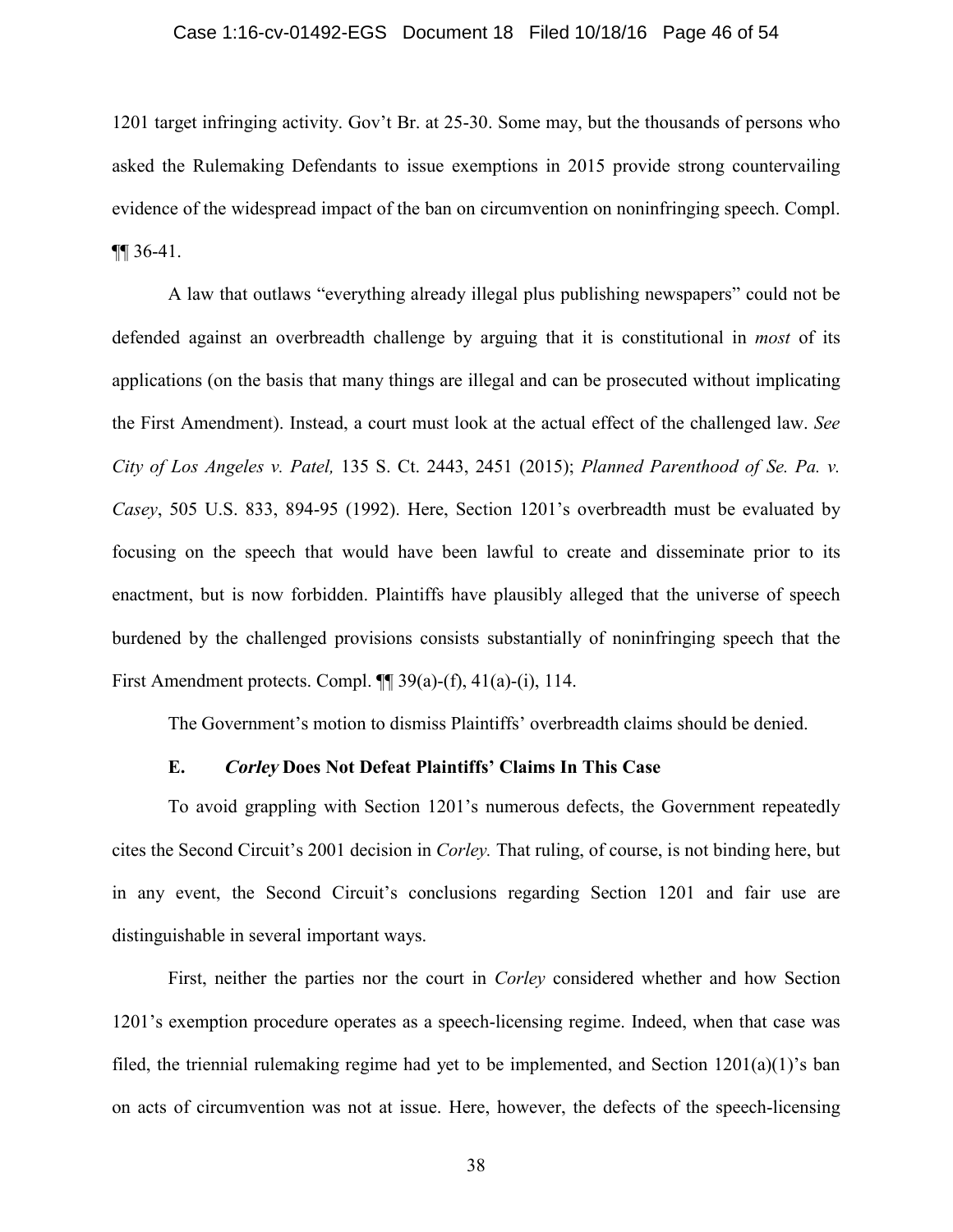1201 target infringing activity. Gov't Br. at 25-30. Some may, but the thousands of persons who asked the Rulemaking Defendants to issue exemptions in 2015 provide strong countervailing evidence of the widespread impact of the ban on circumvention on noninfringing speech. Compl. ¶¶ 36-41.

A law that outlaws "everything already illegal plus publishing newspapers" could not be defended against an overbreadth challenge by arguing that it is constitutional in *most* of its applications (on the basis that many things are illegal and can be prosecuted without implicating the First Amendment). Instead, a court must look at the actual effect of the challenged law. *See City of Los Angeles v. Patel,* 135 S. Ct. 2443, 2451 (2015); *Planned Parenthood of Se. Pa. v. Casey*, 505 U.S. 833, 894-95 (1992). Here, Section 1201's overbreadth must be evaluated by focusing on the speech that would have been lawful to create and disseminate prior to its enactment, but is now forbidden. Plaintiffs have plausibly alleged that the universe of speech burdened by the challenged provisions consists substantially of noninfringing speech that the First Amendment protects. Compl. ¶¶ 39(a)-(f), 41(a)-(i), 114.

The Government's motion to dismiss Plaintiffs' overbreadth claims should be denied.

### E. *Corley* Does Not Defeat Plaintiffs' Claims In This Case

To avoid grappling with Section 1201's numerous defects, the Government repeatedly cites the Second Circuit's 2001 decision in *Corley.* That ruling, of course, is not binding here, but in any event, the Second Circuit's conclusions regarding Section 1201 and fair use are distinguishable in several important ways.

First, neither the parties nor the court in *Corley* considered whether and how Section 1201's exemption procedure operates as a speech-licensing regime. Indeed, when that case was filed, the triennial rulemaking regime had yet to be implemented, and Section 1201(a)(1)'s ban on acts of circumvention was not at issue. Here, however, the defects of the speech-licensing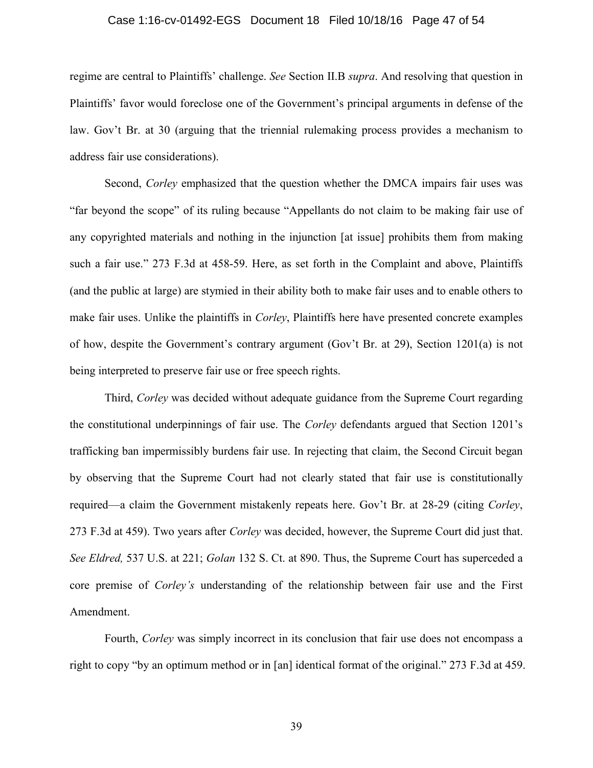regime are central to Plaintiffs' challenge. *See* Section II.B *supra*. And resolving that question in Plaintiffs' favor would foreclose one of the Government's principal arguments in defense of the law. Gov't Br. at 30 (arguing that the triennial rulemaking process provides a mechanism to address fair use considerations).

Second, *Corley* emphasized that the question whether the DMCA impairs fair uses was "far beyond the scope" of its ruling because "Appellants do not claim to be making fair use of any copyrighted materials and nothing in the injunction [at issue] prohibits them from making such a fair use." 273 F.3d at 458-59. Here, as set forth in the Complaint and above, Plaintiffs (and the public at large) are stymied in their ability both to make fair uses and to enable others to make fair uses. Unlike the plaintiffs in *Corley*, Plaintiffs here have presented concrete examples of how, despite the Government's contrary argument (Gov't Br. at 29), Section 1201(a) is not being interpreted to preserve fair use or free speech rights.

Third, *Corley* was decided without adequate guidance from the Supreme Court regarding the constitutional underpinnings of fair use. The *Corley* defendants argued that Section 1201's trafficking ban impermissibly burdens fair use. In rejecting that claim, the Second Circuit began by observing that the Supreme Court had not clearly stated that fair use is constitutionally required—a claim the Government mistakenly repeats here. Gov't Br. at 28-29 (citing *Corley*, 273 F.3d at 459). Two years after *Corley* was decided, however, the Supreme Court did just that. *See Eldred,* 537 U.S. at 221; *Golan* 132 S. Ct. at 890. Thus, the Supreme Court has superceded a core premise of *Corley's* understanding of the relationship between fair use and the First Amendment.

Fourth, *Corley* was simply incorrect in its conclusion that fair use does not encompass a right to copy "by an optimum method or in [an] identical format of the original." 273 F.3d at 459.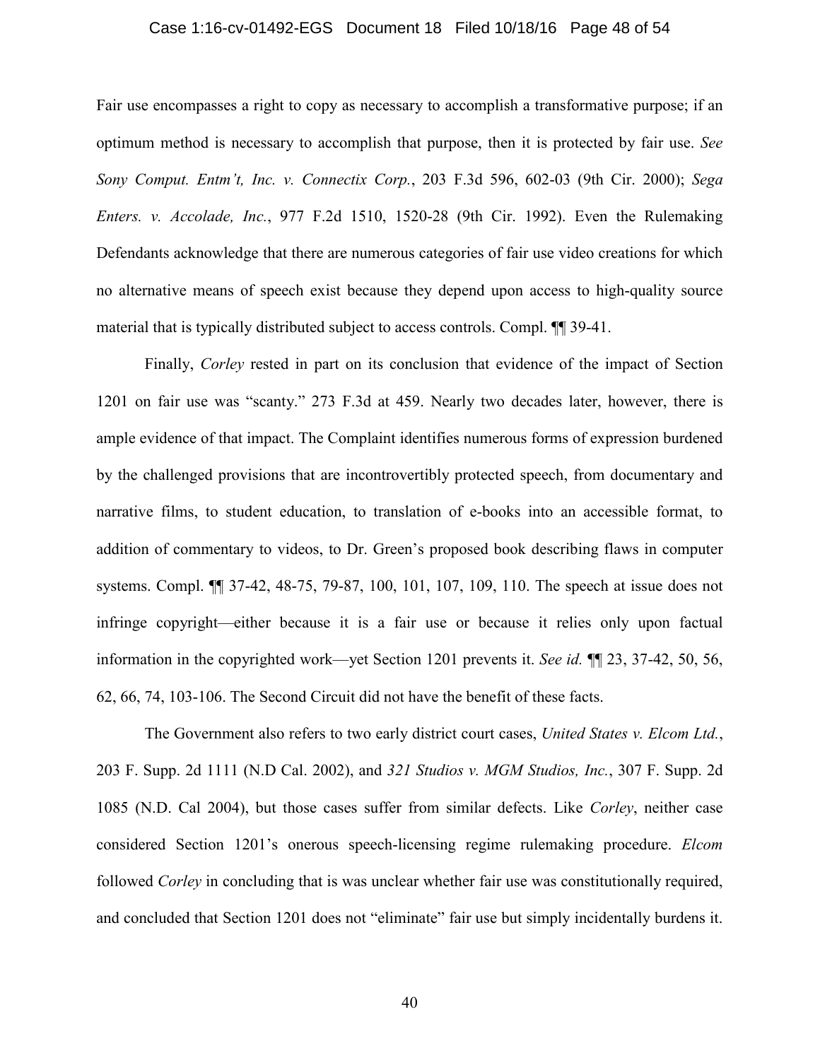Fair use encompasses a right to copy as necessary to accomplish a transformative purpose; if an optimum method is necessary to accomplish that purpose, then it is protected by fair use. *See Sony Comput. Entm't, Inc. v. Connectix Corp.*, 203 F.3d 596, 602-03 (9th Cir. 2000); *Sega Enters. v. Accolade, Inc.*, 977 F.2d 1510, 1520-28 (9th Cir. 1992). Even the Rulemaking Defendants acknowledge that there are numerous categories of fair use video creations for which no alternative means of speech exist because they depend upon access to high-quality source material that is typically distributed subject to access controls. Compl. ¶¶ 39-41.

Finally, *Corley* rested in part on its conclusion that evidence of the impact of Section 1201 on fair use was "scanty." 273 F.3d at 459. Nearly two decades later, however, there is ample evidence of that impact. The Complaint identifies numerous forms of expression burdened by the challenged provisions that are incontrovertibly protected speech, from documentary and narrative films, to student education, to translation of e-books into an accessible format, to addition of commentary to videos, to Dr. Green's proposed book describing flaws in computer systems. Compl. ¶¶ 37-42, 48-75, 79-87, 100, 101, 107, 109, 110. The speech at issue does not infringe copyright—either because it is a fair use or because it relies only upon factual information in the copyrighted work—yet Section 1201 prevents it. *See id.* ¶¶ 23, 37-42, 50, 56, 62, 66, 74, 103-106. The Second Circuit did not have the benefit of these facts.

The Government also refers to two early district court cases, *United States v. Elcom Ltd.*, 203 F. Supp. 2d 1111 (N.D Cal. 2002), and *321 Studios v. MGM Studios, Inc.*, 307 F. Supp. 2d 1085 (N.D. Cal 2004), but those cases suffer from similar defects. Like *Corley*, neither case considered Section 1201's onerous speech-licensing regime rulemaking procedure. *Elcom* followed *Corley* in concluding that is was unclear whether fair use was constitutionally required, and concluded that Section 1201 does not "eliminate" fair use but simply incidentally burdens it.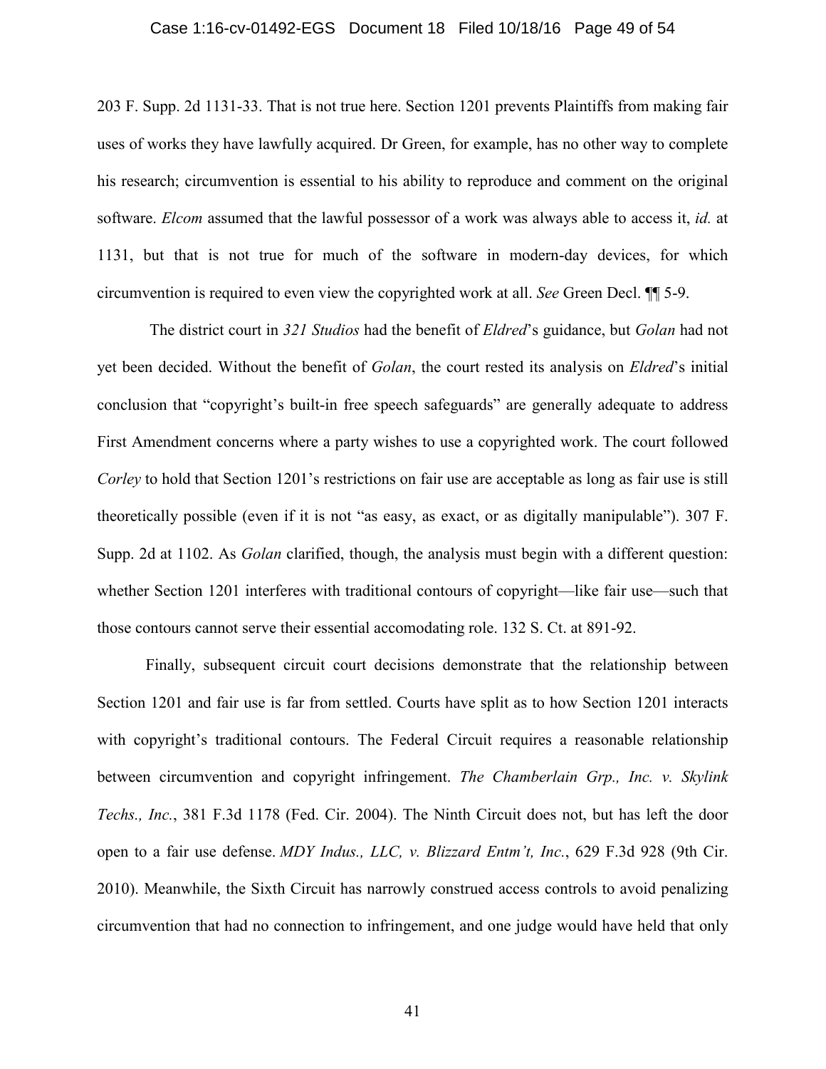203 F. Supp. 2d 1131-33. That is not true here. Section 1201 prevents Plaintiffs from making fair uses of works they have lawfully acquired. Dr Green, for example, has no other way to complete his research; circumvention is essential to his ability to reproduce and comment on the original software. *Elcom* assumed that the lawful possessor of a work was always able to access it, *id.* at 1131, but that is not true for much of the software in modern-day devices, for which circumvention is required to even view the copyrighted work at all. *See* Green Decl. ¶¶ 5-9.

The district court in *321 Studios* had the benefit of *Eldred*'s guidance, but *Golan* had not yet been decided. Without the benefit of *Golan*, the court rested its analysis on *Eldred*'s initial conclusion that "copyright's built-in free speech safeguards" are generally adequate to address First Amendment concerns where a party wishes to use a copyrighted work. The court followed *Corley* to hold that Section 1201's restrictions on fair use are acceptable as long as fair use is still theoretically possible (even if it is not "as easy, as exact, or as digitally manipulable"). 307 F. Supp. 2d at 1102. As *Golan* clarified, though, the analysis must begin with a different question: whether Section 1201 interferes with traditional contours of copyright—like fair use—such that those contours cannot serve their essential accomodating role. 132 S. Ct. at 891-92.

Finally, subsequent circuit court decisions demonstrate that the relationship between Section 1201 and fair use is far from settled. Courts have split as to how Section 1201 interacts with copyright's traditional contours. The Federal Circuit requires a reasonable relationship between circumvention and copyright infringement. *The Chamberlain Grp., Inc. v. Skylink Techs., Inc.*, 381 F.3d 1178 (Fed. Cir. 2004). The Ninth Circuit does not, but has left the door open to a fair use defense. *MDY Indus., LLC, v. Blizzard Entm't, Inc.*, 629 F.3d 928 (9th Cir. 2010). Meanwhile, the Sixth Circuit has narrowly construed access controls to avoid penalizing circumvention that had no connection to infringement, and one judge would have held that only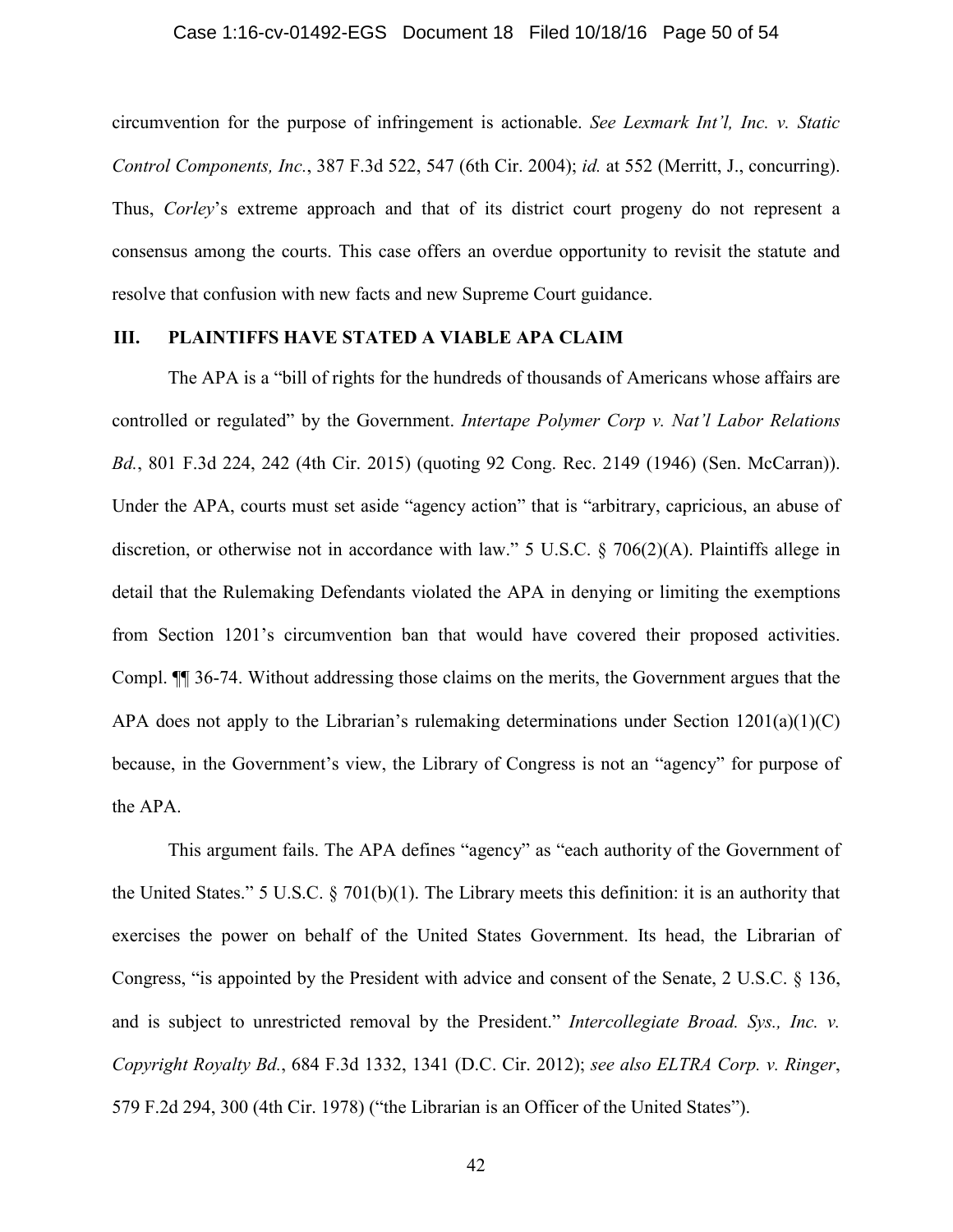circumvention for the purpose of infringement is actionable. *See Lexmark Int'l, Inc. v. Static Control Components, Inc.*, 387 F.3d 522, 547 (6th Cir. 2004); *id.* at 552 (Merritt, J., concurring). Thus, *Corley*'s extreme approach and that of its district court progeny do not represent a consensus among the courts. This case offers an overdue opportunity to revisit the statute and resolve that confusion with new facts and new Supreme Court guidance.

## III. PLAINTIFFS HAVE STATED A VIABLE APA CLAIM

The APA is a "bill of rights for the hundreds of thousands of Americans whose affairs are controlled or regulated" by the Government. *Intertape Polymer Corp v. Nat'l Labor Relations Bd.*, 801 F.3d 224, 242 (4th Cir. 2015) (quoting 92 Cong. Rec. 2149 (1946) (Sen. McCarran)). Under the APA, courts must set aside "agency action" that is "arbitrary, capricious, an abuse of discretion, or otherwise not in accordance with law." 5 U.S.C. § 706(2)(A). Plaintiffs allege in detail that the Rulemaking Defendants violated the APA in denying or limiting the exemptions from Section 1201's circumvention ban that would have covered their proposed activities. Compl. ¶¶ 36-74. Without addressing those claims on the merits, the Government argues that the APA does not apply to the Librarian's rulemaking determinations under Section 1201(a)(1)(C) because, in the Government's view, the Library of Congress is not an "agency" for purpose of the APA.

This argument fails. The APA defines "agency" as "each authority of the Government of the United States." 5 U.S.C. § 701(b)(1). The Library meets this definition: it is an authority that exercises the power on behalf of the United States Government. Its head, the Librarian of Congress, "is appointed by the President with advice and consent of the Senate, 2 U.S.C. § 136, and is subject to unrestricted removal by the President." *Intercollegiate Broad. Sys., Inc. v. Copyright Royalty Bd.*, 684 F.3d 1332, 1341 (D.C. Cir. 2012); *see also ELTRA Corp. v. Ringer*, 579 F.2d 294, 300 (4th Cir. 1978) ("the Librarian is an Officer of the United States").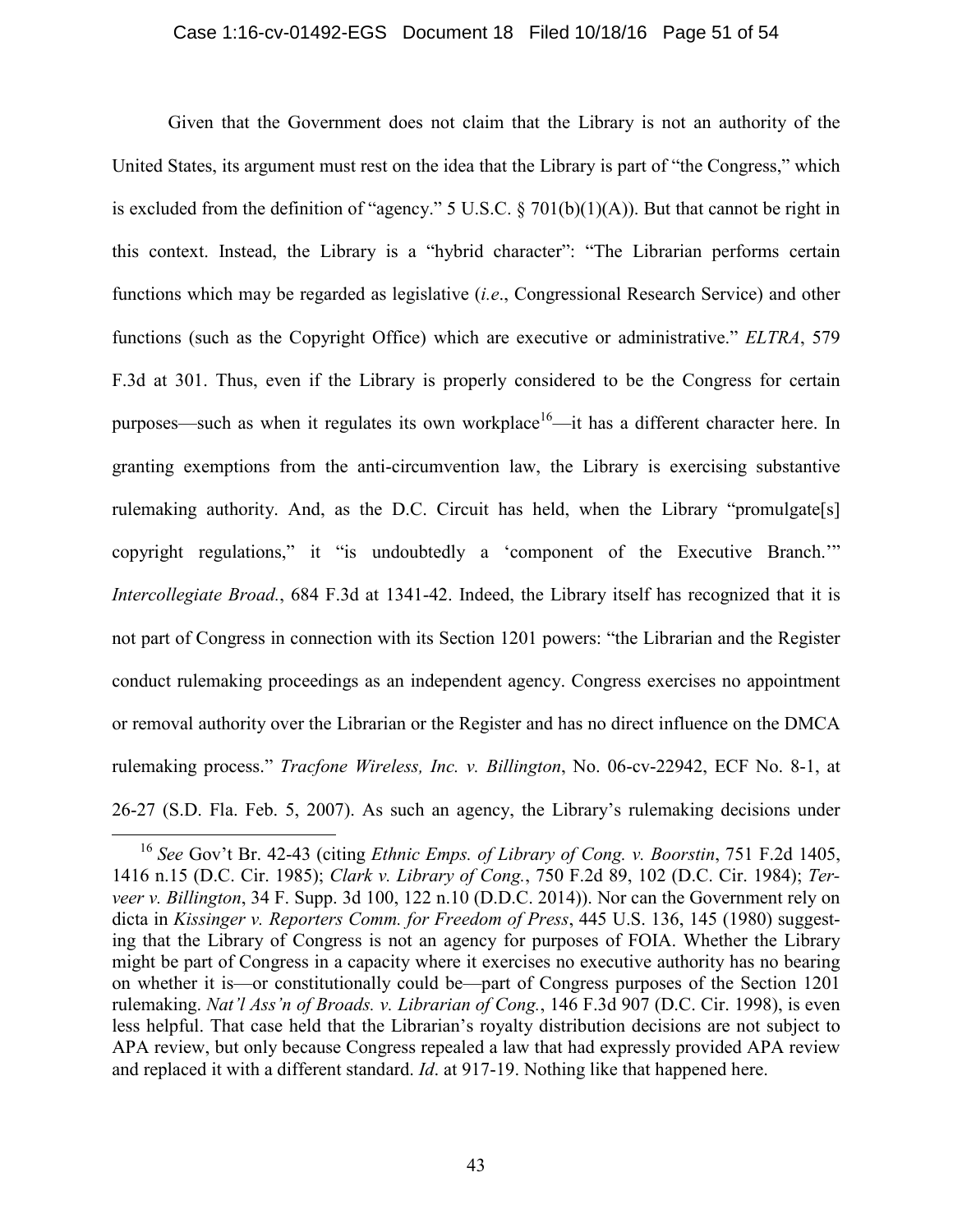Given that the Government does not claim that the Library is not an authority of the United States, its argument must rest on the idea that the Library is part of "the Congress," which is excluded from the definition of "agency." 5 U.S.C. § 701(b)(1)(A)). But that cannot be right in this context. Instead, the Library is a "hybrid character": "The Librarian performs certain functions which may be regarded as legislative (*i.e*., Congressional Research Service) and other functions (such as the Copyright Office) which are executive or administrative." *ELTRA*, 579 F.3d at 301. Thus, even if the Library is properly considered to be the Congress for certain purposes—such as when it regulates its own workplace[16]—it has a different character here. In granting exemptions from the anti-circumvention law, the Library is exercising substantive rulemaking authority. And, as the D.C. Circuit has held, when the Library "promulgate[s] copyright regulations," it "is undoubtedly a 'component of the Executive Branch.'" *Intercollegiate Broad.*, 684 F.3d at 1341-42. Indeed, the Library itself has recognized that it is not part of Congress in connection with its Section 1201 powers: "the Librarian and the Register conduct rulemaking proceedings as an independent agency. Congress exercises no appointment or removal authority over the Librarian or the Register and has no direct influence on the DMCA rulemaking process." *Tracfone Wireless, Inc. v. Billington*, No. 06-cv-22942, ECF No. 8-1, at 26-27 (S.D. Fla. Feb. 5, 2007). As such an agency, the Library's rulemaking decisions under

[16] *See* Gov't Br. 42-43 (citing *Ethnic Emps. of Library of Cong. v. Boorstin*, 751 F.2d 1405, 1416 n.15 (D.C. Cir. 1985); *Clark v. Library of Cong.*, 750 F.2d 89, 102 (D.C. Cir. 1984); *Terveer v. Billington*, 34 F. Supp. 3d 100, 122 n.10 (D.D.C. 2014)). Nor can the Government rely on dicta in *Kissinger v. Reporters Comm. for Freedom of Press*, 445 U.S. 136, 145 (1980) suggesting that the Library of Congress is not an agency for purposes of FOIA. Whether the Library might be part of Congress in a capacity where it exercises no executive authority has no bearing on whether it is—or constitutionally could be—part of Congress purposes of the Section 1201 rulemaking. *Nat'l Ass'n of Broads. v. Librarian of Cong.*, 146 F.3d 907 (D.C. Cir. 1998), is even less helpful. That case held that the Librarian's royalty distribution decisions are not subject to APA review, but only because Congress repealed a law that had expressly provided APA review and replaced it with a different standard. *Id*. at 917-19. Nothing like that happened here.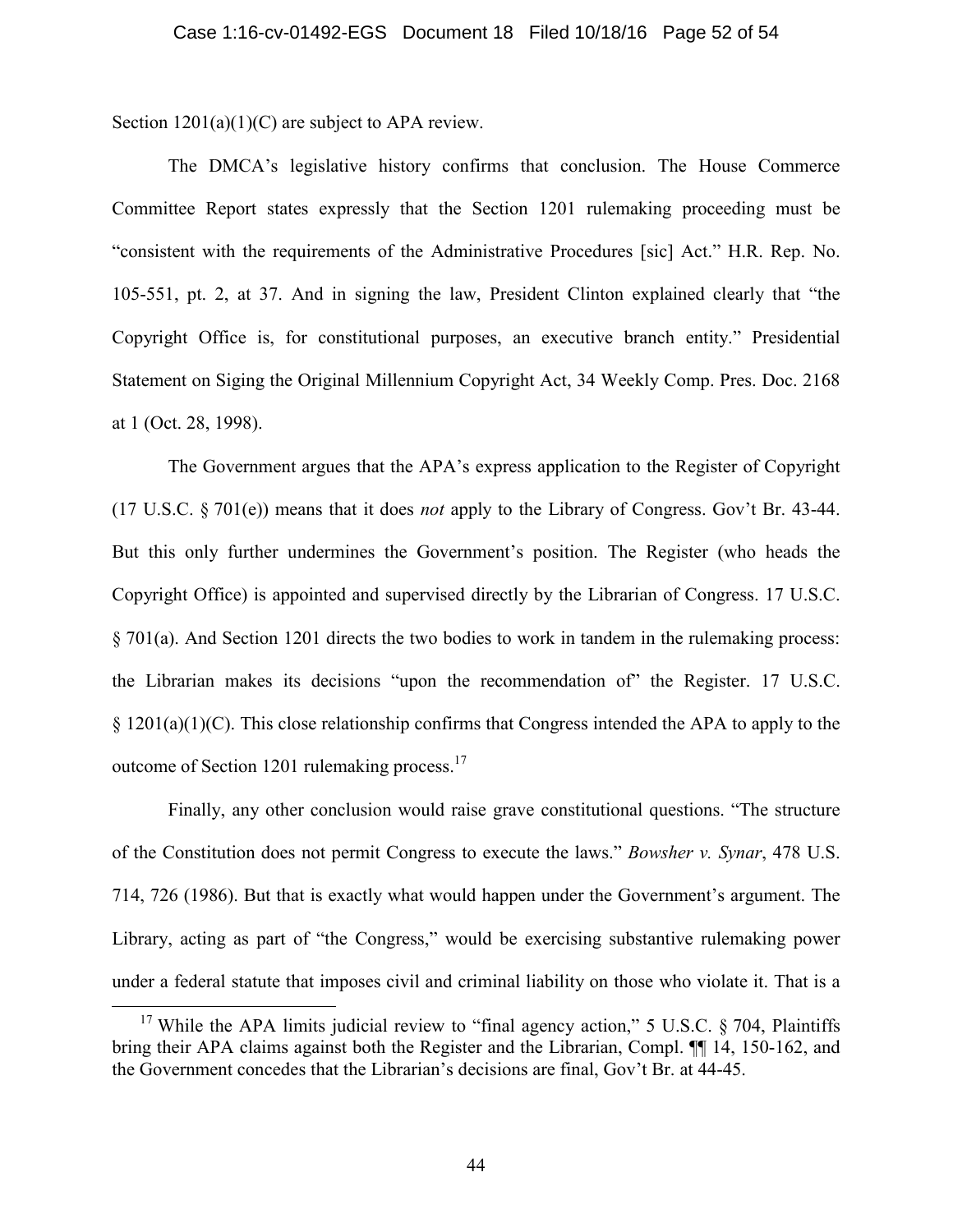Section 1201(a)(1)(C) are subject to APA review.

The DMCA's legislative history confirms that conclusion. The House Commerce Committee Report states expressly that the Section 1201 rulemaking proceeding must be "consistent with the requirements of the Administrative Procedures [sic] Act." H.R. Rep. No. 105-551, pt. 2, at 37. And in signing the law, President Clinton explained clearly that "the Copyright Office is, for constitutional purposes, an executive branch entity." Presidential Statement on Siging the Original Millennium Copyright Act, 34 Weekly Comp. Pres. Doc. 2168 at 1 (Oct. 28, 1998).

The Government argues that the APA's express application to the Register of Copyright (17 U.S.C. § 701(e)) means that it does *not* apply to the Library of Congress. Gov't Br. 43-44. But this only further undermines the Government's position. The Register (who heads the Copyright Office) is appointed and supervised directly by the Librarian of Congress. 17 U.S.C. § 701(a). And Section 1201 directs the two bodies to work in tandem in the rulemaking process: the Librarian makes its decisions "upon the recommendation of" the Register. 17 U.S.C. § 1201(a)(1)(C). This close relationship confirms that Congress intended the APA to apply to the outcome of Section 1201 rulemaking process.[17]

Finally, any other conclusion would raise grave constitutional questions. "The structure of the Constitution does not permit Congress to execute the laws." *Bowsher v. Synar*, 478 U.S. 714, 726 (1986). But that is exactly what would happen under the Government's argument. The Library, acting as part of "the Congress," would be exercising substantive rulemaking power under a federal statute that imposes civil and criminal liability on those who violate it. That is a

[17] While the APA limits judicial review to "final agency action," 5 U.S.C. § 704, Plaintiffs bring their APA claims against both the Register and the Librarian, Compl. ¶¶ 14, 150-162, and the Government concedes that the Librarian's decisions are final, Gov't Br. at 44-45.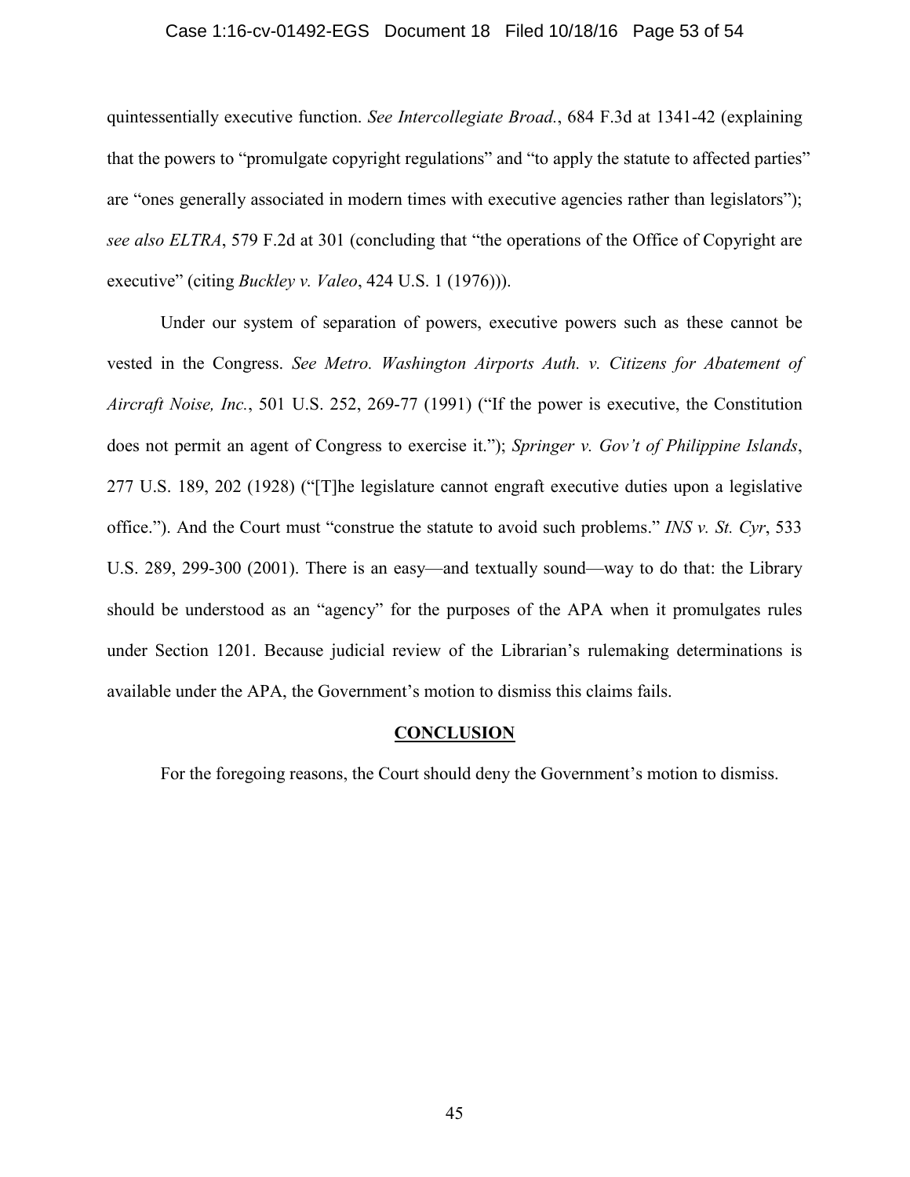quintessentially executive function. *See Intercollegiate Broad.*, 684 F.3d at 1341-42 (explaining that the powers to "promulgate copyright regulations" and "to apply the statute to affected parties" are "ones generally associated in modern times with executive agencies rather than legislators"); *see also ELTRA*, 579 F.2d at 301 (concluding that "the operations of the Office of Copyright are executive" (citing *Buckley v. Valeo*, 424 U.S. 1 (1976))).

Under our system of separation of powers, executive powers such as these cannot be vested in the Congress. *See Metro. Washington Airports Auth. v. Citizens for Abatement of Aircraft Noise, Inc.*, 501 U.S. 252, 269-77 (1991) ("If the power is executive, the Constitution does not permit an agent of Congress to exercise it."); *Springer v. Gov't of Philippine Islands*, 277 U.S. 189, 202 (1928) ("[T]he legislature cannot engraft executive duties upon a legislative office."). And the Court must "construe the statute to avoid such problems." *INS v. St. Cyr*, 533 U.S. 289, 299-300 (2001). There is an easy—and textually sound—way to do that: the Library should be understood as an "agency" for the purposes of the APA when it promulgates rules under Section 1201. Because judicial review of the Librarian's rulemaking determinations is available under the APA, the Government's motion to dismiss this claims fails.

## CONCLUSION

For the foregoing reasons, the Court should deny the Government's motion to dismiss.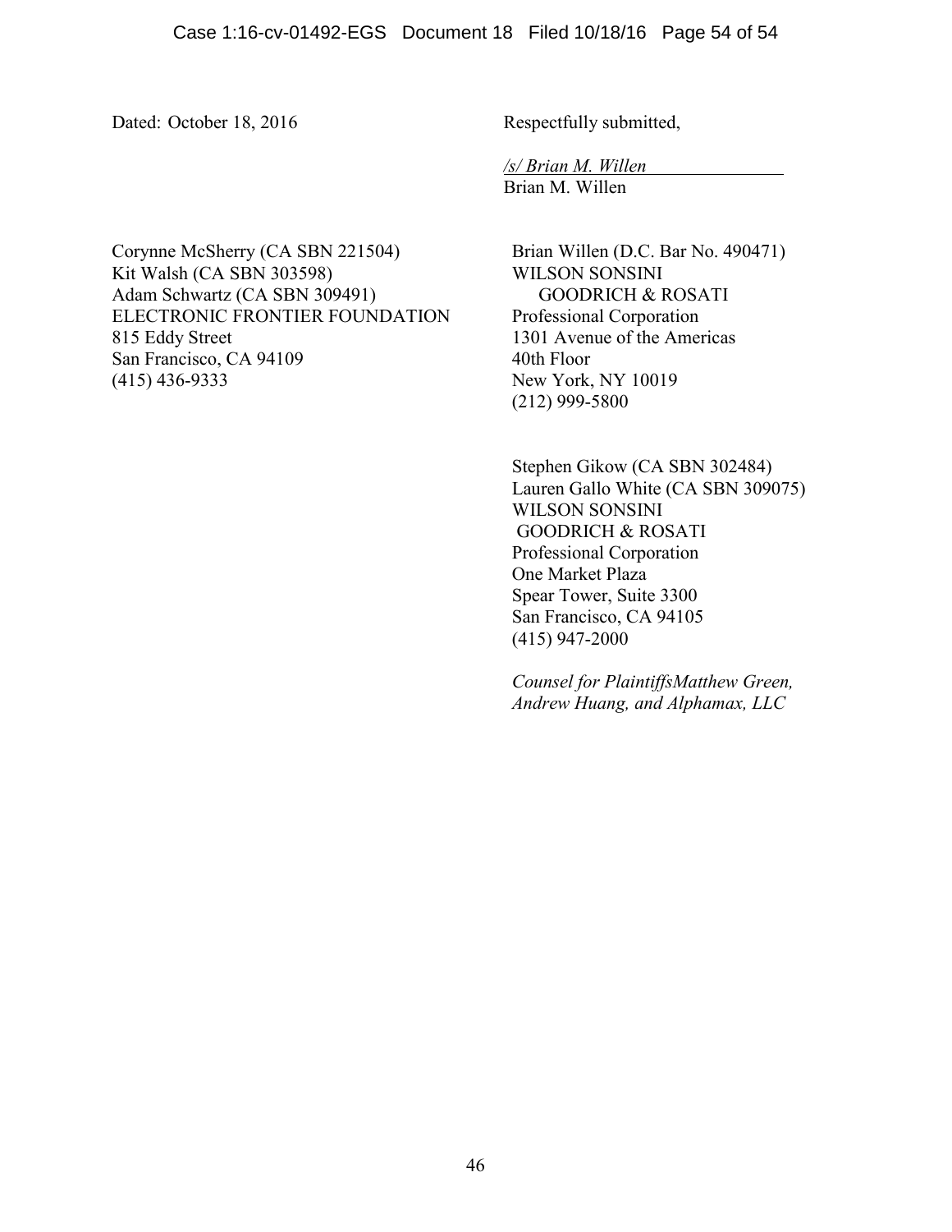Dated: October 18, 2016

Respectfully submitted,

*/s/ Brian M. Willen*
Brian M. Willen

Corynne McSherry (CA SBN 221504)
Kit Walsh (CA SBN 303598)
Adam Schwartz (CA SBN 309491)
ELECTRONIC FRONTIER FOUNDATION
815 Eddy Street
San Francisco, CA 94109
(415) 436-9333

Brian Willen (D.C. Bar No. 490471)
WILSON SONSINI
GOODRICH & ROSATI
Professional Corporation
1301 Avenue of the Americas
40th Floor
New York, NY 10019
(212) 999-5800

Stephen Gikow (CA SBN 302484)
Lauren Gallo White (CA SBN 309075)
WILSON SONSINI
GOODRICH & ROSATI
Professional Corporation
One Market Plaza
Spear Tower, Suite 3300
San Francisco, CA 94105
(415) 947-2000

*Counsel for PlaintiffsMatthew Green, Andrew Huang, and Alphamax, LLC*